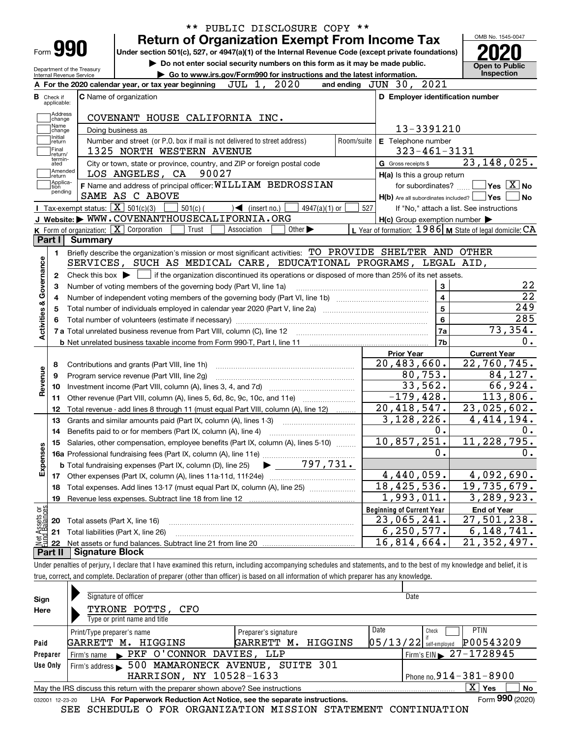\*\* PUBLIC DISCLOSURE COPY \*\*

# Form 990 — Return of Organization Exempt From Income Tax

OMB No. 1545-0047

**2020**

**Open to Public Inspection**

Under section 501(c), 527, or 4947(a)(1) of the Internal Revenue Code (except private foundations)

▶ Do not enter social security numbers on this form as it may be made public.

▶ Go to www.irs.gov/Form990 for instructions and the latest information.

Department of the Treasury
Internal Revenue Service

**A** For the 2020 calendar year, or tax year beginning JUL 1, 2020 and ending JUN 30, 2021

**B** Check if applicable: Address change, Name change, Initial return, Final return/terminated, Amended return, Application pending

**C** Name of organization: COVENANT HOUSE CALIFORNIA INC.

Doing business as

Number and street (or P.O. box if mail is not delivered to street address): 1325 NORTH WESTERN AVENUE — Room/suite

City or town, state or province, country, and ZIP or foreign postal code: LOS ANGELES, CA 90027

**D** Employer identification number: 13-3391210

**E** Telephone number: 323-461-3131

**G** Gross receipts $ 23,148,025.

**F** Name and address of principal officer: WILLIAM BEDROSSIAN, SAME AS C ABOVE

**H(a)** Is this a group return for subordinates? ☐ Yes ☒ No

**H(b)** Are all subordinates included? ☐ Yes ☐ No — If "No," attach a list. See instructions

**H(c)** Group exemption number ▶

**I** Tax-exempt status: ☒ 501(c)(3) ☐ 501(c) ( ) ◀ (insert no.) ☐ 4947(a)(1) or ☐ 527

**J** Website: ▶ WWW.COVENANTHOUSECALIFORNIA.ORG

**K** Form of organization: ☒ Corporation ☐ Trust ☐ Association ☐ Other ▶

**L** Year of formation: 1986 **M** State of legal domicile: CA

## Part I Summary

**Activities & Governance**

1. Briefly describe the organization's mission or most significant activities: TO PROVIDE SHELTER AND OTHER SERVICES, SUCH AS MEDICAL CARE, EDUCATIONAL PROGRAMS, LEGAL AID,
2. Check this box ▶ ☐ if the organization discontinued its operations or disposed of more than 25% of its net assets.

| Line | Description | | Value |
|---|---|---|---|
| 3 | Number of voting members of the governing body (Part VI, line 1a) | 3 | 22 |
| 4 | Number of independent voting members of the governing body (Part VI, line 1b) | 4 | 22 |
| 5 | Total number of individuals employed in calendar year 2020 (Part V, line 2a) | 5 | 249 |
| 6 | Total number of volunteers (estimate if necessary) | 6 | 285 |
| 7a | Total unrelated business revenue from Part VIII, column (C), line 12 | 7a | 73,354. |
| 7b | Net unrelated business taxable income from Form 990-T, Part I, line 11 | 7b | 0. |

| Line | Description | Prior Year | Current Year |
|---|---|---|---|
| **Revenue** | | | |
| 8 | Contributions and grants (Part VIII, line 1h) | 20,483,660. | 22,760,745. |
| 9 | Program service revenue (Part VIII, line 2g) | 80,753. | 84,127. |
| 10 | Investment income (Part VIII, column (A), lines 3, 4, and 7d) | 33,562. | 66,924. |
| 11 | Other revenue (Part VIII, column (A), lines 5, 6d, 8c, 9c, 10c, and 11e) | -179,428. | 113,806. |
| 12 | Total revenue - add lines 8 through 11 (must equal Part VIII, column (A), line 12) | 20,418,547. | 23,025,602. |
| **Expenses** | | | |
| 13 | Grants and similar amounts paid (Part IX, column (A), lines 1-3) | 3,128,226. | 4,414,194. |
| 14 | Benefits paid to or for members (Part IX, column (A), line 4) | 0. | 0. |
| 15 | Salaries, other compensation, employee benefits (Part IX, column (A), lines 5-10) | 10,857,251. | 11,228,795. |
| 16a | Professional fundraising fees (Part IX, column (A), line 11e) | 0. | 0. |
| b | Total fundraising expenses (Part IX, column (D), line 25) ▶ 797,731. | | |
| 17 | Other expenses (Part IX, column (A), lines 11a-11d, 11f-24e) | 4,440,059. | 4,092,690. |
| 18 | Total expenses. Add lines 13-17 (must equal Part IX, column (A), line 25) | 18,425,536. | 19,735,679. |
| 19 | Revenue less expenses. Subtract line 18 from line 12 | 1,993,011. | 3,289,923. |

| Line | Net Assets or Fund Balances | Beginning of Current Year | End of Year |
|---|---|---|---|
| 20 | Total assets (Part X, line 16) | 23,065,241. | 27,501,238. |
| 21 | Total liabilities (Part X, line 26) | 6,250,577. | 6,148,741. |
| 22 | Net assets or fund balances. Subtract line 21 from line 20 | 16,814,664. | 21,352,497. |

## Part II Signature Block

Under penalties of perjury, I declare that I have examined this return, including accompanying schedules and statements, and to the best of my knowledge and belief, it is true, correct, and complete. Declaration of preparer (other than officer) is based on all information of which preparer has any knowledge.

**Sign Here**

Signature of officer — Date

TYRONE POTTS, CFO
Type or print name and title

**Paid Preparer Use Only**

| Print/Type preparer's name | Preparer's signature | Date | Check ☐ if self-employed | PTIN |
|---|---|---|---|---|
| GARRETT M. HIGGINS | GARRETT M. HIGGINS | 05/13/22 | | P00543209 |

Firm's name ▶ PKF O'CONNOR DAVIES, LLP — Firm's EIN ▶ 27-1728945

Firm's address ▶ 500 MAMARONECK AVENUE, SUITE 301, HARRISON, NY 10528-1633 — Phone no. 914-381-8900

May the IRS discuss this return with the preparer shown above? See instructions ☒ Yes ☐ No

032001 12-23-20 LHA For Paperwork Reduction Act Notice, see the separate instructions. Form **990** (2020)

SEE SCHEDULE O FOR ORGANIZATION MISSION STATEMENT CONTINUATION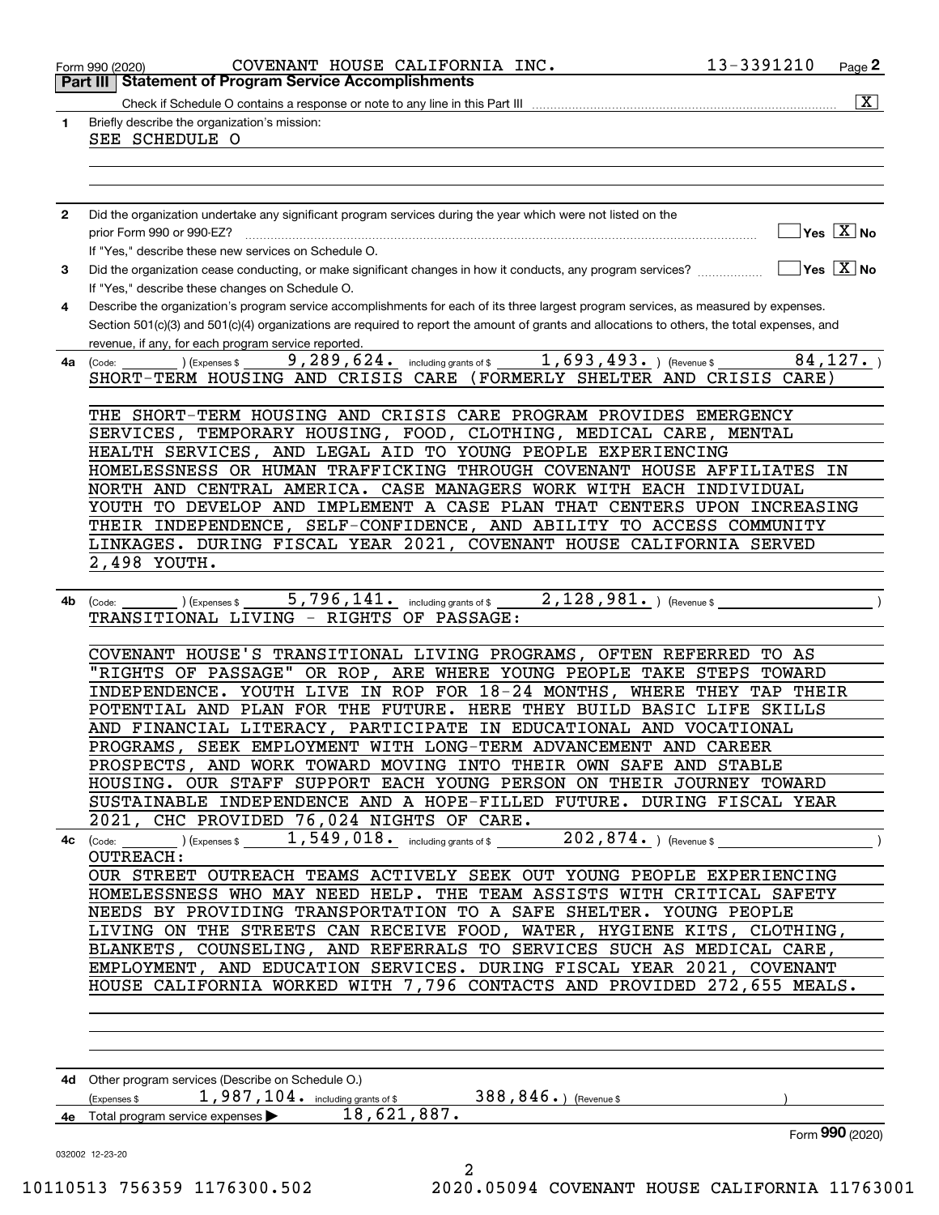Form 990 (2020) COVENANT HOUSE CALIFORNIA INC. 13-3391210 Page 2

## Part III Statement of Program Service Accomplishments

Check if Schedule O contains a response or note to any line in this Part III [X]

**1** Briefly describe the organization's mission:

SEE SCHEDULE O

**2** Did the organization undertake any significant program services during the year which were not listed on the prior Form 990 or 990-EZ? [ ] Yes [X] No

If "Yes," describe these new services on Schedule O.

**3** Did the organization cease conducting, or make significant changes in how it conducts, any program services? [ ] Yes [X] No

If "Yes," describe these changes on Schedule O.

**4** Describe the organization's program service accomplishments for each of its three largest program services, as measured by expenses. Section 501(c)(3) and 501(c)(4) organizations are required to report the amount of grants and allocations to others, the total expenses, and revenue, if any, for each program service reported.

**4a** (Code: ) (Expenses $ 9,289,624. including grants of $ 1,693,493. ) (Revenue $ 84,127. )

SHORT-TERM HOUSING AND CRISIS CARE (FORMERLY SHELTER AND CRISIS CARE)

THE SHORT-TERM HOUSING AND CRISIS CARE PROGRAM PROVIDES EMERGENCY SERVICES, TEMPORARY HOUSING, FOOD, CLOTHING, MEDICAL CARE, MENTAL HEALTH SERVICES, AND LEGAL AID TO YOUNG PEOPLE EXPERIENCING HOMELESSNESS OR HUMAN TRAFFICKING THROUGH COVENANT HOUSE AFFILIATES IN NORTH AND CENTRAL AMERICA. CASE MANAGERS WORK WITH EACH INDIVIDUAL YOUTH TO DEVELOP AND IMPLEMENT A CASE PLAN THAT CENTERS UPON INCREASING THEIR INDEPENDENCE, SELF-CONFIDENCE, AND ABILITY TO ACCESS COMMUNITY LINKAGES. DURING FISCAL YEAR 2021, COVENANT HOUSE CALIFORNIA SERVED 2,498 YOUTH.

**4b** (Code: ) (Expenses $ 5,796,141. including grants of $ 2,128,981. ) (Revenue $ )

TRANSITIONAL LIVING - RIGHTS OF PASSAGE:

COVENANT HOUSE'S TRANSITIONAL LIVING PROGRAMS, OFTEN REFERRED TO AS "RIGHTS OF PASSAGE" OR ROP, ARE WHERE YOUNG PEOPLE TAKE STEPS TOWARD INDEPENDENCE. YOUTH LIVE IN ROP FOR 18-24 MONTHS, WHERE THEY TAP THEIR POTENTIAL AND PLAN FOR THE FUTURE. HERE THEY BUILD BASIC LIFE SKILLS AND FINANCIAL LITERACY, PARTICIPATE IN EDUCATIONAL AND VOCATIONAL PROGRAMS, SEEK EMPLOYMENT WITH LONG-TERM ADVANCEMENT AND CAREER PROSPECTS, AND WORK TOWARD MOVING INTO THEIR OWN SAFE AND STABLE HOUSING. OUR STAFF SUPPORT EACH YOUNG PERSON ON THEIR JOURNEY TOWARD SUSTAINABLE INDEPENDENCE AND A HOPE-FILLED FUTURE. DURING FISCAL YEAR 2021, CHC PROVIDED 76,024 NIGHTS OF CARE.

**4c** (Code: ) (Expenses $ 1,549,018. including grants of $ 202,874. ) (Revenue $ )

OUTREACH:

OUR STREET OUTREACH TEAMS ACTIVELY SEEK OUT YOUNG PEOPLE EXPERIENCING HOMELESSNESS WHO MAY NEED HELP. THE TEAM ASSISTS WITH CRITICAL SAFETY NEEDS BY PROVIDING TRANSPORTATION TO A SAFE SHELTER. YOUNG PEOPLE LIVING ON THE STREETS CAN RECEIVE FOOD, WATER, HYGIENE KITS, CLOTHING, BLANKETS, COUNSELING, AND REFERRALS TO SERVICES SUCH AS MEDICAL CARE, EMPLOYMENT, AND EDUCATION SERVICES. DURING FISCAL YEAR 2021, COVENANT HOUSE CALIFORNIA WORKED WITH 7,796 CONTACTS AND PROVIDED 272,655 MEALS.

**4d** Other program services (Describe on Schedule O.)

(Expenses $ 1,987,104. including grants of $ 388,846. ) (Revenue $ )

**4e** Total program service expenses ▶ 18,621,887.

Form 990 (2020)

032002 12-23-20

10110513 756359 1176300.502 2020.05094 COVENANT HOUSE CALIFORNIA 11763001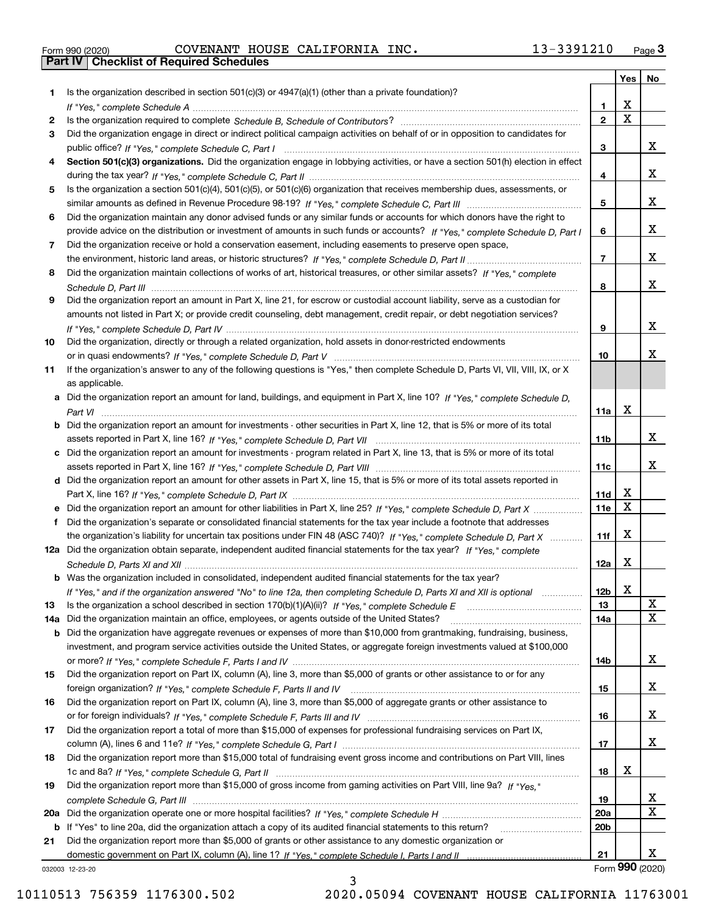Form 990 (2020) COVENANT HOUSE CALIFORNIA INC. 13-3391210 Page 3

## Part IV | Checklist of Required Schedules

| | | | Yes | No |
|---|---|---|---|---|
| 1 | Is the organization described in section 501(c)(3) or 4947(a)(1) (other than a private foundation)? *If "Yes," complete Schedule A* | 1 | X | |
| 2 | Is the organization required to complete *Schedule B, Schedule of Contributors*? | 2 | X | |
| 3 | Did the organization engage in direct or indirect political campaign activities on behalf of or in opposition to candidates for public office? *If "Yes," complete Schedule C, Part I* | 3 | | X |
| 4 | **Section 501(c)(3) organizations.** Did the organization engage in lobbying activities, or have a section 501(h) election in effect during the tax year? *If "Yes," complete Schedule C, Part II* | 4 | | X |
| 5 | Is the organization a section 501(c)(4), 501(c)(5), or 501(c)(6) organization that receives membership dues, assessments, or similar amounts as defined in Revenue Procedure 98-19? *If "Yes," complete Schedule C, Part III* | 5 | | X |
| 6 | Did the organization maintain any donor advised funds or any similar funds or accounts for which donors have the right to provide advice on the distribution or investment of amounts in such funds or accounts? *If "Yes," complete Schedule D, Part I* | 6 | | X |
| 7 | Did the organization receive or hold a conservation easement, including easements to preserve open space, the environment, historic land areas, or historic structures? *If "Yes," complete Schedule D, Part II* | 7 | | X |
| 8 | Did the organization maintain collections of works of art, historical treasures, or other similar assets? *If "Yes," complete Schedule D, Part III* | 8 | | X |
| 9 | Did the organization report an amount in Part X, line 21, for escrow or custodial account liability, serve as a custodian for amounts not listed in Part X; or provide credit counseling, debt management, credit repair, or debt negotiation services? *If "Yes," complete Schedule D, Part IV* | 9 | | X |
| 10 | Did the organization, directly or through a related organization, hold assets in donor-restricted endowments or in quasi endowments? *If "Yes," complete Schedule D, Part V* | 10 | | X |
| 11 | If the organization's answer to any of the following questions is "Yes," then complete Schedule D, Parts VI, VII, VIII, IX, or X as applicable. | | | |
| a | Did the organization report an amount for land, buildings, and equipment in Part X, line 10? *If "Yes," complete Schedule D, Part VI* | 11a | X | |
| b | Did the organization report an amount for investments - other securities in Part X, line 12, that is 5% or more of its total assets reported in Part X, line 16? *If "Yes," complete Schedule D, Part VII* | 11b | | X |
| c | Did the organization report an amount for investments - program related in Part X, line 13, that is 5% or more of its total assets reported in Part X, line 16? *If "Yes," complete Schedule D, Part VIII* | 11c | | X |
| d | Did the organization report an amount for other assets in Part X, line 15, that is 5% or more of its total assets reported in Part X, line 16? *If "Yes," complete Schedule D, Part IX* | 11d | X | |
| e | Did the organization report an amount for other liabilities in Part X, line 25? *If "Yes," complete Schedule D, Part X* | 11e | X | |
| f | Did the organization's separate or consolidated financial statements for the tax year include a footnote that addresses the organization's liability for uncertain tax positions under FIN 48 (ASC 740)? *If "Yes," complete Schedule D, Part X* | 11f | X | |
| 12a | Did the organization obtain separate, independent audited financial statements for the tax year? *If "Yes," complete Schedule D, Parts XI and XII* | 12a | X | |
| b | Was the organization included in consolidated, independent audited financial statements for the tax year? *If "Yes," and if the organization answered "No" to line 12a, then completing Schedule D, Parts XI and XII is optional* | 12b | X | |
| 13 | Is the organization a school described in section 170(b)(1)(A)(ii)? *If "Yes," complete Schedule E* | 13 | | X |
| 14a | Did the organization maintain an office, employees, or agents outside of the United States? | 14a | | X |
| b | Did the organization have aggregate revenues or expenses of more than $10,000 from grantmaking, fundraising, business, investment, and program service activities outside the United States, or aggregate foreign investments valued at $100,000 or more? *If "Yes," complete Schedule F, Parts I and IV* | 14b | | X |
| 15 | Did the organization report on Part IX, column (A), line 3, more than $5,000 of grants or other assistance to or for any foreign organization? *If "Yes," complete Schedule F, Parts II and IV* | 15 | | X |
| 16 | Did the organization report on Part IX, column (A), line 3, more than $5,000 of aggregate grants or other assistance to or for foreign individuals? *If "Yes," complete Schedule F, Parts III and IV* | 16 | | X |
| 17 | Did the organization report a total of more than $15,000 of expenses for professional fundraising services on Part IX, column (A), lines 6 and 11e? *If "Yes," complete Schedule G, Part I* | 17 | | X |
| 18 | Did the organization report more than $15,000 total of fundraising event gross income and contributions on Part VIII, lines 1c and 8a? *If "Yes," complete Schedule G, Part II* | 18 | X | |
| 19 | Did the organization report more than $15,000 of gross income from gaming activities on Part VIII, line 9a? *If "Yes," complete Schedule G, Part III* | 19 | | X |
| 20a | Did the organization operate one or more hospital facilities? *If "Yes," complete Schedule H* | 20a | | X |
| b | If "Yes" to line 20a, did the organization attach a copy of its audited financial statements to this return? | 20b | | |
| 21 | Did the organization report more than $5,000 of grants or other assistance to any domestic organization or domestic government on Part IX, column (A), line 1? *If "Yes," complete Schedule I, Parts I and II* | 21 | | X |

032003 12-23-20 Form **990** (2020)

10110513 756359 1176300.502 2020.05094 COVENANT HOUSE CALIFORNIA 11763001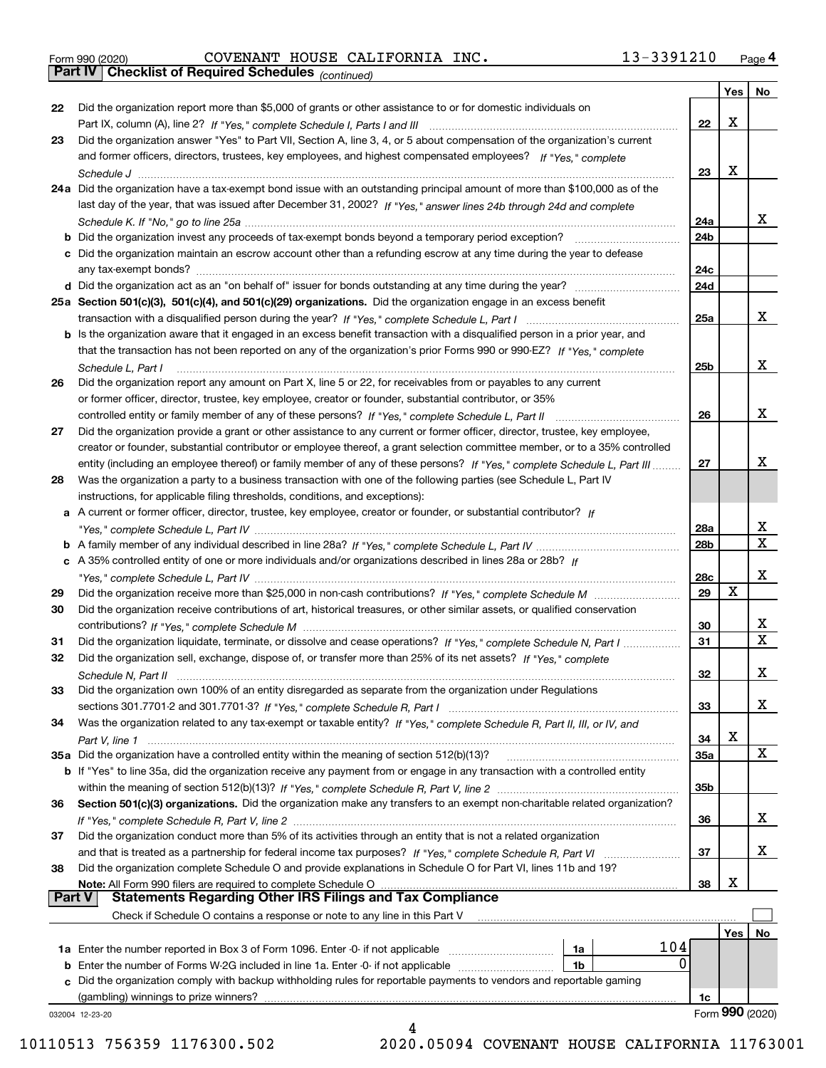Form 990 (2020) COVENANT HOUSE CALIFORNIA INC. 13-3391210 Page 4

## Part IV Checklist of Required Schedules *(continued)*

| | | | Yes | No |
|---|---|---|---|---|
| 22 | Did the organization report more than $5,000 of grants or other assistance to or for domestic individuals on Part IX, column (A), line 2? *If "Yes," complete Schedule I, Parts I and III* | 22 | X | |
| 23 | Did the organization answer "Yes" to Part VII, Section A, line 3, 4, or 5 about compensation of the organization's current and former officers, directors, trustees, key employees, and highest compensated employees? *If "Yes," complete Schedule J* | 23 | X | |
| 24a | Did the organization have a tax-exempt bond issue with an outstanding principal amount of more than $100,000 as of the last day of the year, that was issued after December 31, 2002? *If "Yes," answer lines 24b through 24d and complete Schedule K. If "No," go to line 25a* | 24a | | X |
| b | Did the organization invest any proceeds of tax-exempt bonds beyond a temporary period exception? | 24b | | |
| c | Did the organization maintain an escrow account other than a refunding escrow at any time during the year to defease any tax-exempt bonds? | 24c | | |
| d | Did the organization act as an "on behalf of" issuer for bonds outstanding at any time during the year? | 24d | | |
| 25a | **Section 501(c)(3), 501(c)(4), and 501(c)(29) organizations.** Did the organization engage in an excess benefit transaction with a disqualified person during the year? *If "Yes," complete Schedule L, Part I* | 25a | | X |
| b | Is the organization aware that it engaged in an excess benefit transaction with a disqualified person in a prior year, and that the transaction has not been reported on any of the organization's prior Forms 990 or 990-EZ? *If "Yes," complete Schedule L, Part I* | 25b | | X |
| 26 | Did the organization report any amount on Part X, line 5 or 22, for receivables from or payables to any current or former officer, director, trustee, key employee, creator or founder, substantial contributor, or 35% controlled entity or family member of any of these persons? *If "Yes," complete Schedule L, Part II* | 26 | | X |
| 27 | Did the organization provide a grant or other assistance to any current or former officer, director, trustee, key employee, creator or founder, substantial contributor or employee thereof, a grant selection committee member, or to a 35% controlled entity (including an employee thereof) or family member of any of these persons? *If "Yes," complete Schedule L, Part III* | 27 | | X |
| 28 | Was the organization a party to a business transaction with one of the following parties (see Schedule L, Part IV instructions, for applicable filing thresholds, conditions, and exceptions): | | | |
| a | A current or former officer, director, trustee, key employee, creator or founder, or substantial contributor? *If "Yes," complete Schedule L, Part IV* | 28a | | X |
| b | A family member of any individual described in line 28a? *If "Yes," complete Schedule L, Part IV* | 28b | | X |
| c | A 35% controlled entity of one or more individuals and/or organizations described in lines 28a or 28b? *If "Yes," complete Schedule L, Part IV* | 28c | | X |
| 29 | Did the organization receive more than $25,000 in non-cash contributions? *If "Yes," complete Schedule M* | 29 | X | |
| 30 | Did the organization receive contributions of art, historical treasures, or other similar assets, or qualified conservation contributions? *If "Yes," complete Schedule M* | 30 | | X |
| 31 | Did the organization liquidate, terminate, or dissolve and cease operations? *If "Yes," complete Schedule N, Part I* | 31 | | X |
| 32 | Did the organization sell, exchange, dispose of, or transfer more than 25% of its net assets? *If "Yes," complete Schedule N, Part II* | 32 | | X |
| 33 | Did the organization own 100% of an entity disregarded as separate from the organization under Regulations sections 301.7701-2 and 301.7701-3? *If "Yes," complete Schedule R, Part I* | 33 | | X |
| 34 | Was the organization related to any tax-exempt or taxable entity? *If "Yes," complete Schedule R, Part II, III, or IV, and Part V, line 1* | 34 | X | |
| 35a | Did the organization have a controlled entity within the meaning of section 512(b)(13)? | 35a | | X |
| b | If "Yes" to line 35a, did the organization receive any payment from or engage in any transaction with a controlled entity within the meaning of section 512(b)(13)? *If "Yes," complete Schedule R, Part V, line 2* | 35b | | |
| 36 | **Section 501(c)(3) organizations.** Did the organization make any transfers to an exempt non-charitable related organization? *If "Yes," complete Schedule R, Part V, line 2* | 36 | | X |
| 37 | Did the organization conduct more than 5% of its activities through an entity that is not a related organization and that is treated as a partnership for federal income tax purposes? *If "Yes," complete Schedule R, Part VI* | 37 | | X |
| 38 | Did the organization complete Schedule O and provide explanations in Schedule O for Part VI, lines 11b and 19? **Note:** All Form 990 filers are required to complete Schedule O | 38 | X | |

## Part V Statements Regarding Other IRS Filings and Tax Compliance

Check if Schedule O contains a response or note to any line in this Part V ☐

| | | | | | Yes | No |
|---|---|---|---|---|---|---|
| 1a | Enter the number reported in Box 3 of Form 1096. Enter -0- if not applicable | 1a | 104 | | | |
| b | Enter the number of Forms W-2G included in line 1a. Enter -0- if not applicable | 1b | 0 | | | |
| c | Did the organization comply with backup withholding rules for reportable payments to vendors and reportable gaming (gambling) winnings to prize winners? | | | 1c | | |

032004 12-23-20 Form **990** (2020)

10110513 756359 1176300.502 2020.05094 COVENANT HOUSE CALIFORNIA 11763001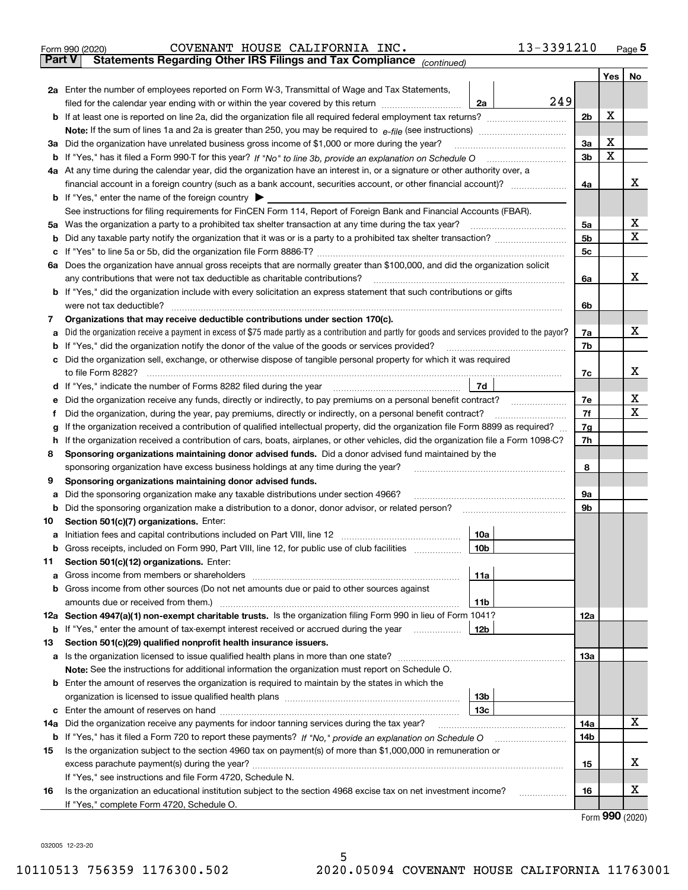Form 990 (2020) COVENANT HOUSE CALIFORNIA INC. 13-3391210 Page 5

**Part V Statements Regarding Other IRS Filings and Tax Compliance** *(continued)*

| | | | | Yes | No |
|---|---|---|---|---|---|
| **2a** | Enter the number of employees reported on Form W-3, Transmittal of Wage and Tax Statements, filed for the calendar year ending with or within the year covered by this return | 2a | 249 | | |
| **b** | If at least one is reported on line 2a, did the organization file all required federal employment tax returns? | | 2b | X | |
| | **Note:** If the sum of lines 1a and 2a is greater than 250, you may be required to *e-file* (see instructions) | | | | |
| **3a** | Did the organization have unrelated business gross income of $1,000 or more during the year? | | 3a | X | |
| **b** | If "Yes," has it filed a Form 990-T for this year? *If "No" to line 3b, provide an explanation on Schedule O* | | 3b | X | |
| **4a** | At any time during the calendar year, did the organization have an interest in, or a signature or other authority over, a financial account in a foreign country (such as a bank account, securities account, or other financial account)? | | 4a | | X |
| **b** | If "Yes," enter the name of the foreign country ▶ | | | | |
| | See instructions for filing requirements for FinCEN Form 114, Report of Foreign Bank and Financial Accounts (FBAR). | | | | |
| **5a** | Was the organization a party to a prohibited tax shelter transaction at any time during the tax year? | | 5a | | X |
| **b** | Did any taxable party notify the organization that it was or is a party to a prohibited tax shelter transaction? | | 5b | | X |
| **c** | If "Yes" to line 5a or 5b, did the organization file Form 8886-T? | | 5c | | |
| **6a** | Does the organization have annual gross receipts that are normally greater than $100,000, and did the organization solicit any contributions that were not tax deductible as charitable contributions? | | 6a | | X |
| **b** | If "Yes," did the organization include with every solicitation an express statement that such contributions or gifts were not tax deductible? | | 6b | | |
| **7** | **Organizations that may receive deductible contributions under section 170(c).** | | | | |
| **a** | Did the organization receive a payment in excess of $75 made partly as a contribution and partly for goods and services provided to the payor? | | 7a | | X |
| **b** | If "Yes," did the organization notify the donor of the value of the goods or services provided? | | 7b | | |
| **c** | Did the organization sell, exchange, or otherwise dispose of tangible personal property for which it was required to file Form 8282? | | 7c | | X |
| **d** | If "Yes," indicate the number of Forms 8282 filed during the year | 7d | | | |
| **e** | Did the organization receive any funds, directly or indirectly, to pay premiums on a personal benefit contract? | | 7e | | X |
| **f** | Did the organization, during the year, pay premiums, directly or indirectly, on a personal benefit contract? | | 7f | | X |
| **g** | If the organization received a contribution of qualified intellectual property, did the organization file Form 8899 as required? | | 7g | | |
| **h** | If the organization received a contribution of cars, boats, airplanes, or other vehicles, did the organization file a Form 1098-C? | | 7h | | |
| **8** | **Sponsoring organizations maintaining donor advised funds.** Did a donor advised fund maintained by the sponsoring organization have excess business holdings at any time during the year? | | 8 | | |
| **9** | **Sponsoring organizations maintaining donor advised funds.** | | | | |
| **a** | Did the sponsoring organization make any taxable distributions under section 4966? | | 9a | | |
| **b** | Did the sponsoring organization make a distribution to a donor, donor advisor, or related person? | | 9b | | |
| **10** | **Section 501(c)(7) organizations.** Enter: | | | | |
| **a** | Initiation fees and capital contributions included on Part VIII, line 12 | 10a | | | |
| **b** | Gross receipts, included on Form 990, Part VIII, line 12, for public use of club facilities | 10b | | | |
| **11** | **Section 501(c)(12) organizations.** Enter: | | | | |
| **a** | Gross income from members or shareholders | 11a | | | |
| **b** | Gross income from other sources (Do not net amounts due or paid to other sources against amounts due or received from them.) | 11b | | | |
| **12a** | **Section 4947(a)(1) non-exempt charitable trusts.** Is the organization filing Form 990 in lieu of Form 1041? | | 12a | | |
| **b** | If "Yes," enter the amount of tax-exempt interest received or accrued during the year | 12b | | | |
| **13** | **Section 501(c)(29) qualified nonprofit health insurance issuers.** | | | | |
| **a** | Is the organization licensed to issue qualified health plans in more than one state? | | 13a | | |
| | **Note:** See the instructions for additional information the organization must report on Schedule O. | | | | |
| **b** | Enter the amount of reserves the organization is required to maintain by the states in which the organization is licensed to issue qualified health plans | 13b | | | |
| **c** | Enter the amount of reserves on hand | 13c | | | |
| **14a** | Did the organization receive any payments for indoor tanning services during the tax year? | | 14a | | X |
| **b** | If "Yes," has it filed a Form 720 to report these payments? *If "No," provide an explanation on Schedule O* | | 14b | | |
| **15** | Is the organization subject to the section 4960 tax on payment(s) of more than $1,000,000 in remuneration or excess parachute payment(s) during the year? | | 15 | | X |
| | If "Yes," see instructions and file Form 4720, Schedule N. | | | | |
| **16** | Is the organization an educational institution subject to the section 4968 excise tax on net investment income? | | 16 | | X |
| | If "Yes," complete Form 4720, Schedule O. | | | | |

Form **990** (2020)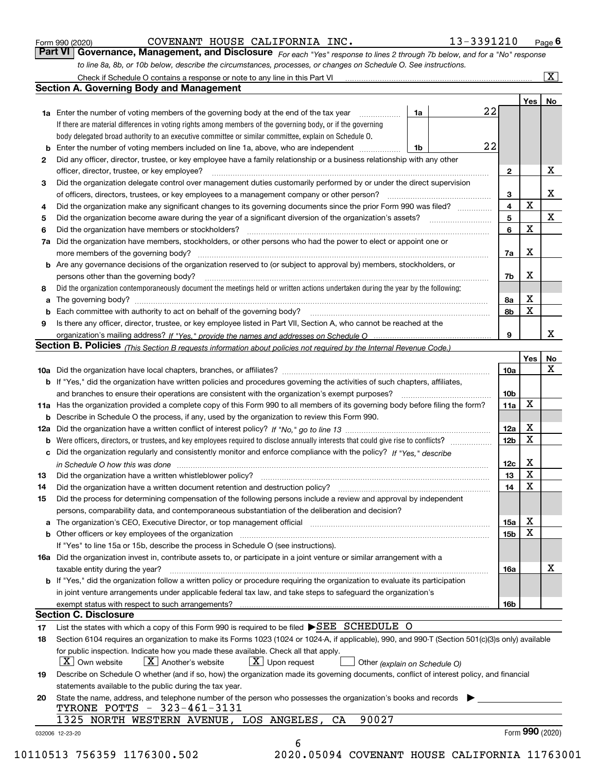Form 990 (2020) COVENANT HOUSE CALIFORNIA INC. 13-3391210 Page 6

**Part VI Governance, Management, and Disclosure** *For each "Yes" response to lines 2 through 7b below, and for a "No" response to line 8a, 8b, or 10b below, describe the circumstances, processes, or changes on Schedule O. See instructions.*

Check if Schedule O contains a response or note to any line in this Part VI ☒

## Section A. Governing Body and Management

| | | | | Yes | No |
|---|---|---|---|---|---|
| **1a** | Enter the number of voting members of the governing body at the end of the tax year — If there are material differences in voting rights among members of the governing body, or if the governing body delegated broad authority to an executive committee or similar committee, explain on Schedule O. | 1a: 22 | | | |
| **b** | Enter the number of voting members included on line 1a, above, who are independent | 1b: 22 | | | |
| **2** | Did any officer, director, trustee, or key employee have a family relationship or a business relationship with any other officer, director, trustee, or key employee? | | 2 | | X |
| **3** | Did the organization delegate control over management duties customarily performed by or under the direct supervision of officers, directors, trustees, or key employees to a management company or other person? | | 3 | | X |
| **4** | Did the organization make any significant changes to its governing documents since the prior Form 990 was filed? | | 4 | X | |
| **5** | Did the organization become aware during the year of a significant diversion of the organization's assets? | | 5 | | X |
| **6** | Did the organization have members or stockholders? | | 6 | X | |
| **7a** | Did the organization have members, stockholders, or other persons who had the power to elect or appoint one or more members of the governing body? | | 7a | X | |
| **b** | Are any governance decisions of the organization reserved to (or subject to approval by) members, stockholders, or persons other than the governing body? | | 7b | X | |
| **8** | Did the organization contemporaneously document the meetings held or written actions undertaken during the year by the following: | | | | |
| **a** | The governing body? | | 8a | X | |
| **b** | Each committee with authority to act on behalf of the governing body? | | 8b | X | |
| **9** | Is there any officer, director, trustee, or key employee listed in Part VII, Section A, who cannot be reached at the organization's mailing address? *If "Yes," provide the names and addresses on Schedule O* | | 9 | | X |

## Section B. Policies *(This Section B requests information about policies not required by the Internal Revenue Code.)*

| | | | Yes | No |
|---|---|---|---|---|
| **10a** | Did the organization have local chapters, branches, or affiliates? | 10a | | X |
| **b** | If "Yes," did the organization have written policies and procedures governing the activities of such chapters, affiliates, and branches to ensure their operations are consistent with the organization's exempt purposes? | 10b | | |
| **11a** | Has the organization provided a complete copy of this Form 990 to all members of its governing body before filing the form? | 11a | X | |
| **b** | Describe in Schedule O the process, if any, used by the organization to review this Form 990. | | | |
| **12a** | Did the organization have a written conflict of interest policy? *If "No," go to line 13* | 12a | X | |
| **b** | Were officers, directors, or trustees, and key employees required to disclose annually interests that could give rise to conflicts? | 12b | X | |
| **c** | Did the organization regularly and consistently monitor and enforce compliance with the policy? *If "Yes," describe in Schedule O how this was done* | 12c | X | |
| **13** | Did the organization have a written whistleblower policy? | 13 | X | |
| **14** | Did the organization have a written document retention and destruction policy? | 14 | X | |
| **15** | Did the process for determining compensation of the following persons include a review and approval by independent persons, comparability data, and contemporaneous substantiation of the deliberation and decision? | | | |
| **a** | The organization's CEO, Executive Director, or top management official | 15a | X | |
| **b** | Other officers or key employees of the organization — If "Yes" to line 15a or 15b, describe the process in Schedule O (see instructions). | 15b | X | |
| **16a** | Did the organization invest in, contribute assets to, or participate in a joint venture or similar arrangement with a taxable entity during the year? | 16a | | X |
| **b** | If "Yes," did the organization follow a written policy or procedure requiring the organization to evaluate its participation in joint venture arrangements under applicable federal tax law, and take steps to safeguard the organization's exempt status with respect to such arrangements? | 16b | | |

## Section C. Disclosure

**17** List the states with which a copy of this Form 990 is required to be filed ▶SEE SCHEDULE O

**18** Section 6104 requires an organization to make its Forms 1023 (1024 or 1024-A, if applicable), 990, and 990-T (Section 501(c)(3)s only) available for public inspection. Indicate how you made these available. Check all that apply.

☒ Own website ☒ Another's website ☒ Upon request ☐ Other *(explain on Schedule O)*

**19** Describe on Schedule O whether (and if so, how) the organization made its governing documents, conflict of interest policy, and financial statements available to the public during the tax year.

**20** State the name, address, and telephone number of the person who possesses the organization's books and records ▶

TYRONE POTTS - 323-461-3131
1325 NORTH WESTERN AVENUE, LOS ANGELES, CA 90027

032006 12-23-20 Form **990** (2020)

10110513 756359 1176300.502 2020.05094 COVENANT HOUSE CALIFORNIA 11763001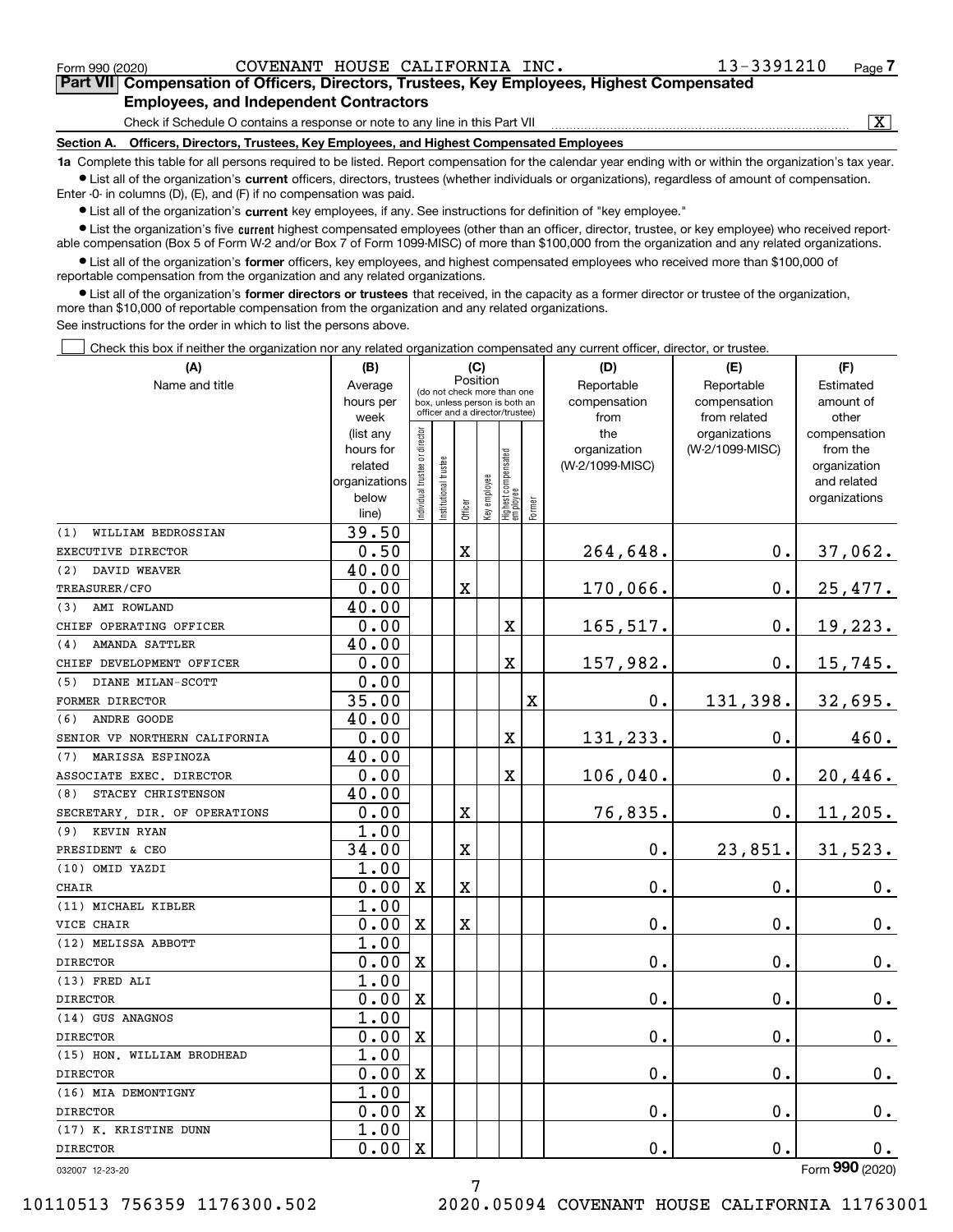Form 990 (2020) COVENANT HOUSE CALIFORNIA INC. 13-3391210 Page 7

**Part VII Compensation of Officers, Directors, Trustees, Key Employees, Highest Compensated Employees, and Independent Contractors**

Check if Schedule O contains a response or note to any line in this Part VII ☒

**Section A. Officers, Directors, Trustees, Key Employees, and Highest Compensated Employees**

**1a** Complete this table for all persons required to be listed. Report compensation for the calendar year ending with or within the organization's tax year.

- List all of the organization's **current** officers, directors, trustees (whether individuals or organizations), regardless of amount of compensation. Enter -0- in columns (D), (E), and (F) if no compensation was paid.
- List all of the organization's **current** key employees, if any. See instructions for definition of "key employee."
- List the organization's five **current** highest compensated employees (other than an officer, director, trustee, or key employee) who received reportable compensation (Box 5 of Form W-2 and/or Box 7 of Form 1099-MISC) of more than $100,000 from the organization and any related organizations.
- List all of the organization's **former** officers, key employees, and highest compensated employees who received more than $100,000 of reportable compensation from the organization and any related organizations.
- List all of the organization's **former directors or trustees** that received, in the capacity as a former director or trustee of the organization, more than $10,000 of reportable compensation from the organization and any related organizations.

See instructions for the order in which to list the persons above.

☐ Check this box if neither the organization nor any related organization compensated any current officer, director, or trustee.

| (A) Name and title | (B) Average hours per week (list any hours for related organizations below line) | (C) Position: Individual trustee or director | Institutional trustee | Officer | Key employee | Highest compensated employee | Former | (D) Reportable compensation from the organization (W-2/1099-MISC) | (E) Reportable compensation from related organizations (W-2/1099-MISC) | (F) Estimated amount of other compensation from the organization and related organizations |
|---|---|---|---|---|---|---|---|---|---|---|
| (1) WILLIAM BEDROSSIAN<br>EXECUTIVE DIRECTOR | 39.50<br>0.50 | | | X | | | | 264,648. | 0. | 37,062. |
| (2) DAVID WEAVER<br>TREASURER/CFO | 40.00<br>0.00 | | | X | | | | 170,066. | 0. | 25,477. |
| (3) AMI ROWLAND<br>CHIEF OPERATING OFFICER | 40.00<br>0.00 | | | | | X | | 165,517. | 0. | 19,223. |
| (4) AMANDA SATTLER<br>CHIEF DEVELOPMENT OFFICER | 40.00<br>0.00 | | | | | X | | 157,982. | 0. | 15,745. |
| (5) DIANE MILAN-SCOTT<br>FORMER DIRECTOR | 0.00<br>35.00 | | | | | | X | 0. | 131,398. | 32,695. |
| (6) ANDRE GOODE<br>SENIOR VP NORTHERN CALIFORNIA | 40.00<br>0.00 | | | | | X | | 131,233. | 0. | 460. |
| (7) MARISSA ESPINOZA<br>ASSOCIATE EXEC. DIRECTOR | 40.00<br>0.00 | | | | | X | | 106,040. | 0. | 20,446. |
| (8) STACEY CHRISTENSON<br>SECRETARY, DIR. OF OPERATIONS | 40.00<br>0.00 | | | X | | | | 76,835. | 0. | 11,205. |
| (9) KEVIN RYAN<br>PRESIDENT & CEO | 1.00<br>34.00 | | | X | | | | 0. | 23,851. | 31,523. |
| (10) OMID YAZDI<br>CHAIR | 1.00<br>0.00 | X | | X | | | | 0. | 0. | 0. |
| (11) MICHAEL KIBLER<br>VICE CHAIR | 1.00<br>0.00 | X | | X | | | | 0. | 0. | 0. |
| (12) MELISSA ABBOTT<br>DIRECTOR | 1.00<br>0.00 | X | | | | | | 0. | 0. | 0. |
| (13) FRED ALI<br>DIRECTOR | 1.00<br>0.00 | X | | | | | | 0. | 0. | 0. |
| (14) GUS ANAGNOS<br>DIRECTOR | 1.00<br>0.00 | X | | | | | | 0. | 0. | 0. |
| (15) HON. WILLIAM BRODHEAD<br>DIRECTOR | 1.00<br>0.00 | X | | | | | | 0. | 0. | 0. |
| (16) MIA DEMONTIGNY<br>DIRECTOR | 1.00<br>0.00 | X | | | | | | 0. | 0. | 0. |
| (17) K. KRISTINE DUNN<br>DIRECTOR | 1.00<br>0.00 | X | | | | | | 0. | 0. | 0. |

032007 12-23-20

Form 990 (2020)

10110513 756359 1176300.502 2020.05094 COVENANT HOUSE CALIFORNIA 11763001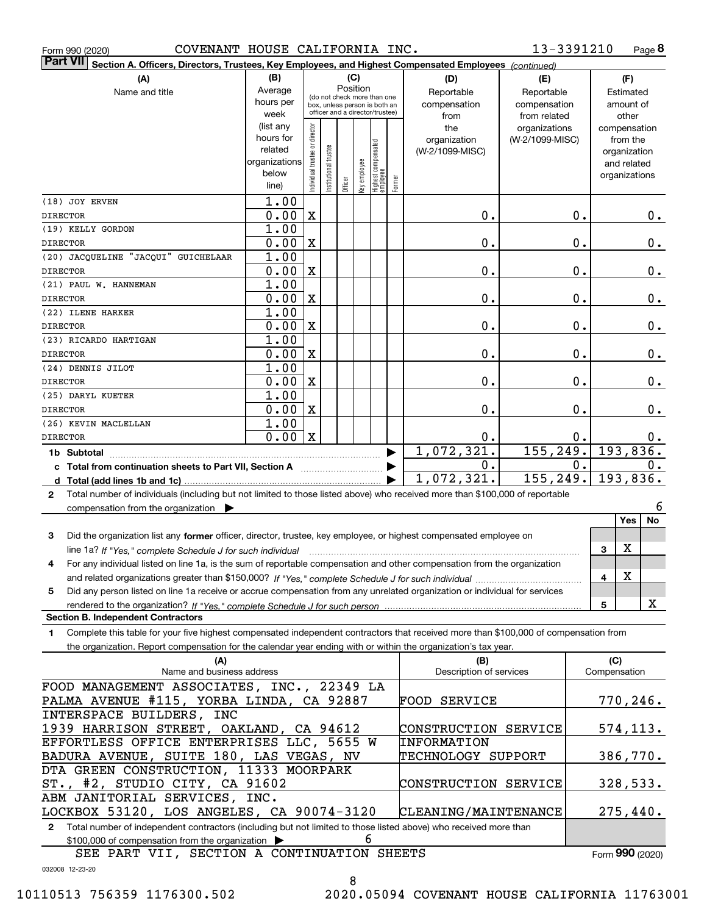Form 990 (2020) COVENANT HOUSE CALIFORNIA INC. 13-3391210 Page 8

**Part VII** Section A. Officers, Directors, Trustees, Key Employees, and Highest Compensated Employees *(continued)*

| (A) Name and title | (B) Average hours per week (list any hours for related organizations below line) | (C) Position: Individual trustee or director | Institutional trustee | Officer | Key employee | Highest compensated employee | Former | (D) Reportable compensation from the organization (W-2/1099-MISC) | (E) Reportable compensation from related organizations (W-2/1099-MISC) | (F) Estimated amount of other compensation from the organization and related organizations |
|---|---|---|---|---|---|---|---|---|---|---|
| (18) JOY ERVEN DIRECTOR | 1.00 / 0.00 | X | | | | | | 0. | 0. | 0. |
| (19) KELLY GORDON DIRECTOR | 1.00 / 0.00 | X | | | | | | 0. | 0. | 0. |
| (20) JACQUELINE "JACQUI" GUICHELAAR DIRECTOR | 1.00 / 0.00 | X | | | | | | 0. | 0. | 0. |
| (21) PAUL W. HANNEMAN DIRECTOR | 1.00 / 0.00 | X | | | | | | 0. | 0. | 0. |
| (22) ILENE HARKER DIRECTOR | 1.00 / 0.00 | X | | | | | | 0. | 0. | 0. |
| (23) RICARDO HARTIGAN DIRECTOR | 1.00 / 0.00 | X | | | | | | 0. | 0. | 0. |
| (24) DENNIS JILOT DIRECTOR | 1.00 / 0.00 | X | | | | | | 0. | 0. | 0. |
| (25) DARYL KUETER DIRECTOR | 1.00 / 0.00 | X | | | | | | 0. | 0. | 0. |
| (26) KEVIN MACLELLAN DIRECTOR | 1.00 / 0.00 | X | | | | | | 0. | 0. | 0. |
| 1b Subtotal | | | | | | | | 1,072,321. | 155,249. | 193,836. |
| c Total from continuation sheets to Part VII, Section A | | | | | | | | 0. | 0. | 0. |
| d Total (add lines 1b and 1c) | | | | | | | | 1,072,321. | 155,249. | 193,836. |

2 Total number of individuals (including but not limited to those listed above) who received more than $100,000 of reportable compensation from the organization ▶ 6

| | | Yes | No |
|---|---|---|---|
| 3 Did the organization list any **former** officer, director, trustee, key employee, or highest compensated employee on line 1a? *If "Yes," complete Schedule J for such individual* | 3 | X | |
| 4 For any individual listed on line 1a, is the sum of reportable compensation and other compensation from the organization and related organizations greater than $150,000? *If "Yes," complete Schedule J for such individual* | 4 | X | |
| 5 Did any person listed on line 1a receive or accrue compensation from any unrelated organization or individual for services rendered to the organization? *If "Yes," complete Schedule J for such person* | 5 | | X |

**Section B. Independent Contractors**

1 Complete this table for your five highest compensated independent contractors that received more than $100,000 of compensation from the organization. Report compensation for the calendar year ending with or within the organization's tax year.

| (A) Name and business address | (B) Description of services | (C) Compensation |
|---|---|---|
| FOOD MANAGEMENT ASSOCIATES, INC., 22349 LA PALMA AVENUE #115, YORBA LINDA, CA 92887 | FOOD SERVICE | 770,246. |
| INTERSPACE BUILDERS, INC 1939 HARRISON STREET, OAKLAND, CA 94612 | CONSTRUCTION SERVICE | 574,113. |
| EFFORTLESS OFFICE ENTERPRISES LLC, 5655 W BADURA AVENUE, SUITE 180, LAS VEGAS, NV | INFORMATION TECHNOLOGY SUPPORT | 386,770. |
| DTA GREEN CONSTRUCTION, 11333 MOORPARK ST., #2, STUDIO CITY, CA 91602 | CONSTRUCTION SERVICE | 328,533. |
| ABM JANITORIAL SERVICES, INC. LOCKBOX 53120, LOS ANGELES, CA 90074-3120 | CLEANING/MAINTENANCE | 275,440. |

2 Total number of independent contractors (including but not limited to those listed above) who received more than $100,000 of compensation from the organization ▶ 6

SEE PART VII, SECTION A CONTINUATION SHEETS

Form **990** (2020)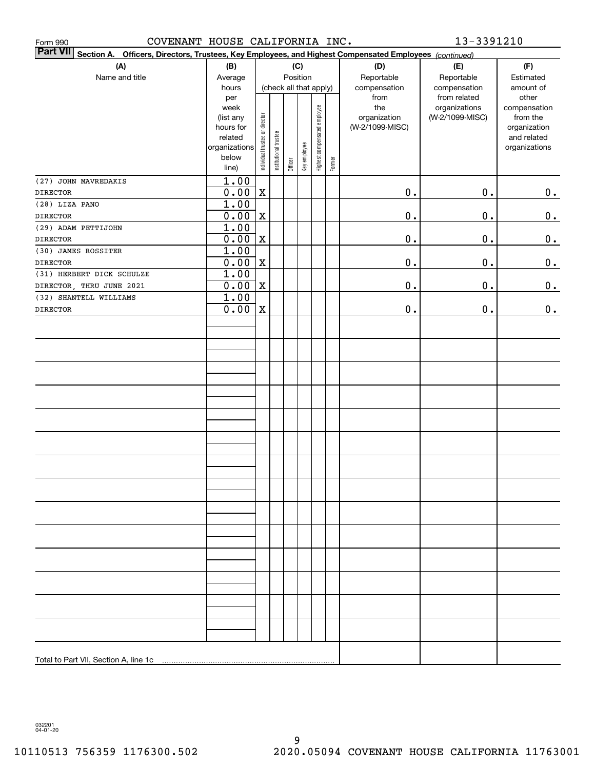Form 990 COVENANT HOUSE CALIFORNIA INC. 13-3391210

**Part VII** **Section A. Officers, Directors, Trustees, Key Employees, and Highest Compensated Employees** *(continued)*

| (A) Name and title | (B) Average hours per week (list any hours for related organizations below line) | (C) Position (check all that apply): Individual trustee or director | Institutional trustee | Officer | Key employee | Highest compensated employee | Former | (D) Reportable compensation from the organization (W-2/1099-MISC) | (E) Reportable compensation from related organizations (W-2/1099-MISC) | (F) Estimated amount of other compensation from the organization and related organizations |
|---|---|---|---|---|---|---|---|---|---|---|
| (27) JOHN MAVREDAKIS<br>DIRECTOR | 1.00<br>0.00 | X | | | | | | 0. | 0. | 0. |
| (28) LIZA PANO<br>DIRECTOR | 1.00<br>0.00 | X | | | | | | 0. | 0. | 0. |
| (29) ADAM PETTIJOHN<br>DIRECTOR | 1.00<br>0.00 | X | | | | | | 0. | 0. | 0. |
| (30) JAMES ROSSITER<br>DIRECTOR | 1.00<br>0.00 | X | | | | | | 0. | 0. | 0. |
| (31) HERBERT DICK SCHULZE<br>DIRECTOR, THRU JUNE 2021 | 1.00<br>0.00 | X | | | | | | 0. | 0. | 0. |
| (32) SHANTELL WILLIAMS<br>DIRECTOR | 1.00<br>0.00 | X | | | | | | 0. | 0. | 0. |
| Total to Part VII, Section A, line 1c | | | | | | | | | | |

032201 04-01-20

10110513 756359 1176300.502 2020.05094 COVENANT HOUSE CALIFORNIA 11763001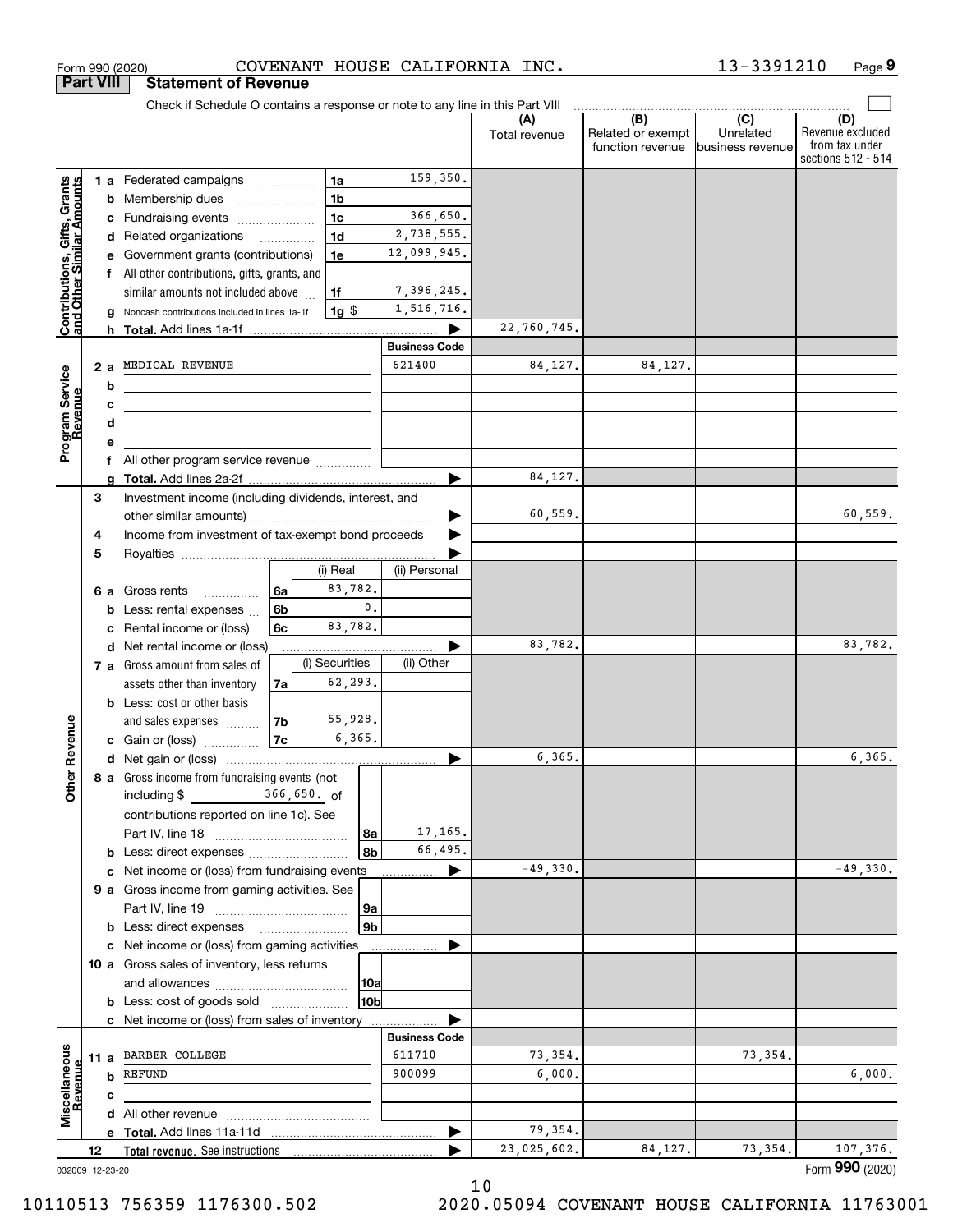Form 990 (2020) COVENANT HOUSE CALIFORNIA INC. 13-3391210 Page 9

## Part VIII Statement of Revenue

Check if Schedule O contains a response or note to any line in this Part VIII

| | | | | (A) Total revenue | (B) Related or exempt function revenue | (C) Unrelated business revenue | (D) Revenue excluded from tax under sections 512 - 514 |
|---|---|---|---|---|---|---|---|
| **Contributions, Gifts, Grants and Other Similar Amounts** | 1 a Federated campaigns | 1a | 159,350. | | | | |
| | b Membership dues | 1b | | | | | |
| | c Fundraising events | 1c | 366,650. | | | | |
| | d Related organizations | 1d | 2,738,555. | | | | |
| | e Government grants (contributions) | 1e | 12,099,945. | | | | |
| | f All other contributions, gifts, grants, and similar amounts not included above | 1f | 7,396,245. | | | | |
| | g Noncash contributions included in lines 1a-1f | 1g $ | 1,516,716. | | | | |
| | h **Total.** Add lines 1a-1f | | ▶ | 22,760,745. | | | |
| | | | **Business Code** | | | | |
| **Program Service Revenue** | 2 a MEDICAL REVENUE | | 621400 | 84,127. | 84,127. | | |
| | b | | | | | | |
| | c | | | | | | |
| | d | | | | | | |
| | e | | | | | | |
| | f All other program service revenue | | | | | | |
| | g **Total.** Add lines 2a-2f | | ▶ | 84,127. | | | |
| **Other Revenue** | 3 Investment income (including dividends, interest, and other similar amounts) | | ▶ | 60,559. | | | 60,559. |
| | 4 Income from investment of tax-exempt bond proceeds | | ▶ | | | | |
| | 5 Royalties | | ▶ | | | | |
| | | (i) Real | (ii) Personal | | | | |
| | 6 a Gross rents 6a | 83,782. | | | | | |
| | b Less: rental expenses 6b | 0. | | | | | |
| | c Rental income or (loss) 6c | 83,782. | | | | | |
| | d Net rental income or (loss) | | ▶ | 83,782. | | | 83,782. |
| | | (i) Securities | (ii) Other | | | | |
| | 7 a Gross amount from sales of assets other than inventory 7a | 62,293. | | | | | |
| | b Less: cost or other basis and sales expenses 7b | 55,928. | | | | | |
| | c Gain or (loss) 7c | 6,365. | | | | | |
| | d Net gain or (loss) | | ▶ | 6,365. | | | 6,365. |
| | 8 a Gross income from fundraising events (not including $ 366,650. of contributions reported on line 1c). See Part IV, line 18 | 8a | 17,165. | | | | |
| | b Less: direct expenses | 8b | 66,495. | | | | |
| | c Net income or (loss) from fundraising events | | ▶ | -49,330. | | | -49,330. |
| | 9 a Gross income from gaming activities. See Part IV, line 19 | 9a | | | | | |
| | b Less: direct expenses | 9b | | | | | |
| | c Net income or (loss) from gaming activities | | ▶ | | | | |
| | 10 a Gross sales of inventory, less returns and allowances | 10a | | | | | |
| | b Less: cost of goods sold | 10b | | | | | |
| | c Net income or (loss) from sales of inventory | | ▶ | | | | |
| | | | **Business Code** | | | | |
| **Miscellaneous Revenue** | 11 a BARBER COLLEGE | | 611710 | 73,354. | | 73,354. | |
| | b REFUND | | 900099 | 6,000. | | | 6,000. |
| | c | | | | | | |
| | d All other revenue | | | | | | |
| | e **Total.** Add lines 11a-11d | | ▶ | 79,354. | | | |
| | 12 **Total revenue.** See instructions | | ▶ | 23,025,602. | 84,127. | 73,354. | 107,376. |

032009 12-23-20 Form **990** (2020)

10110513 756359 1176300.502 2020.05094 COVENANT HOUSE CALIFORNIA 11763001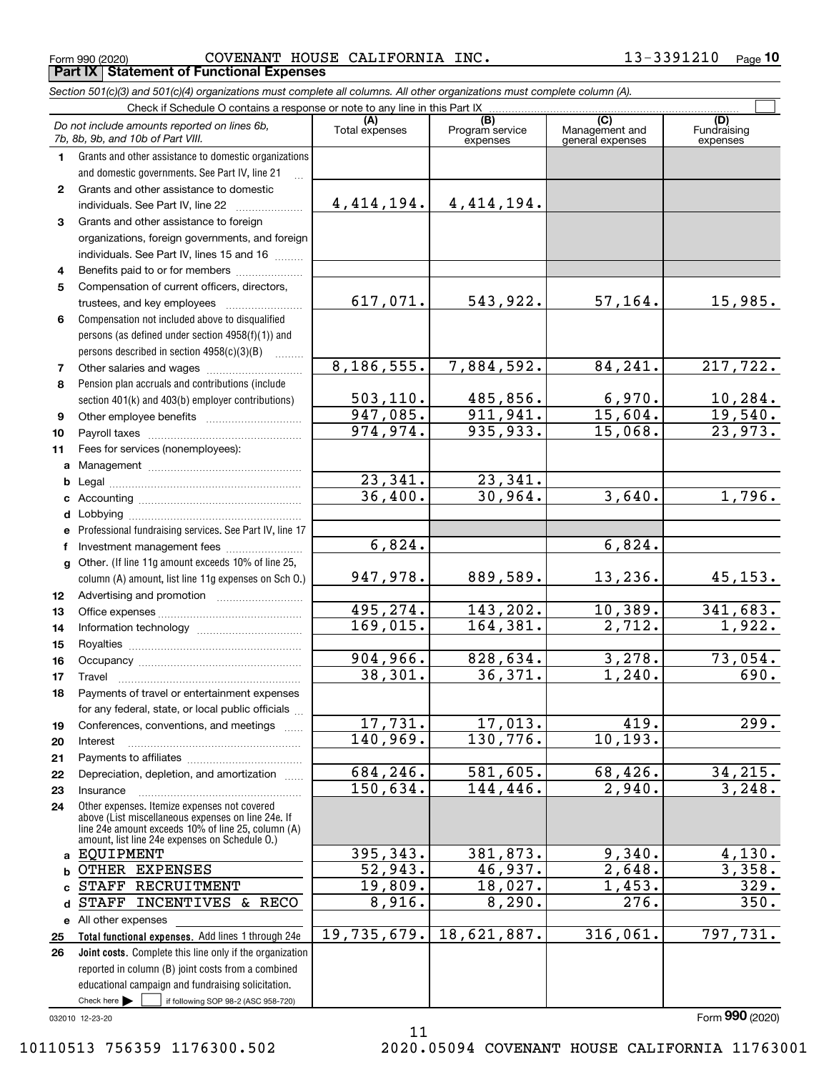Form 990 (2020) COVENANT HOUSE CALIFORNIA INC. 13-3391210 Page 10

## Part IX Statement of Functional Expenses

*Section 501(c)(3) and 501(c)(4) organizations must complete all columns. All other organizations must complete column (A).*

Check if Schedule O contains a response or note to any line in this Part IX

| | *Do not include amounts reported on lines 6b, 7b, 8b, 9b, and 10b of Part VIII.* | (A) Total expenses | (B) Program service expenses | (C) Management and general expenses | (D) Fundraising expenses |
|---|---|---|---|---|---|
| 1 | Grants and other assistance to domestic organizations and domestic governments. See Part IV, line 21 | | | | |
| 2 | Grants and other assistance to domestic individuals. See Part IV, line 22 | 4,414,194. | 4,414,194. | | |
| 3 | Grants and other assistance to foreign organizations, foreign governments, and foreign individuals. See Part IV, lines 15 and 16 | | | | |
| 4 | Benefits paid to or for members | | | | |
| 5 | Compensation of current officers, directors, trustees, and key employees | 617,071. | 543,922. | 57,164. | 15,985. |
| 6 | Compensation not included above to disqualified persons (as defined under section 4958(f)(1)) and persons described in section 4958(c)(3)(B) | | | | |
| 7 | Other salaries and wages | 8,186,555. | 7,884,592. | 84,241. | 217,722. |
| 8 | Pension plan accruals and contributions (include section 401(k) and 403(b) employer contributions) | 503,110. | 485,856. | 6,970. | 10,284. |
| 9 | Other employee benefits | 947,085. | 911,941. | 15,604. | 19,540. |
| 10 | Payroll taxes | 974,974. | 935,933. | 15,068. | 23,973. |
| 11 | Fees for services (nonemployees): | | | | |
| a | Management | | | | |
| b | Legal | 23,341. | 23,341. | | |
| c | Accounting | 36,400. | 30,964. | 3,640. | 1,796. |
| d | Lobbying | | | | |
| e | Professional fundraising services. See Part IV, line 17 | | | | |
| f | Investment management fees | 6,824. | | 6,824. | |
| g | Other. (If line 11g amount exceeds 10% of line 25, column (A) amount, list line 11g expenses on Sch O.) | 947,978. | 889,589. | 13,236. | 45,153. |
| 12 | Advertising and promotion | | | | |
| 13 | Office expenses | 495,274. | 143,202. | 10,389. | 341,683. |
| 14 | Information technology | 169,015. | 164,381. | 2,712. | 1,922. |
| 15 | Royalties | | | | |
| 16 | Occupancy | 904,966. | 828,634. | 3,278. | 73,054. |
| 17 | Travel | 38,301. | 36,371. | 1,240. | 690. |
| 18 | Payments of travel or entertainment expenses for any federal, state, or local public officials | | | | |
| 19 | Conferences, conventions, and meetings | 17,731. | 17,013. | 419. | 299. |
| 20 | Interest | 140,969. | 130,776. | 10,193. | |
| 21 | Payments to affiliates | | | | |
| 22 | Depreciation, depletion, and amortization | 684,246. | 581,605. | 68,426. | 34,215. |
| 23 | Insurance | 150,634. | 144,446. | 2,940. | 3,248. |
| 24 | Other expenses. Itemize expenses not covered above (List miscellaneous expenses on line 24e. If line 24e amount exceeds 10% of line 25, column (A) amount, list line 24e expenses on Schedule O.) | | | | |
| a | EQUIPMENT | 395,343. | 381,873. | 9,340. | 4,130. |
| b | OTHER EXPENSES | 52,943. | 46,937. | 2,648. | 3,358. |
| c | STAFF RECRUITMENT | 19,809. | 18,027. | 1,453. | 329. |
| d | STAFF INCENTIVES & RECO | 8,916. | 8,290. | 276. | 350. |
| e | All other expenses | | | | |
| 25 | **Total functional expenses.** Add lines 1 through 24e | 19,735,679. | 18,621,887. | 316,061. | 797,731. |
| 26 | **Joint costs.** Complete this line only if the organization reported in column (B) joint costs from a combined educational campaign and fundraising solicitation. Check here ☐ if following SOP 98-2 (ASC 958-720) | | | | |

032010 12-23-20

Form **990** (2020)

10110513 756359 1176300.502 2020.05094 COVENANT HOUSE CALIFORNIA 11763001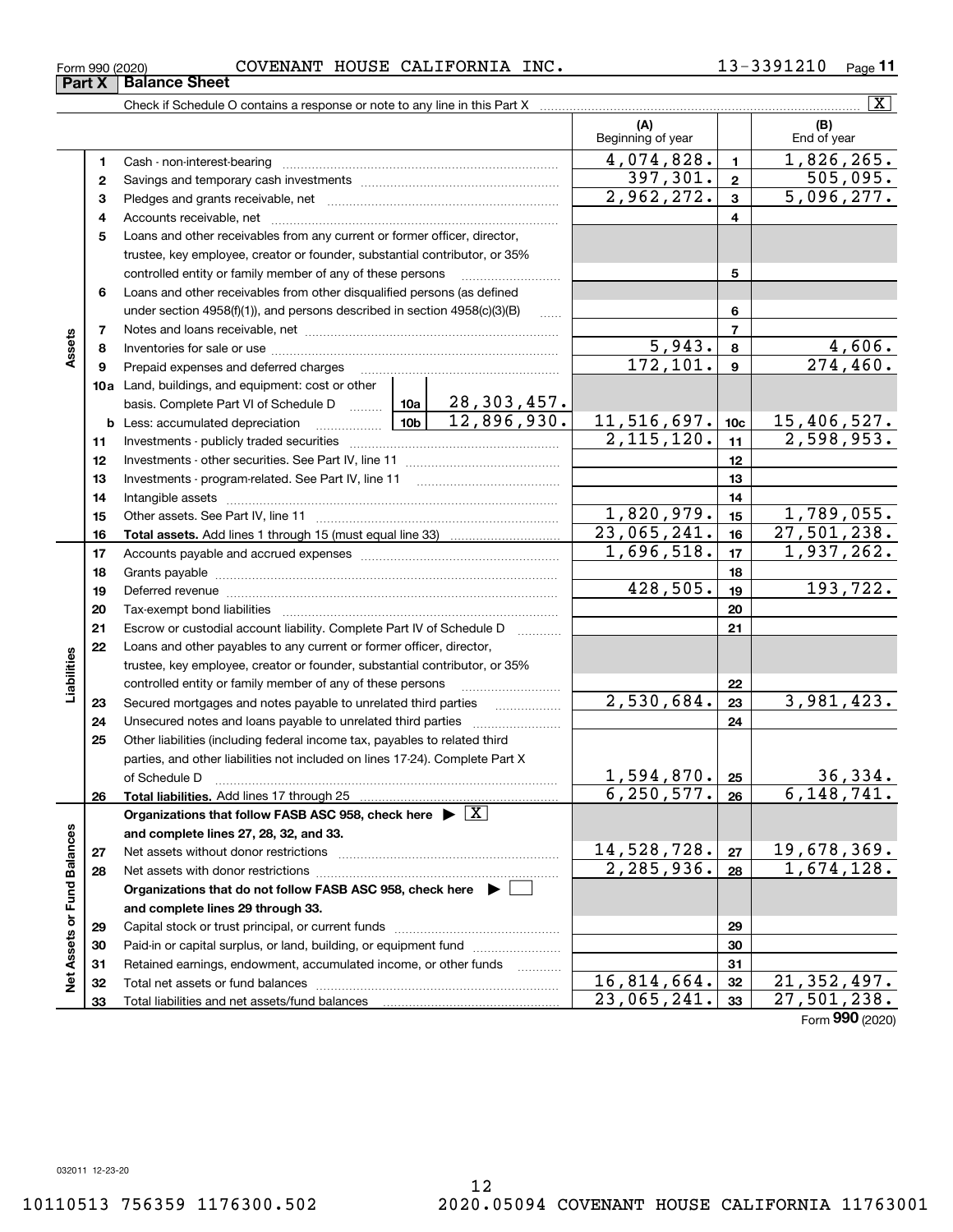Form 990 (2020) COVENANT HOUSE CALIFORNIA INC. 13-3391210 Page 11

## Part X Balance Sheet

Check if Schedule O contains a response or note to any line in this Part X [X]

| | | | | (A) Beginning of year | | (B) End of year |
|---|---|---|---|---|---|---|
| **Assets** | 1 | Cash - non-interest-bearing | | 4,074,828. | 1 | 1,826,265. |
| | 2 | Savings and temporary cash investments | | 397,301. | 2 | 505,095. |
| | 3 | Pledges and grants receivable, net | | 2,962,272. | 3 | 5,096,277. |
| | 4 | Accounts receivable, net | | | 4 | |
| | 5 | Loans and other receivables from any current or former officer, director, trustee, key employee, creator or founder, substantial contributor, or 35% controlled entity or family member of any of these persons | | | 5 | |
| | 6 | Loans and other receivables from other disqualified persons (as defined under section 4958(f)(1)), and persons described in section 4958(c)(3)(B) | | | 6 | |
| | 7 | Notes and loans receivable, net | | | 7 | |
| | 8 | Inventories for sale or use | | 5,943. | 8 | 4,606. |
| | 9 | Prepaid expenses and deferred charges | | 172,101. | 9 | 274,460. |
| | 10a | Land, buildings, and equipment: cost or other basis. Complete Part VI of Schedule D | 10a 28,303,457. | | | |
| | b | Less: accumulated depreciation | 10b 12,896,930. | 11,516,697. | 10c | 15,406,527. |
| | 11 | Investments - publicly traded securities | | 2,115,120. | 11 | 2,598,953. |
| | 12 | Investments - other securities. See Part IV, line 11 | | | 12 | |
| | 13 | Investments - program-related. See Part IV, line 11 | | | 13 | |
| | 14 | Intangible assets | | | 14 | |
| | 15 | Other assets. See Part IV, line 11 | | 1,820,979. | 15 | 1,789,055. |
| | 16 | **Total assets.** Add lines 1 through 15 (must equal line 33) | | 23,065,241. | 16 | 27,501,238. |
| **Liabilities** | 17 | Accounts payable and accrued expenses | | 1,696,518. | 17 | 1,937,262. |
| | 18 | Grants payable | | | 18 | |
| | 19 | Deferred revenue | | 428,505. | 19 | 193,722. |
| | 20 | Tax-exempt bond liabilities | | | 20 | |
| | 21 | Escrow or custodial account liability. Complete Part IV of Schedule D | | | 21 | |
| | 22 | Loans and other payables to any current or former officer, director, trustee, key employee, creator or founder, substantial contributor, or 35% controlled entity or family member of any of these persons | | | 22 | |
| | 23 | Secured mortgages and notes payable to unrelated third parties | | 2,530,684. | 23 | 3,981,423. |
| | 24 | Unsecured notes and loans payable to unrelated third parties | | | 24 | |
| | 25 | Other liabilities (including federal income tax, payables to related third parties, and other liabilities not included on lines 17-24). Complete Part X of Schedule D | | 1,594,870. | 25 | 36,334. |
| | 26 | **Total liabilities.** Add lines 17 through 25 | | 6,250,577. | 26 | 6,148,741. |
| **Net Assets or Fund Balances** | | **Organizations that follow FASB ASC 958, check here ▶ [X] and complete lines 27, 28, 32, and 33.** | | | | |
| | 27 | Net assets without donor restrictions | | 14,528,728. | 27 | 19,678,369. |
| | 28 | Net assets with donor restrictions | | 2,285,936. | 28 | 1,674,128. |
| | | **Organizations that do not follow FASB ASC 958, check here ▶ [ ] and complete lines 29 through 33.** | | | | |
| | 29 | Capital stock or trust principal, or current funds | | | 29 | |
| | 30 | Paid-in or capital surplus, or land, building, or equipment fund | | | 30 | |
| | 31 | Retained earnings, endowment, accumulated income, or other funds | | | 31 | |
| | 32 | Total net assets or fund balances | | 16,814,664. | 32 | 21,352,497. |
| | 33 | Total liabilities and net assets/fund balances | | 23,065,241. | 33 | 27,501,238. |

Form **990** (2020)

032011 12-23-20

10110513 756359 1176300.502 2020.05094 COVENANT HOUSE CALIFORNIA 11763001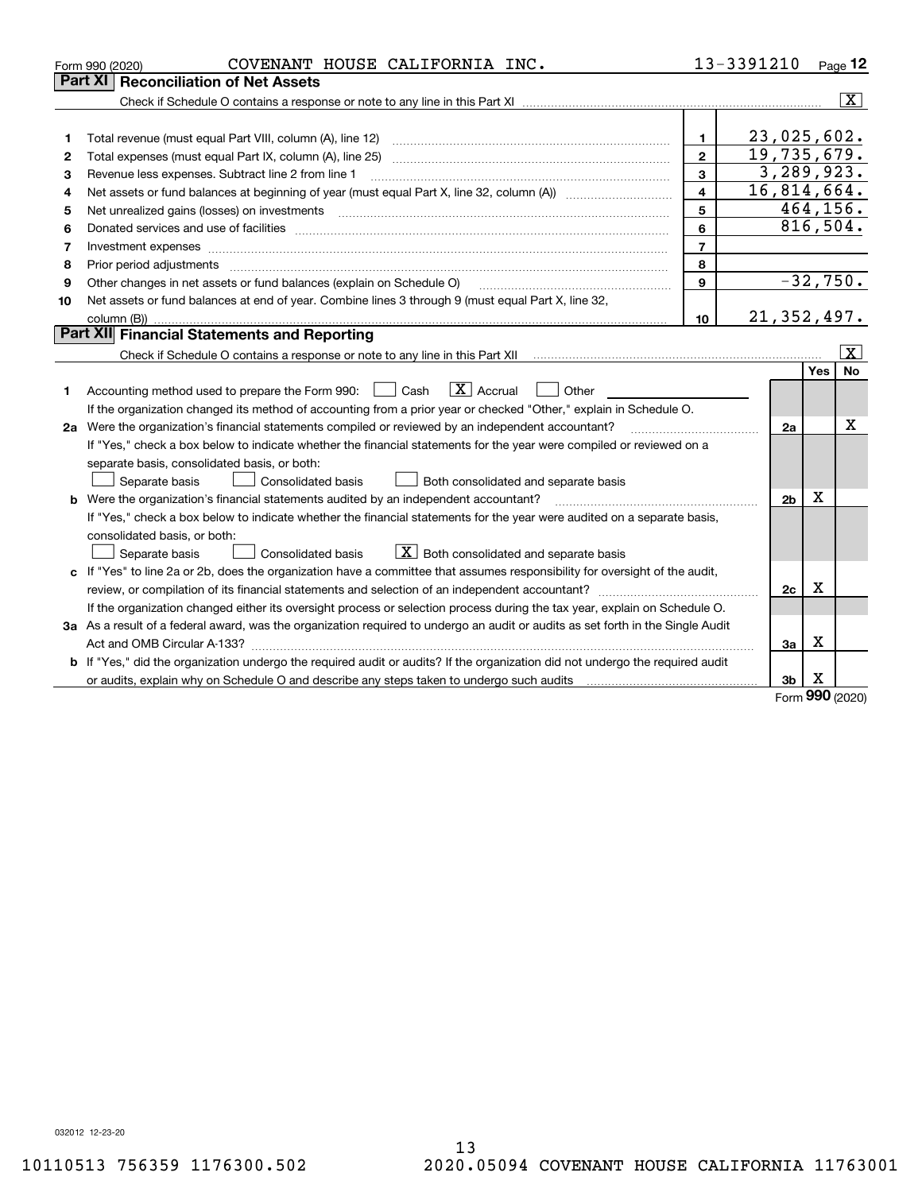Form 990 (2020) COVENANT HOUSE CALIFORNIA INC. 13-3391210 Page 12

## Part XI Reconciliation of Net Assets

Check if Schedule O contains a response or note to any line in this Part XI ........ [X]

| | | | |
|---|---|---|---|
| 1 | Total revenue (must equal Part VIII, column (A), line 12) | 1 | 23,025,602. |
| 2 | Total expenses (must equal Part IX, column (A), line 25) | 2 | 19,735,679. |
| 3 | Revenue less expenses. Subtract line 2 from line 1 | 3 | 3,289,923. |
| 4 | Net assets or fund balances at beginning of year (must equal Part X, line 32, column (A)) | 4 | 16,814,664. |
| 5 | Net unrealized gains (losses) on investments | 5 | 464,156. |
| 6 | Donated services and use of facilities | 6 | 816,504. |
| 7 | Investment expenses | 7 | |
| 8 | Prior period adjustments | 8 | |
| 9 | Other changes in net assets or fund balances (explain on Schedule O) | 9 | -32,750. |
| 10 | Net assets or fund balances at end of year. Combine lines 3 through 9 (must equal Part X, line 32, column (B)) | 10 | 21,352,497. |

## Part XII Financial Statements and Reporting

Check if Schedule O contains a response or note to any line in this Part XII ........ [X]

| | | | Yes | No |
|---|---|---|---|---|
| 1 | Accounting method used to prepare the Form 990: [ ] Cash [X] Accrual [ ] Other ______<br>If the organization changed its method of accounting from a prior year or checked "Other," explain in Schedule O. | | | |
| 2a | Were the organization's financial statements compiled or reviewed by an independent accountant? | 2a | | X |
| | If "Yes," check a box below to indicate whether the financial statements for the year were compiled or reviewed on a separate basis, consolidated basis, or both:<br>[ ] Separate basis [ ] Consolidated basis [ ] Both consolidated and separate basis | | | |
| b | Were the organization's financial statements audited by an independent accountant? | 2b | X | |
| | If "Yes," check a box below to indicate whether the financial statements for the year were audited on a separate basis, consolidated basis, or both:<br>[ ] Separate basis [ ] Consolidated basis [X] Both consolidated and separate basis | | | |
| c | If "Yes" to line 2a or 2b, does the organization have a committee that assumes responsibility for oversight of the audit, review, or compilation of its financial statements and selection of an independent accountant? | 2c | X | |
| | If the organization changed either its oversight process or selection process during the tax year, explain on Schedule O. | | | |
| 3a | As a result of a federal award, was the organization required to undergo an audit or audits as set forth in the Single Audit Act and OMB Circular A-133? | 3a | X | |
| b | If "Yes," did the organization undergo the required audit or audits? If the organization did not undergo the required audit or audits, explain why on Schedule O and describe any steps taken to undergo such audits | 3b | X | |

Form 990 (2020)

032012 12-23-20

10110513 756359 1176300.502 2020.05094 COVENANT HOUSE CALIFORNIA 11763001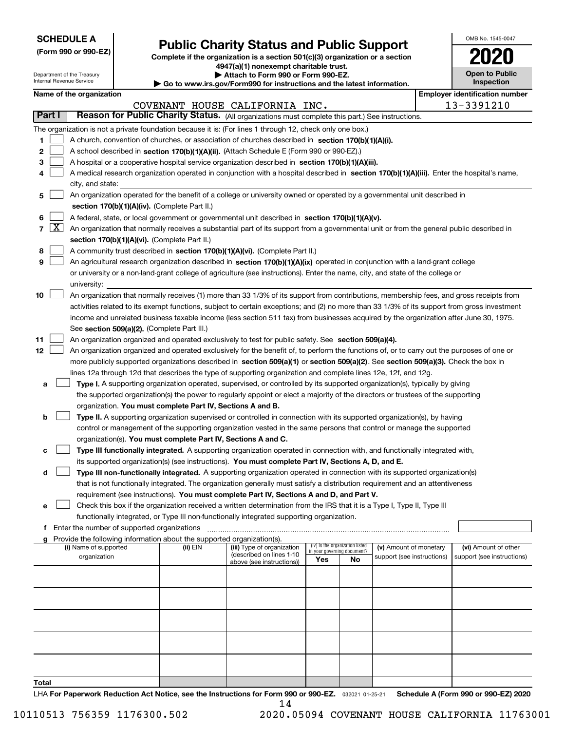**SCHEDULE A**
**(Form 990 or 990-EZ)**

Department of the Treasury
Internal Revenue Service

# Public Charity Status and Public Support

**Complete if the organization is a section 501(c)(3) organization or a section 4947(a)(1) nonexempt charitable trust.**
**▶ Attach to Form 990 or Form 990-EZ.**
**▶ Go to www.irs.gov/Form990 for instructions and the latest information.**

OMB No. 1545-0047

**2020**

**Open to Public Inspection**

**Name of the organization:** COVENANT HOUSE CALIFORNIA INC.
**Employer identification number:** 13-3391210

## Part I Reason for Public Charity Status. (All organizations must complete this part.) See instructions.

The organization is not a private foundation because it is: (For lines 1 through 12, check only one box.)

1. [ ] A church, convention of churches, or association of churches described in **section 170(b)(1)(A)(i).**
2. [ ] A school described in **section 170(b)(1)(A)(ii).** (Attach Schedule E (Form 990 or 990-EZ).)
3. [ ] A hospital or a cooperative hospital service organization described in **section 170(b)(1)(A)(iii).**
4. [ ] A medical research organization operated in conjunction with a hospital described in **section 170(b)(1)(A)(iii).** Enter the hospital's name, city, and state:
5. [ ] An organization operated for the benefit of a college or university owned or operated by a governmental unit described in **section 170(b)(1)(A)(iv).** (Complete Part II.)
6. [ ] A federal, state, or local government or governmental unit described in **section 170(b)(1)(A)(v).**
7. [X] An organization that normally receives a substantial part of its support from a governmental unit or from the general public described in **section 170(b)(1)(A)(vi).** (Complete Part II.)
8. [ ] A community trust described in **section 170(b)(1)(A)(vi).** (Complete Part II.)
9. [ ] An agricultural research organization described in **section 170(b)(1)(A)(ix)** operated in conjunction with a land-grant college or university or a non-land-grant college of agriculture (see instructions). Enter the name, city, and state of the college or university:
10. [ ] An organization that normally receives (1) more than 33 1/3% of its support from contributions, membership fees, and gross receipts from activities related to its exempt functions, subject to certain exceptions; and (2) no more than 33 1/3% of its support from gross investment income and unrelated business taxable income (less section 511 tax) from businesses acquired by the organization after June 30, 1975. See **section 509(a)(2).** (Complete Part III.)
11. [ ] An organization organized and operated exclusively to test for public safety. See **section 509(a)(4).**
12. [ ] An organization organized and operated exclusively for the benefit of, to perform the functions of, or to carry out the purposes of one or more publicly supported organizations described in **section 509(a)(1)** or **section 509(a)(2)**. See **section 509(a)(3).** Check the box in lines 12a through 12d that describes the type of supporting organization and complete lines 12e, 12f, and 12g.
   - **a** [ ] **Type I.** A supporting organization operated, supervised, or controlled by its supported organization(s), typically by giving the supported organization(s) the power to regularly appoint or elect a majority of the directors or trustees of the supporting organization. **You must complete Part IV, Sections A and B.**
   - **b** [ ] **Type II.** A supporting organization supervised or controlled in connection with its supported organization(s), by having control or management of the supporting organization vested in the same persons that control or manage the supported organization(s). **You must complete Part IV, Sections A and C.**
   - **c** [ ] **Type III functionally integrated.** A supporting organization operated in connection with, and functionally integrated with, its supported organization(s) (see instructions). **You must complete Part IV, Sections A, D, and E.**
   - **d** [ ] **Type III non-functionally integrated.** A supporting organization operated in connection with its supported organization(s) that is not functionally integrated. The organization generally must satisfy a distribution requirement and an attentiveness requirement (see instructions). **You must complete Part IV, Sections A and D, and Part V.**
   - **e** [ ] Check this box if the organization received a written determination from the IRS that it is a Type I, Type II, Type III functionally integrated, or Type III non-functionally integrated supporting organization.
   - **f** Enter the number of supported organizations
   - **g** Provide the following information about the supported organization(s).

| (i) Name of supported organization | (ii) EIN | (iii) Type of organization (described on lines 1-10 above (see instructions)) | (iv) Is the organization listed in your governing document? Yes | No | (v) Amount of monetary support (see instructions) | (vi) Amount of other support (see instructions) |
|---|---|---|---|---|---|---|
| | | | | | | |
| | | | | | | |
| | | | | | | |
| | | | | | | |
| | | | | | | |
| **Total** | | | | | | |

LHA **For Paperwork Reduction Act Notice, see the Instructions for Form 990 or 990-EZ.** 032021 01-25-21 **Schedule A (Form 990 or 990-EZ) 2020**

10110513 756359 1176300.502 2020.05094 COVENANT HOUSE CALIFORNIA 11763001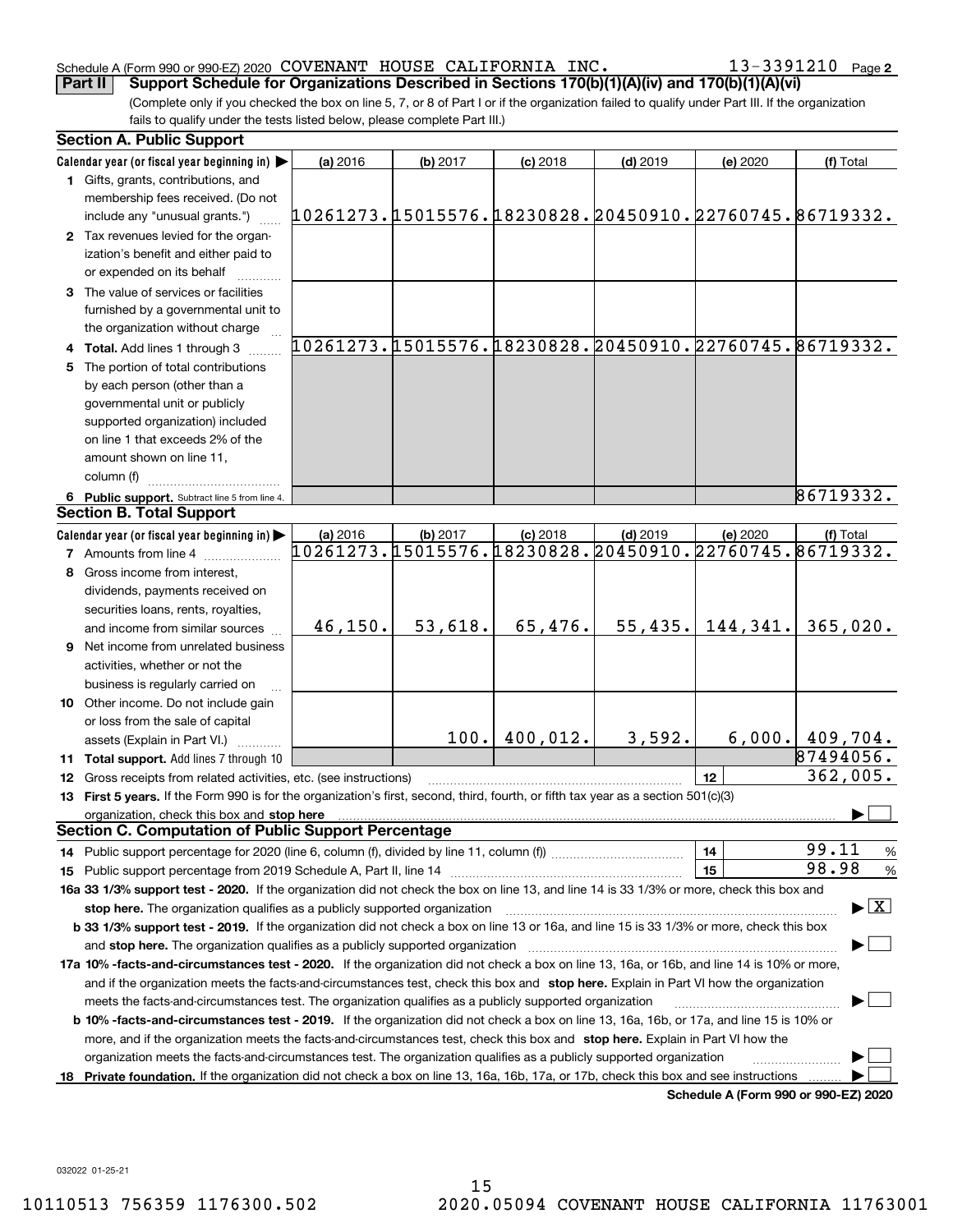Schedule A (Form 990 or 990-EZ) 2020 COVENANT HOUSE CALIFORNIA INC. 13-3391210 Page 2

**Part II Support Schedule for Organizations Described in Sections 170(b)(1)(A)(iv) and 170(b)(1)(A)(vi)**

(Complete only if you checked the box on line 5, 7, or 8 of Part I or if the organization failed to qualify under Part III. If the organization fails to qualify under the tests listed below, please complete Part III.)

## Section A. Public Support

| Calendar year (or fiscal year beginning in) | (a) 2016 | (b) 2017 | (c) 2018 | (d) 2019 | (e) 2020 | (f) Total |
|---|---|---|---|---|---|---|
| 1 Gifts, grants, contributions, and membership fees received. (Do not include any "unusual grants.") | 10261273. | 15015576. | 18230828. | 20450910. | 22760745. | 86719332. |
| 2 Tax revenues levied for the organization's benefit and either paid to or expended on its behalf | | | | | | |
| 3 The value of services or facilities furnished by a governmental unit to the organization without charge | | | | | | |
| 4 **Total.** Add lines 1 through 3 | 10261273. | 15015576. | 18230828. | 20450910. | 22760745. | 86719332. |
| 5 The portion of total contributions by each person (other than a governmental unit or publicly supported organization) included on line 1 that exceeds 2% of the amount shown on line 11, column (f) | | | | | | |
| 6 **Public support.** Subtract line 5 from line 4. | | | | | | 86719332. |

## Section B. Total Support

| Calendar year (or fiscal year beginning in) | (a) 2016 | (b) 2017 | (c) 2018 | (d) 2019 | (e) 2020 | (f) Total |
|---|---|---|---|---|---|---|
| 7 Amounts from line 4 | 10261273. | 15015576. | 18230828. | 20450910. | 22760745. | 86719332. |
| 8 Gross income from interest, dividends, payments received on securities loans, rents, royalties, and income from similar sources | 46,150. | 53,618. | 65,476. | 55,435. | 144,341. | 365,020. |
| 9 Net income from unrelated business activities, whether or not the business is regularly carried on | | | | | | |
| 10 Other income. Do not include gain or loss from the sale of capital assets (Explain in Part VI.) | | 100. | 400,012. | 3,592. | 6,000. | 409,704. |
| 11 **Total support.** Add lines 7 through 10 | | | | | | 87494056. |

12 Gross receipts from related activities, etc. (see instructions) — 12 — 362,005.

13 **First 5 years.** If the Form 990 is for the organization's first, second, third, fourth, or fifth tax year as a section 501(c)(3) organization, check this box and **stop here** ☐

## Section C. Computation of Public Support Percentage

14 Public support percentage for 2020 (line 6, column (f), divided by line 11, column (f)) — 14 — 99.11 %

15 Public support percentage from 2019 Schedule A, Part II, line 14 — 15 — 98.98 %

**16a 33 1/3% support test - 2020.** If the organization did not check the box on line 13, and line 14 is 33 1/3% or more, check this box and **stop here.** The organization qualifies as a publicly supported organization ☒

**b 33 1/3% support test - 2019.** If the organization did not check a box on line 13 or 16a, and line 15 is 33 1/3% or more, check this box and **stop here.** The organization qualifies as a publicly supported organization ☐

**17a 10% -facts-and-circumstances test - 2020.** If the organization did not check a box on line 13, 16a, or 16b, and line 14 is 10% or more, and if the organization meets the facts-and-circumstances test, check this box and **stop here.** Explain in Part VI how the organization meets the facts-and-circumstances test. The organization qualifies as a publicly supported organization ☐

**b 10% -facts-and-circumstances test - 2019.** If the organization did not check a box on line 13, 16a, 16b, or 17a, and line 15 is 10% or more, and if the organization meets the facts-and-circumstances test, check this box and **stop here.** Explain in Part VI how the organization meets the facts-and-circumstances test. The organization qualifies as a publicly supported organization ☐

**18 Private foundation.** If the organization did not check a box on line 13, 16a, 16b, 17a, or 17b, check this box and see instructions ☐

**Schedule A (Form 990 or 990-EZ) 2020**

032022 01-25-21

10110513 756359 1176300.502 2020.05094 COVENANT HOUSE CALIFORNIA 11763001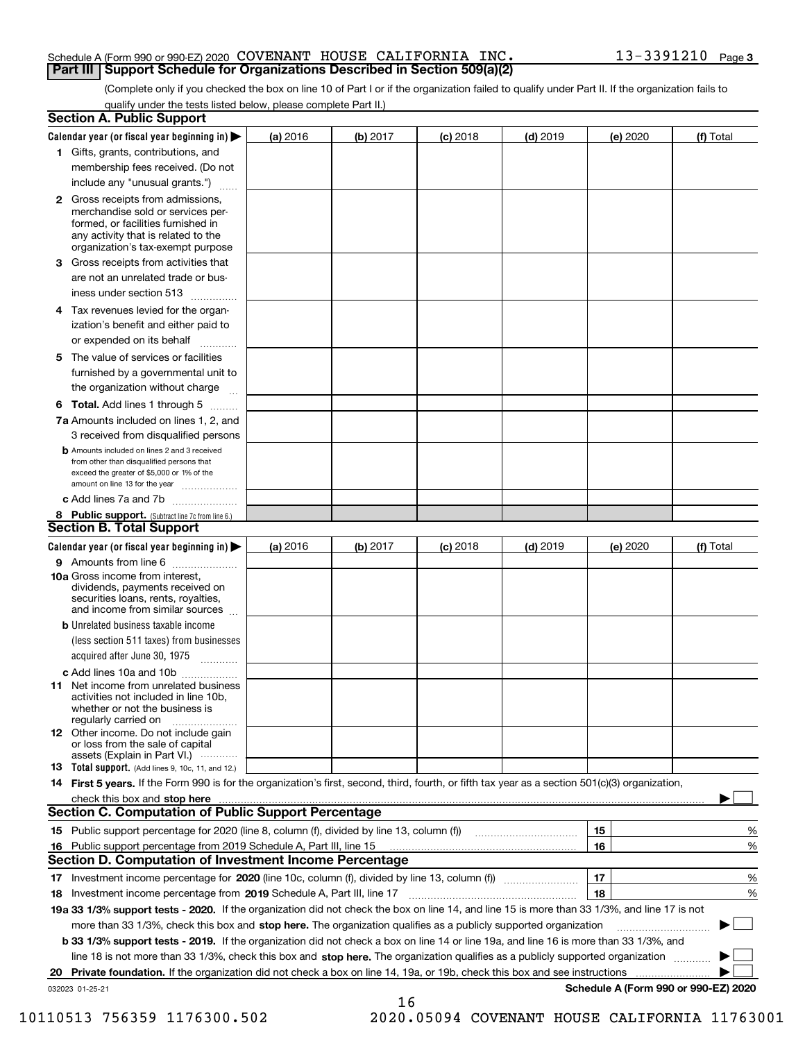Schedule A (Form 990 or 990-EZ) 2020 COVENANT HOUSE CALIFORNIA INC. 13-3391210 Page 3

## Part III Support Schedule for Organizations Described in Section 509(a)(2)

(Complete only if you checked the box on line 10 of Part I or if the organization failed to qualify under Part II. If the organization fails to qualify under the tests listed below, please complete Part II.)

### Section A. Public Support

| Calendar year (or fiscal year beginning in) ▶ | (a) 2016 | (b) 2017 | (c) 2018 | (d) 2019 | (e) 2020 | (f) Total |
|---|---|---|---|---|---|---|
| 1 Gifts, grants, contributions, and membership fees received. (Do not include any "unusual grants.") | | | | | | |
| 2 Gross receipts from admissions, merchandise sold or services performed, or facilities furnished in any activity that is related to the organization's tax-exempt purpose | | | | | | |
| 3 Gross receipts from activities that are not an unrelated trade or business under section 513 | | | | | | |
| 4 Tax revenues levied for the organization's benefit and either paid to or expended on its behalf | | | | | | |
| 5 The value of services or facilities furnished by a governmental unit to the organization without charge | | | | | | |
| 6 Total. Add lines 1 through 5 | | | | | | |
| 7a Amounts included on lines 1, 2, and 3 received from disqualified persons | | | | | | |
| b Amounts included on lines 2 and 3 received from other than disqualified persons that exceed the greater of $5,000 or 1% of the amount on line 13 for the year | | | | | | |
| c Add lines 7a and 7b | | | | | | |
| 8 Public support. (Subtract line 7c from line 6.) | | | | | | |

### Section B. Total Support

| Calendar year (or fiscal year beginning in) ▶ | (a) 2016 | (b) 2017 | (c) 2018 | (d) 2019 | (e) 2020 | (f) Total |
|---|---|---|---|---|---|---|
| 9 Amounts from line 6 | | | | | | |
| 10a Gross income from interest, dividends, payments received on securities loans, rents, royalties, and income from similar sources | | | | | | |
| b Unrelated business taxable income (less section 511 taxes) from businesses acquired after June 30, 1975 | | | | | | |
| c Add lines 10a and 10b | | | | | | |
| 11 Net income from unrelated business activities not included in line 10b, whether or not the business is regularly carried on | | | | | | |
| 12 Other income. Do not include gain or loss from the sale of capital assets (Explain in Part VI.) | | | | | | |
| 13 Total support. (Add lines 9, 10c, 11, and 12.) | | | | | | |

14 **First 5 years.** If the Form 990 is for the organization's first, second, third, fourth, or fifth tax year as a section 501(c)(3) organization, check this box and **stop here** ▶ ☐

### Section C. Computation of Public Support Percentage

| | | | |
|---|---|---|---|
| 15 | Public support percentage for 2020 (line 8, column (f), divided by line 13, column (f)) | 15 | % |
| 16 | Public support percentage from 2019 Schedule A, Part III, line 15 | 16 | % |

### Section D. Computation of Investment Income Percentage

| | | | |
|---|---|---|---|
| 17 | Investment income percentage for **2020** (line 10c, column (f), divided by line 13, column (f)) | 17 | % |
| 18 | Investment income percentage from **2019** Schedule A, Part III, line 17 | 18 | % |

**19a 33 1/3% support tests - 2020.** If the organization did not check the box on line 14, and line 15 is more than 33 1/3%, and line 17 is not more than 33 1/3%, check this box and **stop here.** The organization qualifies as a publicly supported organization ▶ ☐

**b 33 1/3% support tests - 2019.** If the organization did not check a box on line 14 or line 19a, and line 16 is more than 33 1/3%, and line 18 is not more than 33 1/3%, check this box and **stop here.** The organization qualifies as a publicly supported organization ▶ ☐

**20 Private foundation.** If the organization did not check a box on line 14, 19a, or 19b, check this box and see instructions ▶ ☐

032023 01-25-21 **Schedule A (Form 990 or 990-EZ) 2020**

10110513 756359 1176300.502 2020.05094 COVENANT HOUSE CALIFORNIA 11763001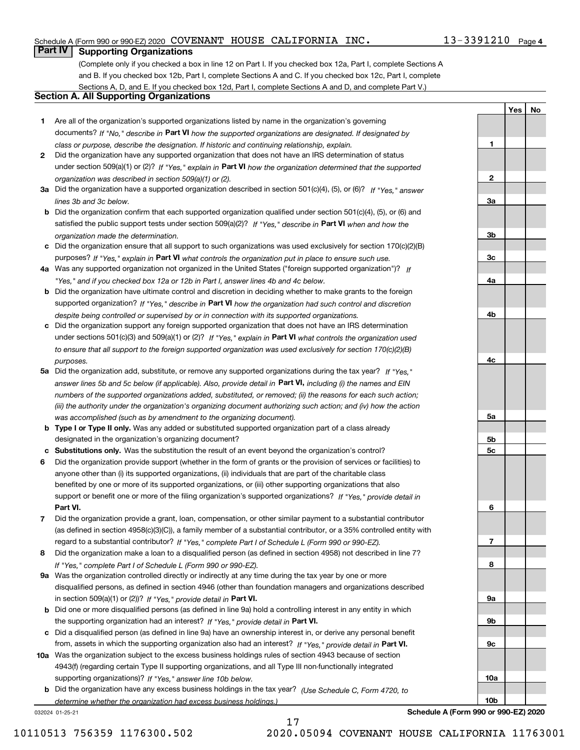Schedule A (Form 990 or 990-EZ) 2020 COVENANT HOUSE CALIFORNIA INC. 13-3391210 Page 4

## Part IV Supporting Organizations

(Complete only if you checked a box in line 12 on Part I. If you checked box 12a, Part I, complete Sections A and B. If you checked box 12b, Part I, complete Sections A and C. If you checked box 12c, Part I, complete Sections A, D, and E. If you checked box 12d, Part I, complete Sections A and D, and complete Part V.)

### Section A. All Supporting Organizations

| | | Line | Yes | No |
|---|---|---|---|---|
| 1 | Are all of the organization's supported organizations listed by name in the organization's governing documents? *If "No," describe in* **Part VI** *how the supported organizations are designated. If designated by class or purpose, describe the designation. If historic and continuing relationship, explain.* | 1 | | |
| 2 | Did the organization have any supported organization that does not have an IRS determination of status under section 509(a)(1) or (2)? *If "Yes," explain in* **Part VI** *how the organization determined that the supported organization was described in section 509(a)(1) or (2).* | 2 | | |
| 3a | Did the organization have a supported organization described in section 501(c)(4), (5), or (6)? *If "Yes," answer lines 3b and 3c below.* | 3a | | |
| b | Did the organization confirm that each supported organization qualified under section 501(c)(4), (5), or (6) and satisfied the public support tests under section 509(a)(2)? *If "Yes," describe in* **Part VI** *when and how the organization made the determination.* | 3b | | |
| c | Did the organization ensure that all support to such organizations was used exclusively for section 170(c)(2)(B) purposes? *If "Yes," explain in* **Part VI** *what controls the organization put in place to ensure such use.* | 3c | | |
| 4a | Was any supported organization not organized in the United States ("foreign supported organization")? *If "Yes," and if you checked box 12a or 12b in Part I, answer lines 4b and 4c below.* | 4a | | |
| b | Did the organization have ultimate control and discretion in deciding whether to make grants to the foreign supported organization? *If "Yes," describe in* **Part VI** *how the organization had such control and discretion despite being controlled or supervised by or in connection with its supported organizations.* | 4b | | |
| c | Did the organization support any foreign supported organization that does not have an IRS determination under sections 501(c)(3) and 509(a)(1) or (2)? *If "Yes," explain in* **Part VI** *what controls the organization used to ensure that all support to the foreign supported organization was used exclusively for section 170(c)(2)(B) purposes.* | 4c | | |
| 5a | Did the organization add, substitute, or remove any supported organizations during the tax year? *If "Yes," answer lines 5b and 5c below (if applicable). Also, provide detail in* **Part VI,** *including (i) the names and EIN numbers of the supported organizations added, substituted, or removed; (ii) the reasons for each such action; (iii) the authority under the organization's organizing document authorizing such action; and (iv) how the action was accomplished (such as by amendment to the organizing document).* | 5a | | |
| b | **Type I or Type II only.** Was any added or substituted supported organization part of a class already designated in the organization's organizing document? | 5b | | |
| c | **Substitutions only.** Was the substitution the result of an event beyond the organization's control? | 5c | | |
| 6 | Did the organization provide support (whether in the form of grants or the provision of services or facilities) to anyone other than (i) its supported organizations, (ii) individuals that are part of the charitable class benefited by one or more of its supported organizations, or (iii) other supporting organizations that also support or benefit one or more of the filing organization's supported organizations? *If "Yes," provide detail in* **Part VI.** | 6 | | |
| 7 | Did the organization provide a grant, loan, compensation, or other similar payment to a substantial contributor (as defined in section 4958(c)(3)(C)), a family member of a substantial contributor, or a 35% controlled entity with regard to a substantial contributor? *If "Yes," complete Part I of Schedule L (Form 990 or 990-EZ).* | 7 | | |
| 8 | Did the organization make a loan to a disqualified person (as defined in section 4958) not described in line 7? *If "Yes," complete Part I of Schedule L (Form 990 or 990-EZ).* | 8 | | |
| 9a | Was the organization controlled directly or indirectly at any time during the tax year by one or more disqualified persons, as defined in section 4946 (other than foundation managers and organizations described in section 509(a)(1) or (2))? *If "Yes," provide detail in* **Part VI.** | 9a | | |
| b | Did one or more disqualified persons (as defined in line 9a) hold a controlling interest in any entity in which the supporting organization had an interest? *If "Yes," provide detail in* **Part VI.** | 9b | | |
| c | Did a disqualified person (as defined in line 9a) have an ownership interest in, or derive any personal benefit from, assets in which the supporting organization also had an interest? *If "Yes," provide detail in* **Part VI.** | 9c | | |
| 10a | Was the organization subject to the excess business holdings rules of section 4943 because of section 4943(f) (regarding certain Type II supporting organizations, and all Type III non-functionally integrated supporting organizations)? *If "Yes," answer line 10b below.* | 10a | | |
| b | Did the organization have any excess business holdings in the tax year? *(Use Schedule C, Form 4720, to determine whether the organization had excess business holdings.)* | 10b | | |

032024 01-25-21 **Schedule A (Form 990 or 990-EZ) 2020**

10110513 756359 1176300.502 2020.05094 COVENANT HOUSE CALIFORNIA 11763001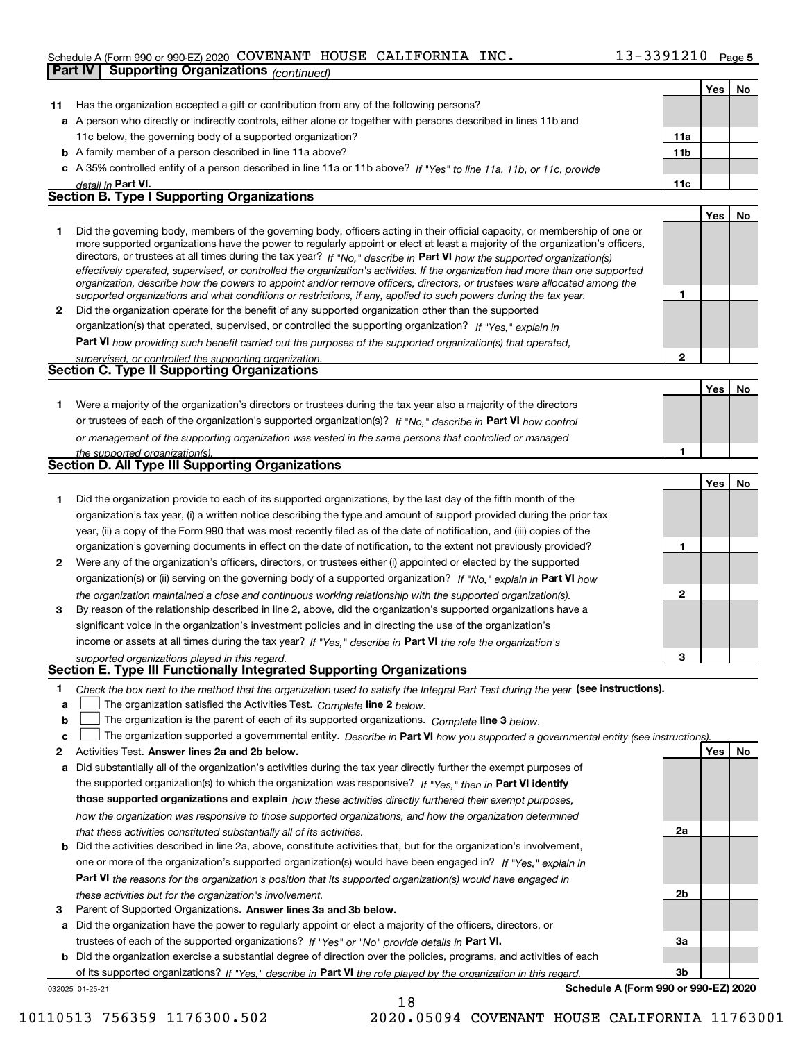Schedule A (Form 990 or 990-EZ) 2020 COVENANT HOUSE CALIFORNIA INC. 13-3391210

## Part IV Supporting Organizations *(continued)*

| | | | Yes | No |
|---|---|---|---|---|
| **11** | Has the organization accepted a gift or contribution from any of the following persons? | | | |
| **a** | A person who directly or indirectly controls, either alone or together with persons described in lines 11b and 11c below, the governing body of a supported organization? | 11a | | |
| **b** | A family member of a person described in line 11a above? | 11b | | |
| **c** | A 35% controlled entity of a person described in line 11a or 11b above? *If "Yes" to line 11a, 11b, or 11c, provide detail in* **Part VI.** | 11c | | |

### Section B. Type I Supporting Organizations

| | | | Yes | No |
|---|---|---|---|---|
| **1** | Did the governing body, members of the governing body, officers acting in their official capacity, or membership of one or more supported organizations have the power to regularly appoint or elect at least a majority of the organization's officers, directors, or trustees at all times during the tax year? *If "No," describe in* **Part VI** *how the supported organization(s) effectively operated, supervised, or controlled the organization's activities. If the organization had more than one supported organization, describe how the powers to appoint and/or remove officers, directors, or trustees were allocated among the supported organizations and what conditions or restrictions, if any, applied to such powers during the tax year.* | 1 | | |
| **2** | Did the organization operate for the benefit of any supported organization other than the supported organization(s) that operated, supervised, or controlled the supporting organization? *If "Yes," explain in* **Part VI** *how providing such benefit carried out the purposes of the supported organization(s) that operated, supervised, or controlled the supporting organization.* | 2 | | |

### Section C. Type II Supporting Organizations

| | | | Yes | No |
|---|---|---|---|---|
| **1** | Were a majority of the organization's directors or trustees during the tax year also a majority of the directors or trustees of each of the organization's supported organization(s)? *If "No," describe in* **Part VI** *how control or management of the supporting organization was vested in the same persons that controlled or managed the supported organization(s).* | 1 | | |

### Section D. All Type III Supporting Organizations

| | | | Yes | No |
|---|---|---|---|---|
| **1** | Did the organization provide to each of its supported organizations, by the last day of the fifth month of the organization's tax year, (i) a written notice describing the type and amount of support provided during the prior tax year, (ii) a copy of the Form 990 that was most recently filed as of the date of notification, and (iii) copies of the organization's governing documents in effect on the date of notification, to the extent not previously provided? | 1 | | |
| **2** | Were any of the organization's officers, directors, or trustees either (i) appointed or elected by the supported organization(s) or (ii) serving on the governing body of a supported organization? *If "No," explain in* **Part VI** *how the organization maintained a close and continuous working relationship with the supported organization(s).* | 2 | | |
| **3** | By reason of the relationship described in line 2, above, did the organization's supported organizations have a significant voice in the organization's investment policies and in directing the use of the organization's income or assets at all times during the tax year? *If "Yes," describe in* **Part VI** *the role the organization's supported organizations played in this regard.* | 3 | | |

### Section E. Type III Functionally Integrated Supporting Organizations

**1** *Check the box next to the method that the organization used to satisfy the Integral Part Test during the year* **(see instructions).**

- **a** ☐ The organization satisfied the Activities Test. *Complete* **line 2** *below.*
- **b** ☐ The organization is the parent of each of its supported organizations. *Complete* **line 3** *below.*
- **c** ☐ The organization supported a governmental entity. *Describe in* **Part VI** *how you supported a governmental entity (see instructions).*

| | | | Yes | No |
|---|---|---|---|---|
| **2** | Activities Test. **Answer lines 2a and 2b below.** | | | |
| **a** | Did substantially all of the organization's activities during the tax year directly further the exempt purposes of the supported organization(s) to which the organization was responsive? *If "Yes," then in* **Part VI identify those supported organizations and explain** *how these activities directly furthered their exempt purposes, how the organization was responsive to those supported organizations, and how the organization determined that these activities constituted substantially all of its activities.* | 2a | | |
| **b** | Did the activities described in line 2a, above, constitute activities that, but for the organization's involvement, one or more of the organization's supported organization(s) would have been engaged in? *If "Yes," explain in* **Part VI** *the reasons for the organization's position that its supported organization(s) would have engaged in these activities but for the organization's involvement.* | 2b | | |
| **3** | Parent of Supported Organizations. **Answer lines 3a and 3b below.** | | | |
| **a** | Did the organization have the power to regularly appoint or elect a majority of the officers, directors, or trustees of each of the supported organizations? *If "Yes" or "No" provide details in* **Part VI.** | 3a | | |
| **b** | Did the organization exercise a substantial degree of direction over the policies, programs, and activities of each of its supported organizations? *If "Yes," describe in* **Part VI** *the role played by the organization in this regard.* | 3b | | |

032025 01-25-21 **Schedule A (Form 990 or 990-EZ) 2020**

10110513 756359 1176300.502 2020.05094 COVENANT HOUSE CALIFORNIA 11763001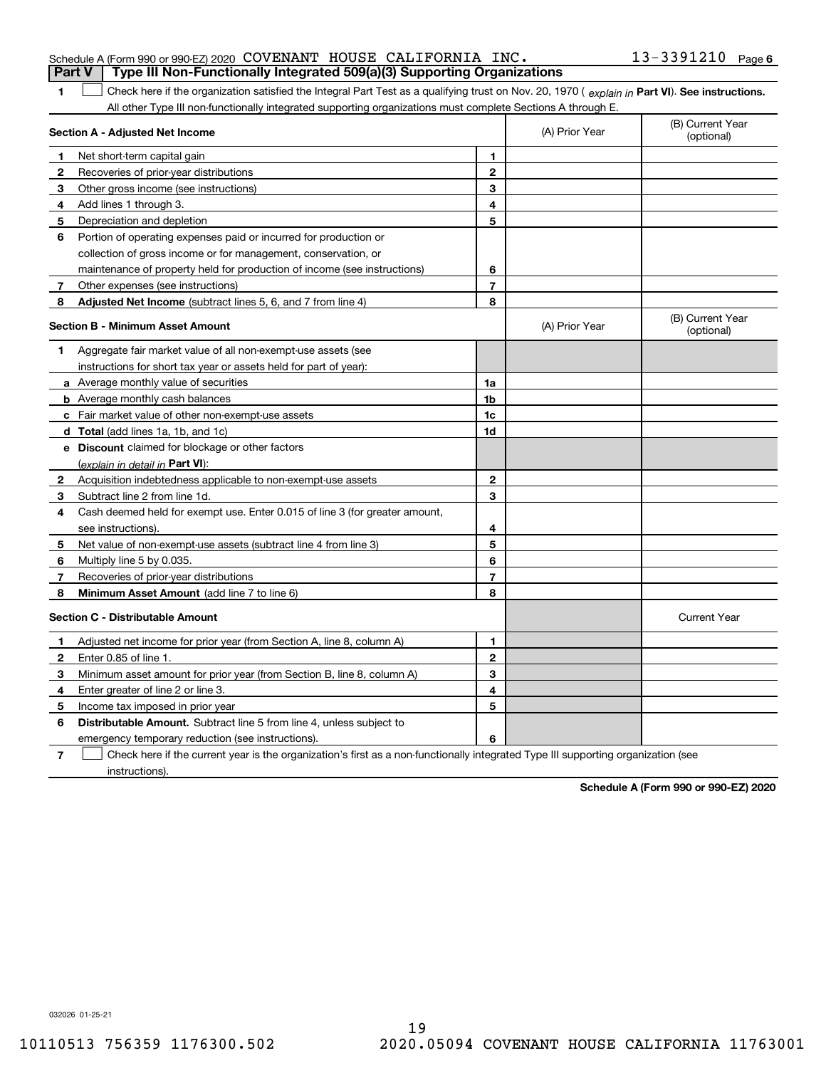Schedule A (Form 990 or 990-EZ) 2020 COVENANT HOUSE CALIFORNIA INC. 13-3391210 Page 6

## Part V Type III Non-Functionally Integrated 509(a)(3) Supporting Organizations

**1** ☐ Check here if the organization satisfied the Integral Part Test as a qualifying trust on Nov. 20, 1970 ( *explain in* **Part VI**). **See instructions.** All other Type III non-functionally integrated supporting organizations must complete Sections A through E.

| **Section A - Adjusted Net Income** | | (A) Prior Year | (B) Current Year (optional) |
|---|---|---|---|
| **1** Net short-term capital gain | **1** | | |
| **2** Recoveries of prior-year distributions | **2** | | |
| **3** Other gross income (see instructions) | **3** | | |
| **4** Add lines 1 through 3. | **4** | | |
| **5** Depreciation and depletion | **5** | | |
| **6** Portion of operating expenses paid or incurred for production or collection of gross income or for management, conservation, or maintenance of property held for production of income (see instructions) | **6** | | |
| **7** Other expenses (see instructions) | **7** | | |
| **8** **Adjusted Net Income** (subtract lines 5, 6, and 7 from line 4) | **8** | | |

| **Section B - Minimum Asset Amount** | | (A) Prior Year | (B) Current Year (optional) |
|---|---|---|---|
| **1** Aggregate fair market value of all non-exempt-use assets (see instructions for short tax year or assets held for part of year): | | | |
| **a** Average monthly value of securities | **1a** | | |
| **b** Average monthly cash balances | **1b** | | |
| **c** Fair market value of other non-exempt-use assets | **1c** | | |
| **d** **Total** (add lines 1a, 1b, and 1c) | **1d** | | |
| **e** **Discount** claimed for blockage or other factors (*explain in detail in* **Part VI**): | | | |
| **2** Acquisition indebtedness applicable to non-exempt-use assets | **2** | | |
| **3** Subtract line 2 from line 1d. | **3** | | |
| **4** Cash deemed held for exempt use. Enter 0.015 of line 3 (for greater amount, see instructions). | **4** | | |
| **5** Net value of non-exempt-use assets (subtract line 4 from line 3) | **5** | | |
| **6** Multiply line 5 by 0.035. | **6** | | |
| **7** Recoveries of prior-year distributions | **7** | | |
| **8** **Minimum Asset Amount** (add line 7 to line 6) | **8** | | |

| **Section C - Distributable Amount** | | | Current Year |
|---|---|---|---|
| **1** Adjusted net income for prior year (from Section A, line 8, column A) | **1** | | |
| **2** Enter 0.85 of line 1. | **2** | | |
| **3** Minimum asset amount for prior year (from Section B, line 8, column A) | **3** | | |
| **4** Enter greater of line 2 or line 3. | **4** | | |
| **5** Income tax imposed in prior year | **5** | | |
| **6** **Distributable Amount.** Subtract line 5 from line 4, unless subject to emergency temporary reduction (see instructions). | **6** | | |

**7** ☐ Check here if the current year is the organization's first as a non-functionally integrated Type III supporting organization (see instructions).

**Schedule A (Form 990 or 990-EZ) 2020**

032026 01-25-21

10110513 756359 1176300.502 2020.05094 COVENANT HOUSE CALIFORNIA 11763001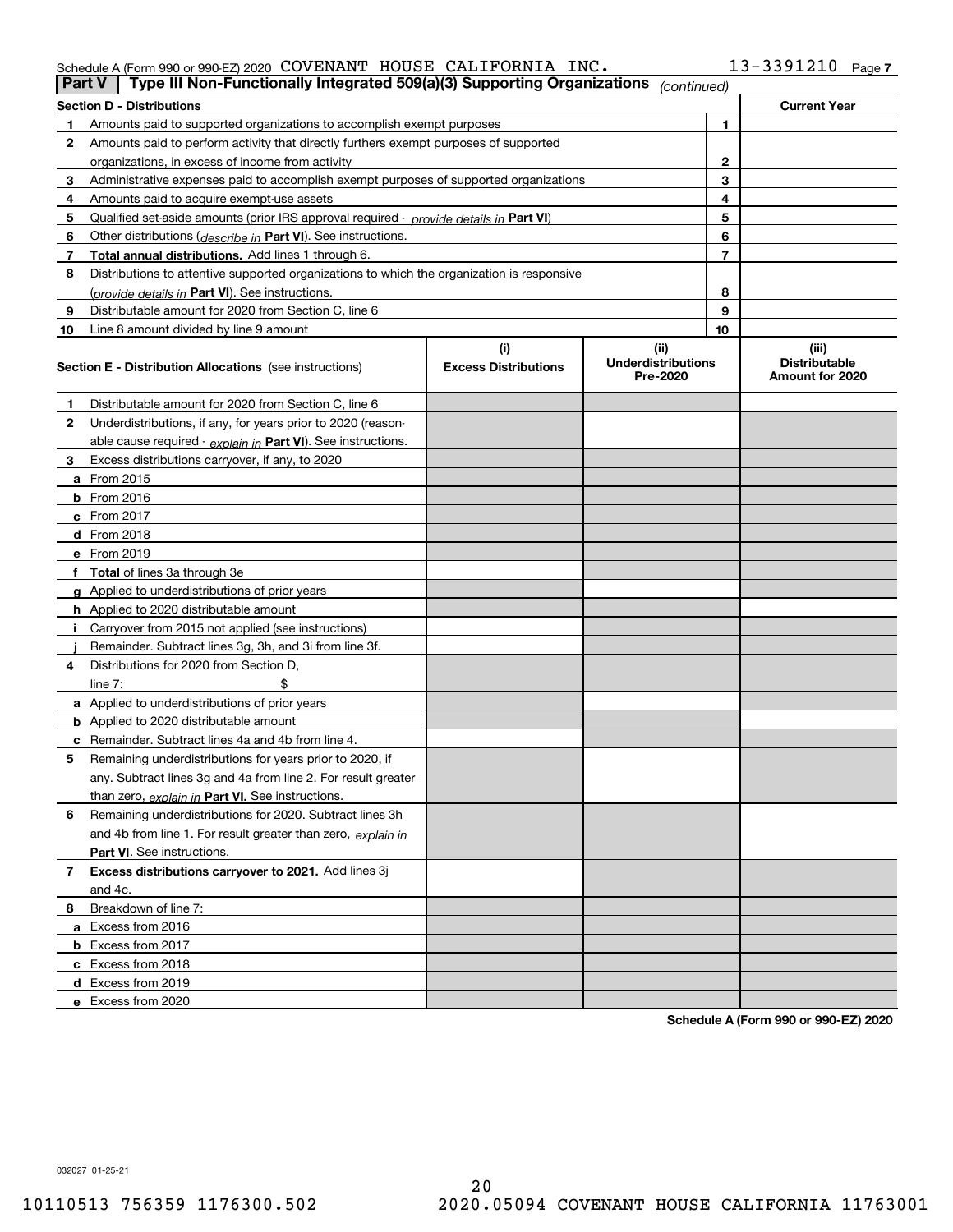Schedule A (Form 990 or 990-EZ) 2020 COVENANT HOUSE CALIFORNIA INC. 13-3391210 Page 7

## Part V | Type III Non-Functionally Integrated 509(a)(3) Supporting Organizations *(continued)*

| Section D - Distributions | | Current Year |
|---|---|---|
| **1** Amounts paid to supported organizations to accomplish exempt purposes | 1 | |
| **2** Amounts paid to perform activity that directly furthers exempt purposes of supported organizations, in excess of income from activity | 2 | |
| **3** Administrative expenses paid to accomplish exempt purposes of supported organizations | 3 | |
| **4** Amounts paid to acquire exempt-use assets | 4 | |
| **5** Qualified set-aside amounts (prior IRS approval required - *provide details in* **Part VI**) | 5 | |
| **6** Other distributions (*describe in* **Part VI**). See instructions. | 6 | |
| **7** **Total annual distributions.** Add lines 1 through 6. | 7 | |
| **8** Distributions to attentive supported organizations to which the organization is responsive (*provide details in* **Part VI**). See instructions. | 8 | |
| **9** Distributable amount for 2020 from Section C, line 6 | 9 | |
| **10** Line 8 amount divided by line 9 amount | 10 | |

| Section E - Distribution Allocations (see instructions) | (i) Excess Distributions | (ii) Underdistributions Pre-2020 | (iii) Distributable Amount for 2020 |
|---|---|---|---|
| **1** Distributable amount for 2020 from Section C, line 6 | | | |
| **2** Underdistributions, if any, for years prior to 2020 (reasonable cause required - *explain in* **Part VI**). See instructions. | | | |
| **3** Excess distributions carryover, if any, to 2020 | | | |
| **a** From 2015 | | | |
| **b** From 2016 | | | |
| **c** From 2017 | | | |
| **d** From 2018 | | | |
| **e** From 2019 | | | |
| **f** **Total** of lines 3a through 3e | | | |
| **g** Applied to underdistributions of prior years | | | |
| **h** Applied to 2020 distributable amount | | | |
| **i** Carryover from 2015 not applied (see instructions) | | | |
| **j** Remainder. Subtract lines 3g, 3h, and 3i from line 3f. | | | |
| **4** Distributions for 2020 from Section D, line 7: $ | | | |
| **a** Applied to underdistributions of prior years | | | |
| **b** Applied to 2020 distributable amount | | | |
| **c** Remainder. Subtract lines 4a and 4b from line 4. | | | |
| **5** Remaining underdistributions for years prior to 2020, if any. Subtract lines 3g and 4a from line 2. For result greater than zero, *explain in* **Part VI.** See instructions. | | | |
| **6** Remaining underdistributions for 2020. Subtract lines 3h and 4b from line 1. For result greater than zero, *explain in* **Part VI**. See instructions. | | | |
| **7** **Excess distributions carryover to 2021.** Add lines 3j and 4c. | | | |
| **8** Breakdown of line 7: | | | |
| **a** Excess from 2016 | | | |
| **b** Excess from 2017 | | | |
| **c** Excess from 2018 | | | |
| **d** Excess from 2019 | | | |
| **e** Excess from 2020 | | | |

**Schedule A (Form 990 or 990-EZ) 2020**

032027 01-25-21

10110513 756359 1176300.502 2020.05094 COVENANT HOUSE CALIFORNIA 11763001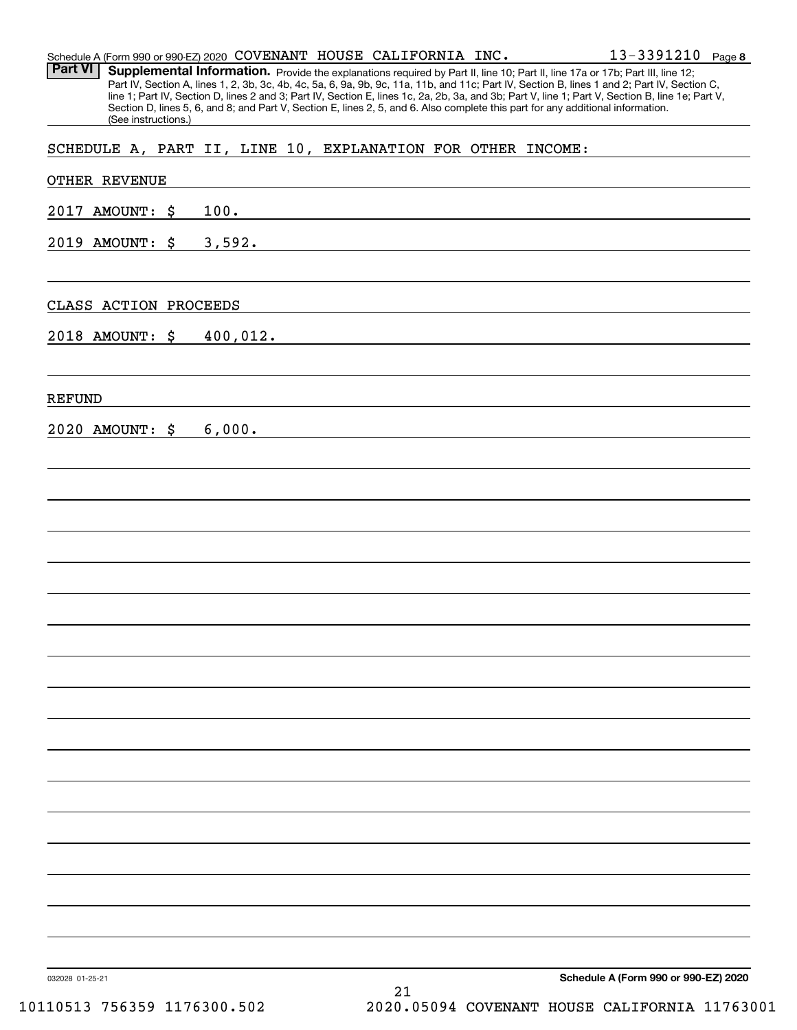Schedule A (Form 990 or 990-EZ) 2020 COVENANT HOUSE CALIFORNIA INC. 13-3391210 Page **8**

**Part VI** **Supplemental Information.** Provide the explanations required by Part II, line 10; Part II, line 17a or 17b; Part III, line 12; Part IV, Section A, lines 1, 2, 3b, 3c, 4b, 4c, 5a, 6, 9a, 9b, 9c, 11a, 11b, and 11c; Part IV, Section B, lines 1 and 2; Part IV, Section C, line 1; Part IV, Section D, lines 2 and 3; Part IV, Section E, lines 1c, 2a, 2b, 3a, and 3b; Part V, line 1; Part V, Section B, line 1e; Part V, Section D, lines 5, 6, and 8; and Part V, Section E, lines 2, 5, and 6. Also complete this part for any additional information. (See instructions.)

SCHEDULE A, PART II, LINE 10, EXPLANATION FOR OTHER INCOME:

OTHER REVENUE

2017 AMOUNT: $ 100.

2019 AMOUNT: $ 3,592.

CLASS ACTION PROCEEDS

2018 AMOUNT: $ 400,012.

REFUND

2020 AMOUNT: $ 6,000.

032028 01-25-21 **Schedule A (Form 990 or 990-EZ) 2020**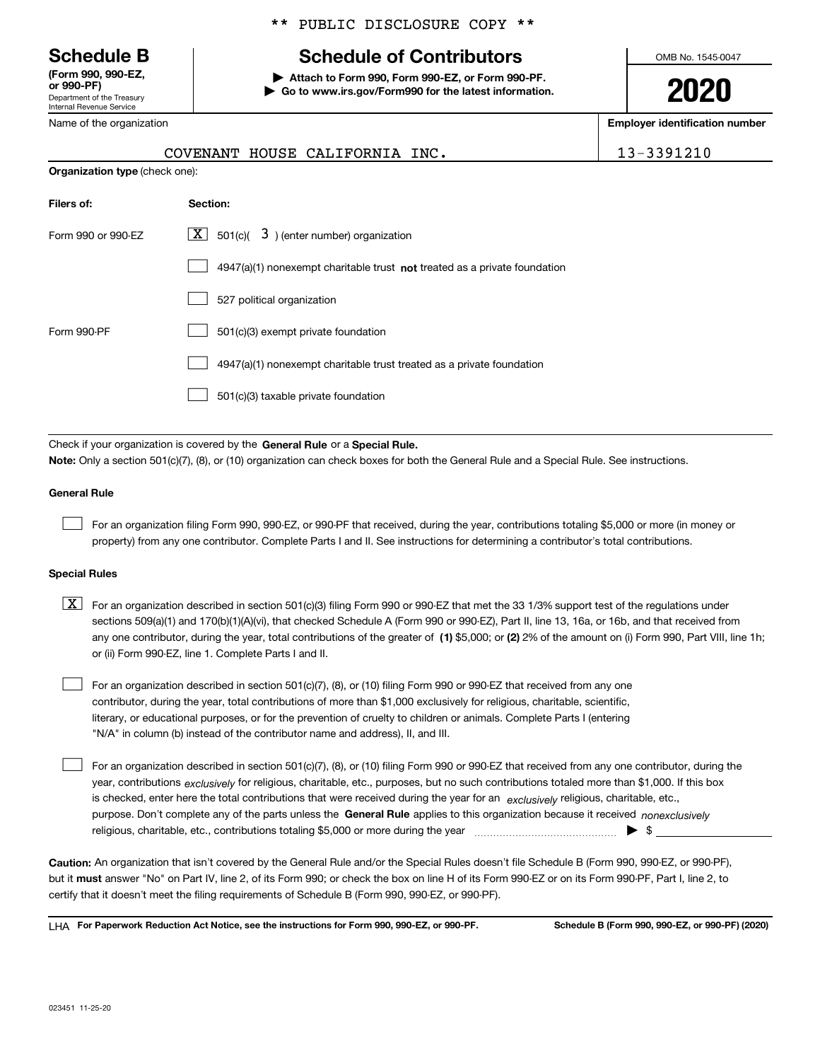** PUBLIC DISCLOSURE COPY **

# Schedule B

**(Form 990, 990-EZ, or 990-PF)**
Department of the Treasury
Internal Revenue Service

## Schedule of Contributors

▶ **Attach to Form 990, Form 990-EZ, or Form 990-PF.**
▶ **Go to www.irs.gov/Form990 for the latest information.**

OMB No. 1545-0047

**2020**

Name of the organization: COVENANT HOUSE CALIFORNIA INC.

**Employer identification number:** 13-3391210

**Organization type** (check one):

| **Filers of:** | **Section:** |
|---|---|
| Form 990 or 990-EZ | [X] 501(c)( 3 ) (enter number) organization |
| | [ ] 4947(a)(1) nonexempt charitable trust **not** treated as a private foundation |
| | [ ] 527 political organization |
| Form 990-PF | [ ] 501(c)(3) exempt private foundation |
| | [ ] 4947(a)(1) nonexempt charitable trust treated as a private foundation |
| | [ ] 501(c)(3) taxable private foundation |

Check if your organization is covered by the **General Rule** or a **Special Rule.**

**Note:** Only a section 501(c)(7), (8), or (10) organization can check boxes for both the General Rule and a Special Rule. See instructions.

### General Rule

[ ] For an organization filing Form 990, 990-EZ, or 990-PF that received, during the year, contributions totaling $5,000 or more (in money or property) from any one contributor. Complete Parts I and II. See instructions for determining a contributor's total contributions.

### Special Rules

[X] For an organization described in section 501(c)(3) filing Form 990 or 990-EZ that met the 33 1/3% support test of the regulations under sections 509(a)(1) and 170(b)(1)(A)(vi), that checked Schedule A (Form 990 or 990-EZ), Part II, line 13, 16a, or 16b, and that received from any one contributor, during the year, total contributions of the greater of **(1)** $5,000; or **(2)** 2% of the amount on (i) Form 990, Part VIII, line 1h; or (ii) Form 990-EZ, line 1. Complete Parts I and II.

[ ] For an organization described in section 501(c)(7), (8), or (10) filing Form 990 or 990-EZ that received from any one contributor, during the year, total contributions of more than $1,000 exclusively for religious, charitable, scientific, literary, or educational purposes, or for the prevention of cruelty to children or animals. Complete Parts I (entering "N/A" in column (b) instead of the contributor name and address), II, and III.

[ ] For an organization described in section 501(c)(7), (8), or (10) filing Form 990 or 990-EZ that received from any one contributor, during the year, contributions *exclusively* for religious, charitable, etc., purposes, but no such contributions totaled more than $1,000. If this box is checked, enter here the total contributions that were received during the year for an *exclusively* religious, charitable, etc., purpose. Don't complete any of the parts unless the **General Rule** applies to this organization because it received *nonexclusively* religious, charitable, etc., contributions totaling $5,000 or more during the year ▶ $

**Caution:** An organization that isn't covered by the General Rule and/or the Special Rules doesn't file Schedule B (Form 990, 990-EZ, or 990-PF), but it **must** answer "No" on Part IV, line 2, of its Form 990; or check the box on line H of its Form 990-EZ or on its Form 990-PF, Part I, line 2, to certify that it doesn't meet the filing requirements of Schedule B (Form 990, 990-EZ, or 990-PF).

LHA **For Paperwork Reduction Act Notice, see the instructions for Form 990, 990-EZ, or 990-PF.** **Schedule B (Form 990, 990-EZ, or 990-PF) (2020)**

023451 11-25-20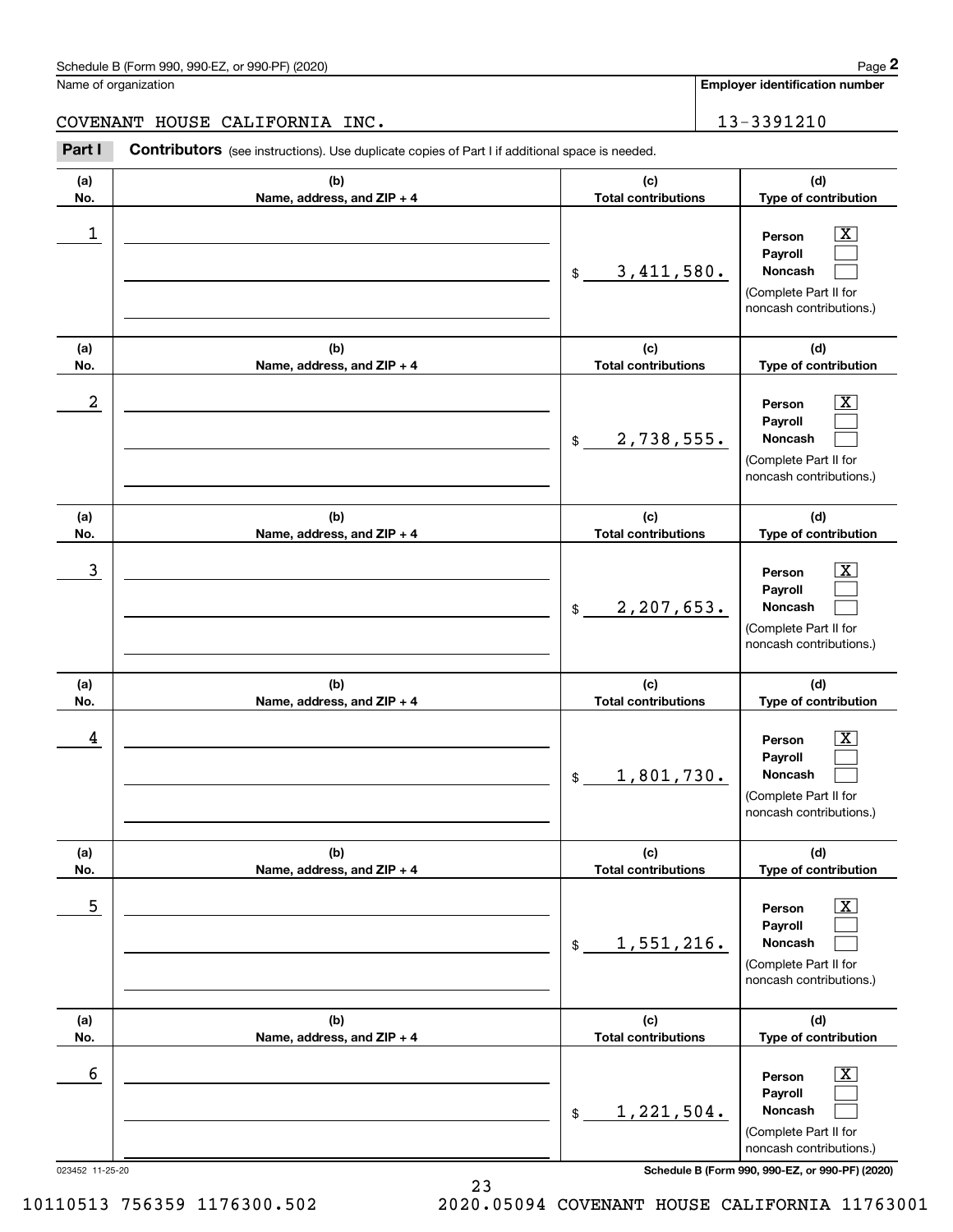Schedule B (Form 990, 990-EZ, or 990-PF) (2020)

Name of organization: COVENANT HOUSE CALIFORNIA INC.

Employer identification number: 13-3391210

**Part I** **Contributors** (see instructions). Use duplicate copies of Part I if additional space is needed.

| (a) No. | (b) Name, address, and ZIP + 4 | (c) Total contributions | (d) Type of contribution |
|---|---|---|---|
| 1 | | $ 3,411,580. | Person [X] Payroll [ ] Noncash [ ] (Complete Part II for noncash contributions.) |
| 2 | | $ 2,738,555. | Person [X] Payroll [ ] Noncash [ ] (Complete Part II for noncash contributions.) |
| 3 | | $ 2,207,653. | Person [X] Payroll [ ] Noncash [ ] (Complete Part II for noncash contributions.) |
| 4 | | $ 1,801,730. | Person [X] Payroll [ ] Noncash [ ] (Complete Part II for noncash contributions.) |
| 5 | | $ 1,551,216. | Person [X] Payroll [ ] Noncash [ ] (Complete Part II for noncash contributions.) |
| 6 | | $ 1,221,504. | Person [X] Payroll [ ] Noncash [ ] (Complete Part II for noncash contributions.) |

023452 11-25-20

Schedule B (Form 990, 990-EZ, or 990-PF) (2020)

10110513 756359 1176300.502 2020.05094 COVENANT HOUSE CALIFORNIA 11763001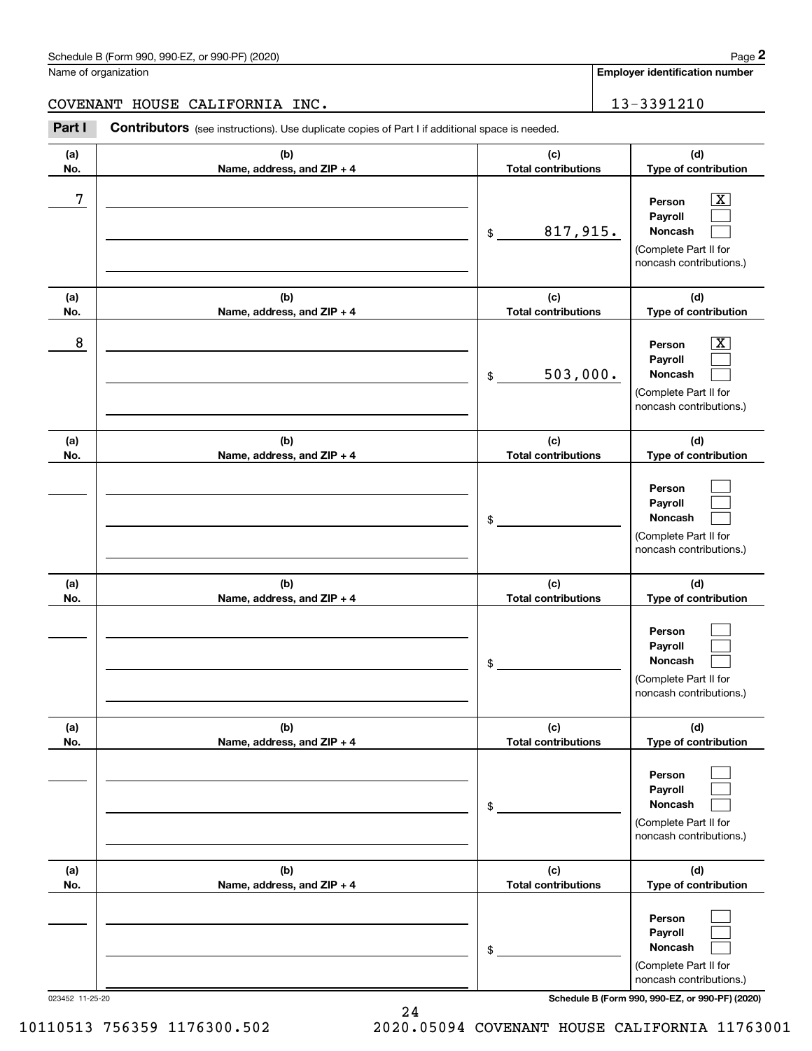Name of organization

COVENANT HOUSE CALIFORNIA INC.

**Employer identification number**

13-3391210

**Part I** **Contributors** (see instructions). Use duplicate copies of Part I if additional space is needed.

| (a) No. | (b) Name, address, and ZIP + 4 | (c) Total contributions | (d) Type of contribution |
|---|---|---|---|
| 7 | | $ 817,915. | Person [X] Payroll [ ] Noncash [ ] (Complete Part II for noncash contributions.) |
| 8 | | $ 503,000. | Person [X] Payroll [ ] Noncash [ ] (Complete Part II for noncash contributions.) |
| | | $ | Person [ ] Payroll [ ] Noncash [ ] (Complete Part II for noncash contributions.) |
| | | $ | Person [ ] Payroll [ ] Noncash [ ] (Complete Part II for noncash contributions.) |
| | | $ | Person [ ] Payroll [ ] Noncash [ ] (Complete Part II for noncash contributions.) |
| | | $ | Person [ ] Payroll [ ] Noncash [ ] (Complete Part II for noncash contributions.) |

023452 11-25-20

**Schedule B (Form 990, 990-EZ, or 990-PF) (2020)**

10110513 756359 1176300.502 2020.05094 COVENANT HOUSE CALIFORNIA 11763001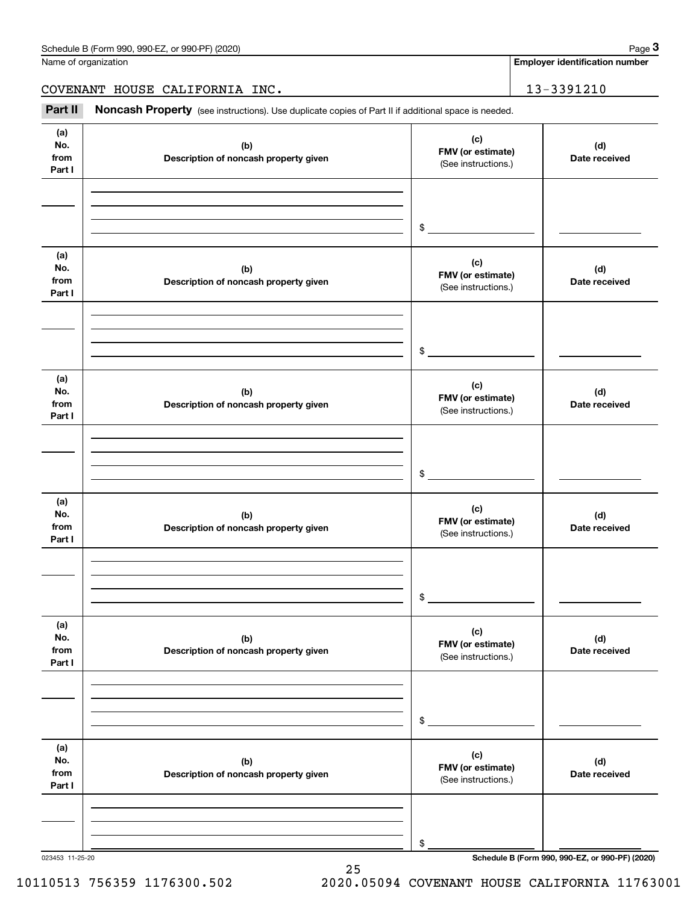Name of organization

COVENANT HOUSE CALIFORNIA INC.

**Employer identification number**

13-3391210

**Part II** **Noncash Property** (see instructions). Use duplicate copies of Part II if additional space is needed.

| (a) No. from Part I | (b) Description of noncash property given | (c) FMV (or estimate) (See instructions.) | (d) Date received |
|---|---|---|---|
| | | $ | |

| (a) No. from Part I | (b) Description of noncash property given | (c) FMV (or estimate) (See instructions.) | (d) Date received |
|---|---|---|---|
| | | $ | |

| (a) No. from Part I | (b) Description of noncash property given | (c) FMV (or estimate) (See instructions.) | (d) Date received |
|---|---|---|---|
| | | $ | |

| (a) No. from Part I | (b) Description of noncash property given | (c) FMV (or estimate) (See instructions.) | (d) Date received |
|---|---|---|---|
| | | $ | |

| (a) No. from Part I | (b) Description of noncash property given | (c) FMV (or estimate) (See instructions.) | (d) Date received |
|---|---|---|---|
| | | $ | |

| (a) No. from Part I | (b) Description of noncash property given | (c) FMV (or estimate) (See instructions.) | (d) Date received |
|---|---|---|---|
| | | $ | |

023453 11-25-20

10110513 756359 1176300.502 2020.05094 COVENANT HOUSE CALIFORNIA 11763001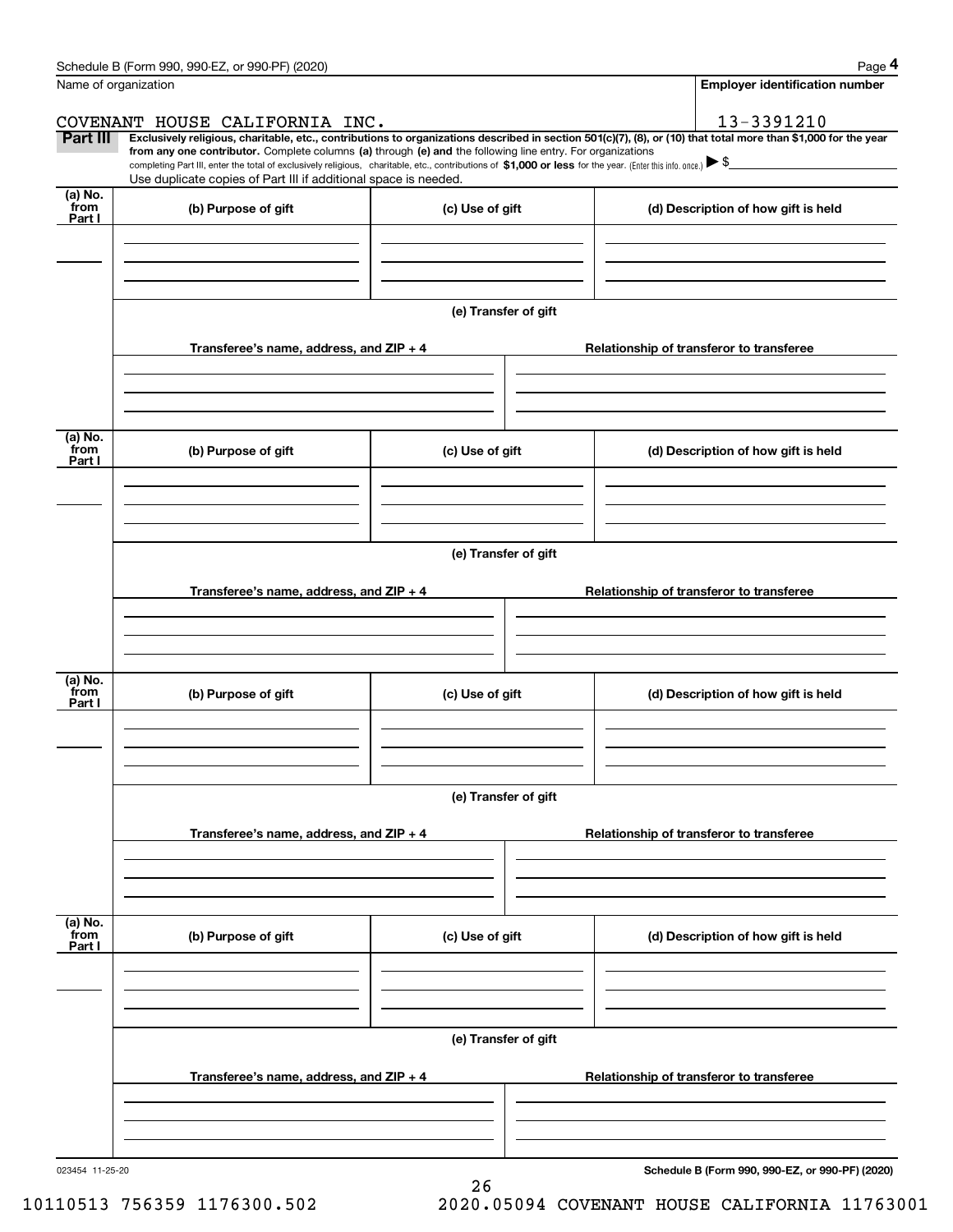Name of organization

COVENANT HOUSE CALIFORNIA INC.

**Employer identification number**

13-3391210

**Part III** **Exclusively religious, charitable, etc., contributions to organizations described in section 501(c)(7), (8), or (10) that total more than $1,000 for the year from any one contributor.** Complete columns **(a)** through **(e) and** the following line entry. For organizations completing Part III, enter the total of exclusively religious, charitable, etc., contributions of **$1,000 or less** for the year. (Enter this info. once.) ▶ $

Use duplicate copies of Part III if additional space is needed.

| (a) No. from Part I | (b) Purpose of gift | (c) Use of gift | (d) Description of how gift is held |
|---|---|---|---|
| | | | |

**(e) Transfer of gift**

| Transferee's name, address, and ZIP + 4 | Relationship of transferor to transferee |
|---|---|
| | |

| (a) No. from Part I | (b) Purpose of gift | (c) Use of gift | (d) Description of how gift is held |
|---|---|---|---|
| | | | |

**(e) Transfer of gift**

| Transferee's name, address, and ZIP + 4 | Relationship of transferor to transferee |
|---|---|
| | |

| (a) No. from Part I | (b) Purpose of gift | (c) Use of gift | (d) Description of how gift is held |
|---|---|---|---|
| | | | |

**(e) Transfer of gift**

| Transferee's name, address, and ZIP + 4 | Relationship of transferor to transferee |
|---|---|
| | |

| (a) No. from Part I | (b) Purpose of gift | (c) Use of gift | (d) Description of how gift is held |
|---|---|---|---|
| | | | |

**(e) Transfer of gift**

| Transferee's name, address, and ZIP + 4 | Relationship of transferor to transferee |
|---|---|
| | |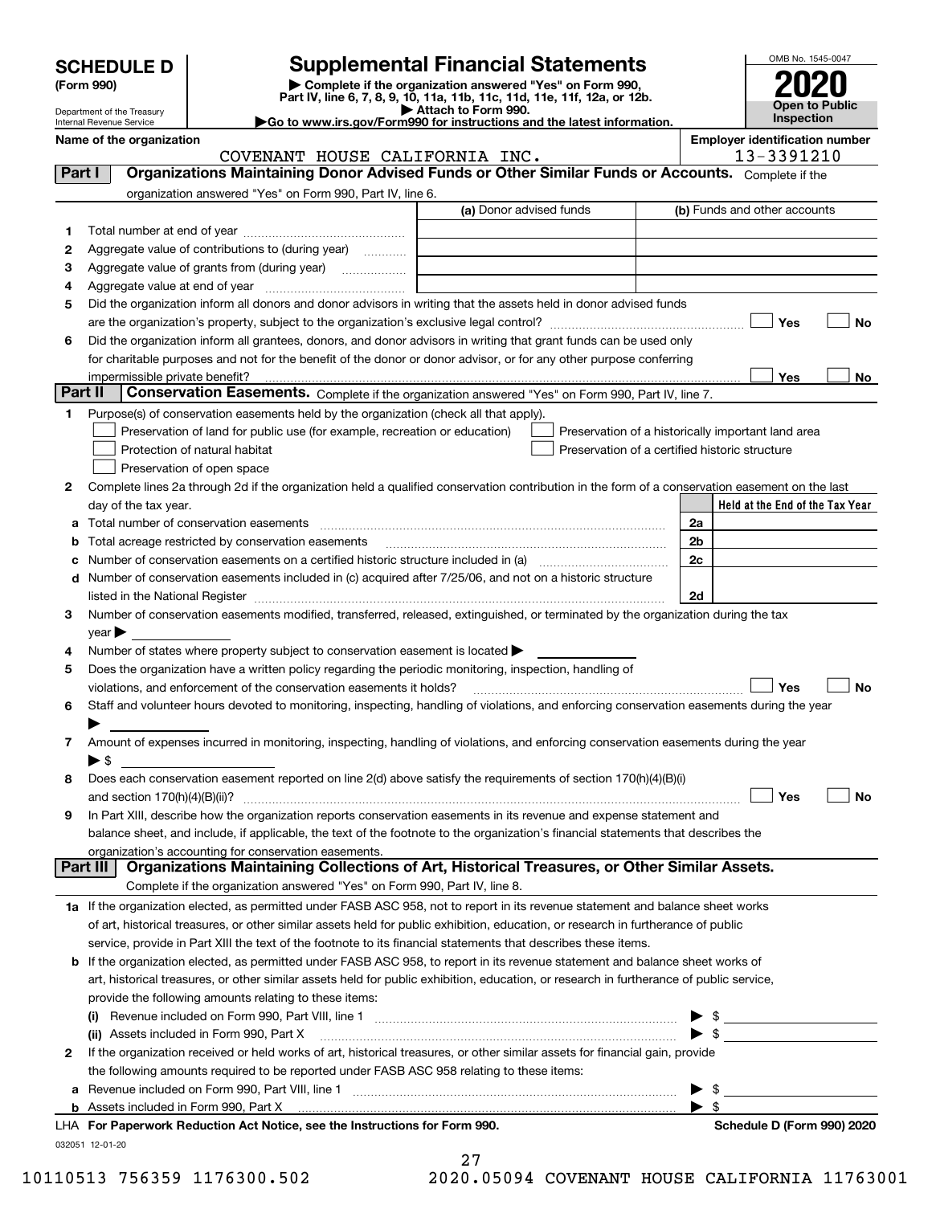**SCHEDULE D**
**(Form 990)**

Department of the Treasury
Internal Revenue Service

# Supplemental Financial Statements

▶ Complete if the organization answered "Yes" on Form 990, Part IV, line 6, 7, 8, 9, 10, 11a, 11b, 11c, 11d, 11e, 11f, 12a, or 12b.
▶ Attach to Form 990.
▶Go to www.irs.gov/Form990 for instructions and the latest information.

OMB No. 1545-0047
**2020**
**Open to Public Inspection**

**Name of the organization**
COVENANT HOUSE CALIFORNIA INC.

**Employer identification number**
13-3391210

## Part I — Organizations Maintaining Donor Advised Funds or Other Similar Funds or Accounts.
Complete if the organization answered "Yes" on Form 990, Part IV, line 6.

| | | (a) Donor advised funds | (b) Funds and other accounts |
|---|---|---|---|
| 1 | Total number at end of year | | |
| 2 | Aggregate value of contributions to (during year) | | |
| 3 | Aggregate value of grants from (during year) | | |
| 4 | Aggregate value at end of year | | |

5 Did the organization inform all donors and donor advisors in writing that the assets held in donor advised funds are the organization's property, subject to the organization's exclusive legal control? ☐ Yes ☐ No

6 Did the organization inform all grantees, donors, and donor advisors in writing that grant funds can be used only for charitable purposes and not for the benefit of the donor or donor advisor, or for any other purpose conferring impermissible private benefit? ☐ Yes ☐ No

## Part II — Conservation Easements.
Complete if the organization answered "Yes" on Form 990, Part IV, line 7.

1 Purpose(s) of conservation easements held by the organization (check all that apply).
- ☐ Preservation of land for public use (for example, recreation or education)
- ☐ Preservation of a historically important land area
- ☐ Protection of natural habitat
- ☐ Preservation of a certified historic structure
- ☐ Preservation of open space

2 Complete lines 2a through 2d if the organization held a qualified conservation contribution in the form of a conservation easement on the last day of the tax year.

| | | | Held at the End of the Tax Year |
|---|---|---|---|
| a | Total number of conservation easements | 2a | |
| b | Total acreage restricted by conservation easements | 2b | |
| c | Number of conservation easements on a certified historic structure included in (a) | 2c | |
| d | Number of conservation easements included in (c) acquired after 7/25/06, and not on a historic structure listed in the National Register | 2d | |

3 Number of conservation easements modified, transferred, released, extinguished, or terminated by the organization during the tax year ▶

4 Number of states where property subject to conservation easement is located ▶

5 Does the organization have a written policy regarding the periodic monitoring, inspection, handling of violations, and enforcement of the conservation easements it holds? ☐ Yes ☐ No

6 Staff and volunteer hours devoted to monitoring, inspecting, handling of violations, and enforcing conservation easements during the year ▶

7 Amount of expenses incurred in monitoring, inspecting, handling of violations, and enforcing conservation easements during the year ▶ $

8 Does each conservation easement reported on line 2(d) above satisfy the requirements of section 170(h)(4)(B)(i) and section 170(h)(4)(B)(ii)? ☐ Yes ☐ No

9 In Part XIII, describe how the organization reports conservation easements in its revenue and expense statement and balance sheet, and include, if applicable, the text of the footnote to the organization's financial statements that describes the organization's accounting for conservation easements.

## Part III — Organizations Maintaining Collections of Art, Historical Treasures, or Other Similar Assets.
Complete if the organization answered "Yes" on Form 990, Part IV, line 8.

1a If the organization elected, as permitted under FASB ASC 958, not to report in its revenue statement and balance sheet works of art, historical treasures, or other similar assets held for public exhibition, education, or research in furtherance of public service, provide in Part XIII the text of the footnote to its financial statements that describes these items.

b If the organization elected, as permitted under FASB ASC 958, to report in its revenue statement and balance sheet works of art, historical treasures, or other similar assets held for public exhibition, education, or research in furtherance of public service, provide the following amounts relating to these items:

(i) Revenue included on Form 990, Part VIII, line 1 ▶ $

(ii) Assets included in Form 990, Part X ▶ $

2 If the organization received or held works of art, historical treasures, or other similar assets for financial gain, provide the following amounts required to be reported under FASB ASC 958 relating to these items:

a Revenue included on Form 990, Part VIII, line 1 ▶ $

b Assets included in Form 990, Part X ▶ $

LHA For Paperwork Reduction Act Notice, see the Instructions for Form 990. **Schedule D (Form 990) 2020**

032051 12-01-20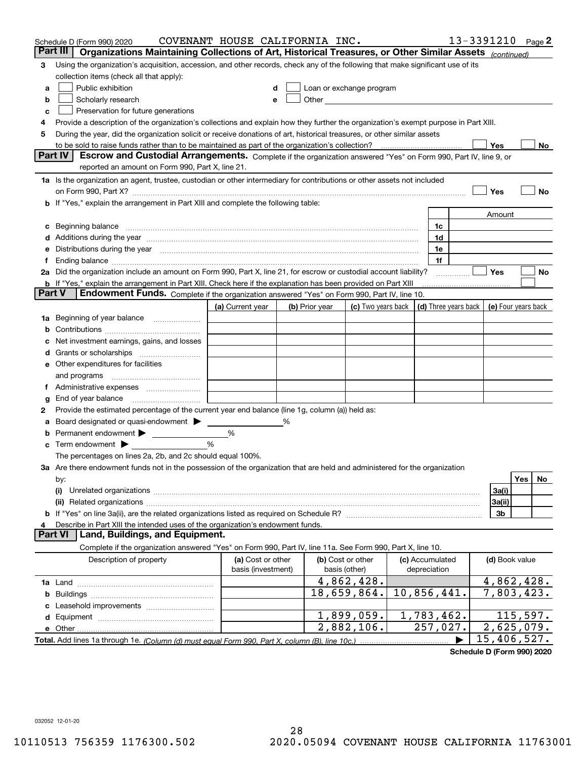Schedule D (Form 990) 2020 COVENANT HOUSE CALIFORNIA INC. 13-3391210 Page 2

## Part III Organizations Maintaining Collections of Art, Historical Treasures, or Other Similar Assets *(continued)*

3 Using the organization's acquisition, accession, and other records, check any of the following that make significant use of its collection items (check all that apply):

a ☐ Public exhibition
b ☐ Scholarly research
c ☐ Preservation for future generations
d ☐ Loan or exchange program
e ☐ Other

4 Provide a description of the organization's collections and explain how they further the organization's exempt purpose in Part XIII.

5 During the year, did the organization solicit or receive donations of art, historical treasures, or other similar assets to be sold to raise funds rather than to be maintained as part of the organization's collection? ☐ Yes ☐ No

## Part IV Escrow and Custodial Arrangements.

Complete if the organization answered "Yes" on Form 990, Part IV, line 9, or reported an amount on Form 990, Part X, line 21.

1a Is the organization an agent, trustee, custodian or other intermediary for contributions or other assets not included on Form 990, Part X? ☐ Yes ☐ No

b If "Yes," explain the arrangement in Part XIII and complete the following table:

| | | Amount |
|---|---|---|
| c Beginning balance | 1c | |
| d Additions during the year | 1d | |
| e Distributions during the year | 1e | |
| f Ending balance | 1f | |

2a Did the organization include an amount on Form 990, Part X, line 21, for escrow or custodial account liability? ☐ Yes ☐ No

b If "Yes," explain the arrangement in Part XIII. Check here if the explanation has been provided on Part XIII ☐

## Part V Endowment Funds.

Complete if the organization answered "Yes" on Form 990, Part IV, line 10.

| | (a) Current year | (b) Prior year | (c) Two years back | (d) Three years back | (e) Four years back |
|---|---|---|---|---|---|
| 1a Beginning of year balance | | | | | |
| b Contributions | | | | | |
| c Net investment earnings, gains, and losses | | | | | |
| d Grants or scholarships | | | | | |
| e Other expenditures for facilities and programs | | | | | |
| f Administrative expenses | | | | | |
| g End of year balance | | | | | |

2 Provide the estimated percentage of the current year end balance (line 1g, column (a)) held as:

a Board designated or quasi-endowment ▶ %
b Permanent endowment ▶ %
c Term endowment ▶ %

The percentages on lines 2a, 2b, and 2c should equal 100%.

3a Are there endowment funds not in the possession of the organization that are held and administered for the organization by:

| | | Yes | No |
|---|---|---|---|
| (i) Unrelated organizations | 3a(i) | | |
| (ii) Related organizations | 3a(ii) | | |
| b If "Yes" on line 3a(ii), are the related organizations listed as required on Schedule R? | 3b | | |

4 Describe in Part XIII the intended uses of the organization's endowment funds.

## Part VI Land, Buildings, and Equipment.

Complete if the organization answered "Yes" on Form 990, Part IV, line 11a. See Form 990, Part X, line 10.

| Description of property | (a) Cost or other basis (investment) | (b) Cost or other basis (other) | (c) Accumulated depreciation | (d) Book value |
|---|---|---|---|---|
| 1a Land | | 4,862,428. | | 4,862,428. |
| b Buildings | | 18,659,864. | 10,856,441. | 7,803,423. |
| c Leasehold improvements | | | | |
| d Equipment | | 1,899,059. | 1,783,462. | 115,597. |
| e Other | | 2,882,106. | 257,027. | 2,625,079. |
| Total. Add lines 1a through 1e. *(Column (d) must equal Form 990, Part X, column (B), line 10c.)* | | | ▶ | 15,406,527. |

Schedule D (Form 990) 2020

032052 12-01-20

10110513 756359 1176300.502 2020.05094 COVENANT HOUSE CALIFORNIA 11763001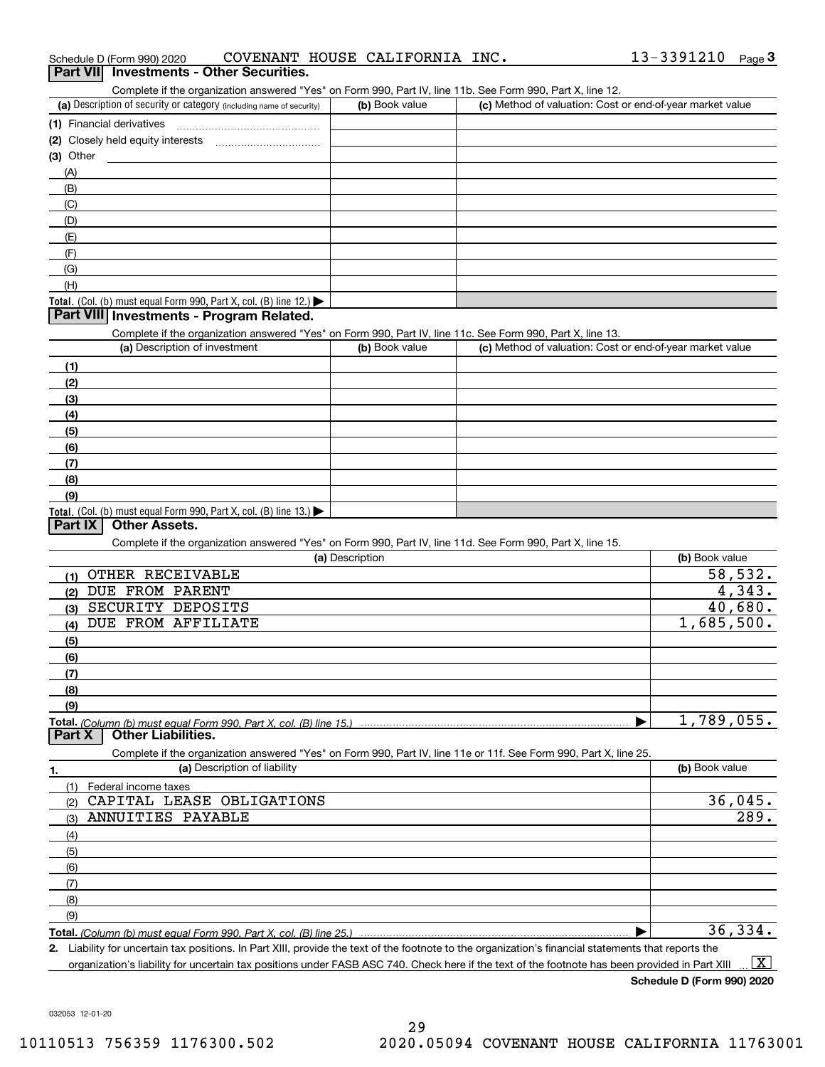Schedule D (Form 990) 2020 COVENANT HOUSE CALIFORNIA INC. 13-3391210 Page 3

## Part VII Investments - Other Securities.

Complete if the organization answered "Yes" on Form 990, Part IV, line 11b. See Form 990, Part X, line 12.

| (a) Description of security or category (including name of security) | (b) Book value | (c) Method of valuation: Cost or end-of-year market value |
|---|---|---|
| (1) Financial derivatives | | |
| (2) Closely held equity interests | | |
| (3) Other | | |
| (A) | | |
| (B) | | |
| (C) | | |
| (D) | | |
| (E) | | |
| (F) | | |
| (G) | | |
| (H) | | |
| **Total.** (Col. (b) must equal Form 990, Part X, col. (B) line 12.) | | |

## Part VIII Investments - Program Related.

Complete if the organization answered "Yes" on Form 990, Part IV, line 11c. See Form 990, Part X, line 13.

| (a) Description of investment | (b) Book value | (c) Method of valuation: Cost or end-of-year market value |
|---|---|---|
| (1) | | |
| (2) | | |
| (3) | | |
| (4) | | |
| (5) | | |
| (6) | | |
| (7) | | |
| (8) | | |
| (9) | | |
| **Total.** (Col. (b) must equal Form 990, Part X, col. (B) line 13.) | | |

## Part IX Other Assets.

Complete if the organization answered "Yes" on Form 990, Part IV, line 11d. See Form 990, Part X, line 15.

| (a) Description | (b) Book value |
|---|---|
| (1) OTHER RECEIVABLE | 58,532. |
| (2) DUE FROM PARENT | 4,343. |
| (3) SECURITY DEPOSITS | 40,680. |
| (4) DUE FROM AFFILIATE | 1,685,500. |
| (5) | |
| (6) | |
| (7) | |
| (8) | |
| (9) | |
| **Total.** *(Column (b) must equal Form 990, Part X, col. (B) line 15.)* | 1,789,055. |

## Part X Other Liabilities.

Complete if the organization answered "Yes" on Form 990, Part IV, line 11e or 11f. See Form 990, Part X, line 25.

| 1. (a) Description of liability | (b) Book value |
|---|---|
| (1) Federal income taxes | |
| (2) CAPITAL LEASE OBLIGATIONS | 36,045. |
| (3) ANNUITIES PAYABLE | 289. |
| (4) | |
| (5) | |
| (6) | |
| (7) | |
| (8) | |
| (9) | |
| **Total.** *(Column (b) must equal Form 990, Part X, col. (B) line 25.)* | 36,334. |

2. Liability for uncertain tax positions. In Part XIII, provide the text of the footnote to the organization's financial statements that reports the organization's liability for uncertain tax positions under FASB ASC 740. Check here if the text of the footnote has been provided in Part XIII [X]

**Schedule D (Form 990) 2020**

032053 12-01-20

10110513 756359 1176300.502 2020.05094 COVENANT HOUSE CALIFORNIA 11763001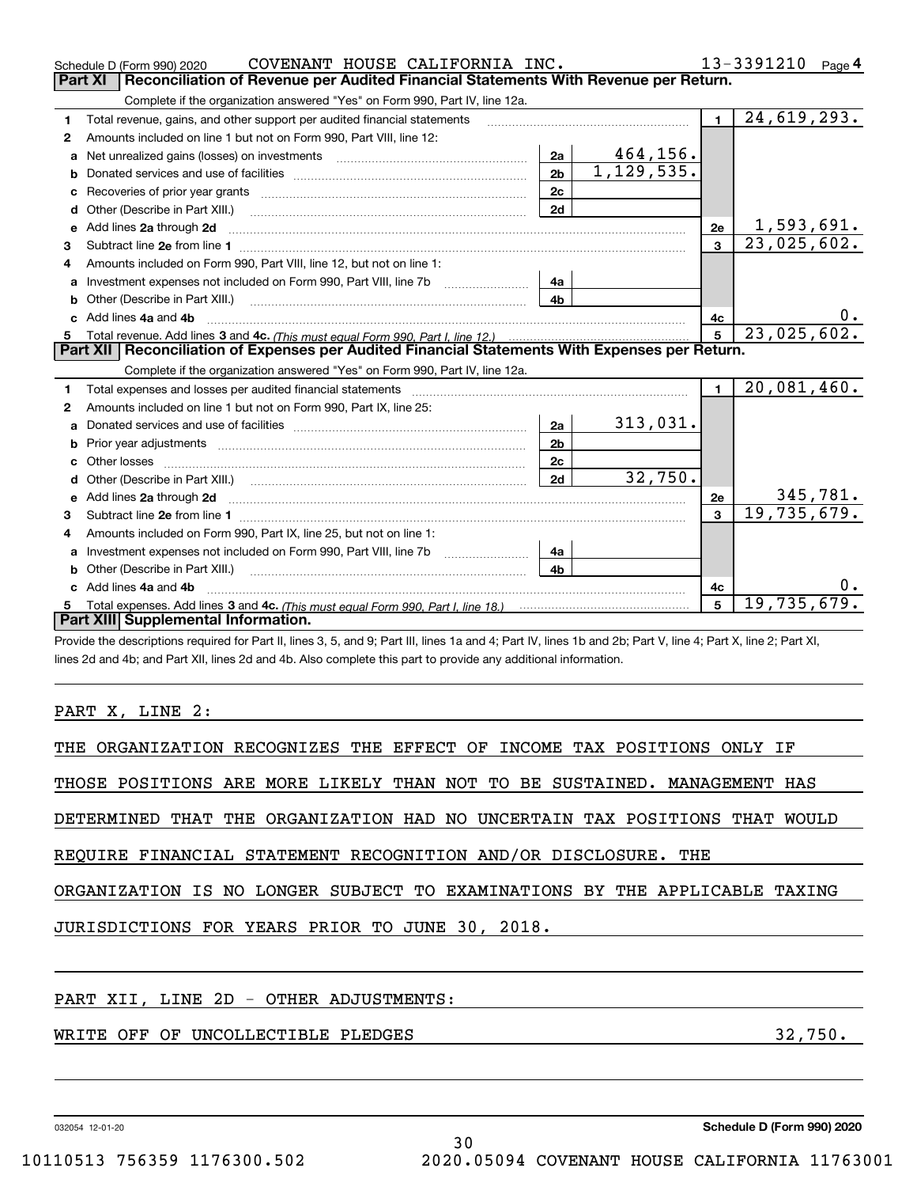Schedule D (Form 990) 2020 COVENANT HOUSE CALIFORNIA INC. 13-3391210 Page 4

## Part XI Reconciliation of Revenue per Audited Financial Statements With Revenue per Return.

Complete if the organization answered "Yes" on Form 990, Part IV, line 12a.

| | | | | | |
|---|---|---|---|---|---|
| 1 | Total revenue, gains, and other support per audited financial statements | | | 1 | 24,619,293. |
| 2 | Amounts included on line 1 but not on Form 990, Part VIII, line 12: | | | | |
| a | Net unrealized gains (losses) on investments | 2a | 464,156. | | |
| b | Donated services and use of facilities | 2b | 1,129,535. | | |
| c | Recoveries of prior year grants | 2c | | | |
| d | Other (Describe in Part XIII.) | 2d | | | |
| e | Add lines 2a through 2d | | | 2e | 1,593,691. |
| 3 | Subtract line 2e from line 1 | | | 3 | 23,025,602. |
| 4 | Amounts included on Form 990, Part VIII, line 12, but not on line 1: | | | | |
| a | Investment expenses not included on Form 990, Part VIII, line 7b | 4a | | | |
| b | Other (Describe in Part XIII.) | 4b | | | |
| c | Add lines 4a and 4b | | | 4c | 0. |
| 5 | Total revenue. Add lines 3 and 4c. *(This must equal Form 990, Part I, line 12.)* | | | 5 | 23,025,602. |

## Part XII Reconciliation of Expenses per Audited Financial Statements With Expenses per Return.

Complete if the organization answered "Yes" on Form 990, Part IV, line 12a.

| | | | | | |
|---|---|---|---|---|---|
| 1 | Total expenses and losses per audited financial statements | | | 1 | 20,081,460. |
| 2 | Amounts included on line 1 but not on Form 990, Part IX, line 25: | | | | |
| a | Donated services and use of facilities | 2a | 313,031. | | |
| b | Prior year adjustments | 2b | | | |
| c | Other losses | 2c | | | |
| d | Other (Describe in Part XIII.) | 2d | 32,750. | | |
| e | Add lines 2a through 2d | | | 2e | 345,781. |
| 3 | Subtract line 2e from line 1 | | | 3 | 19,735,679. |
| 4 | Amounts included on Form 990, Part IX, line 25, but not on line 1: | | | | |
| a | Investment expenses not included on Form 990, Part VIII, line 7b | 4a | | | |
| b | Other (Describe in Part XIII.) | 4b | | | |
| c | Add lines 4a and 4b | | | 4c | 0. |
| 5 | Total expenses. Add lines 3 and 4c. *(This must equal Form 990, Part I, line 18.)* | | | 5 | 19,735,679. |

## Part XIII Supplemental Information.

Provide the descriptions required for Part II, lines 3, 5, and 9; Part III, lines 1a and 4; Part IV, lines 1b and 2b; Part V, line 4; Part X, line 2; Part XI, lines 2d and 4b; and Part XII, lines 2d and 4b. Also complete this part to provide any additional information.

PART X, LINE 2:

THE ORGANIZATION RECOGNIZES THE EFFECT OF INCOME TAX POSITIONS ONLY IF THOSE POSITIONS ARE MORE LIKELY THAN NOT TO BE SUSTAINED. MANAGEMENT HAS DETERMINED THAT THE ORGANIZATION HAD NO UNCERTAIN TAX POSITIONS THAT WOULD REQUIRE FINANCIAL STATEMENT RECOGNITION AND/OR DISCLOSURE. THE ORGANIZATION IS NO LONGER SUBJECT TO EXAMINATIONS BY THE APPLICABLE TAXING JURISDICTIONS FOR YEARS PRIOR TO JUNE 30, 2018.

PART XII, LINE 2D - OTHER ADJUSTMENTS:

WRITE OFF OF UNCOLLECTIBLE PLEDGES 32,750.

032054 12-01-20 Schedule D (Form 990) 2020

10110513 756359 1176300.502 2020.05094 COVENANT HOUSE CALIFORNIA 11763001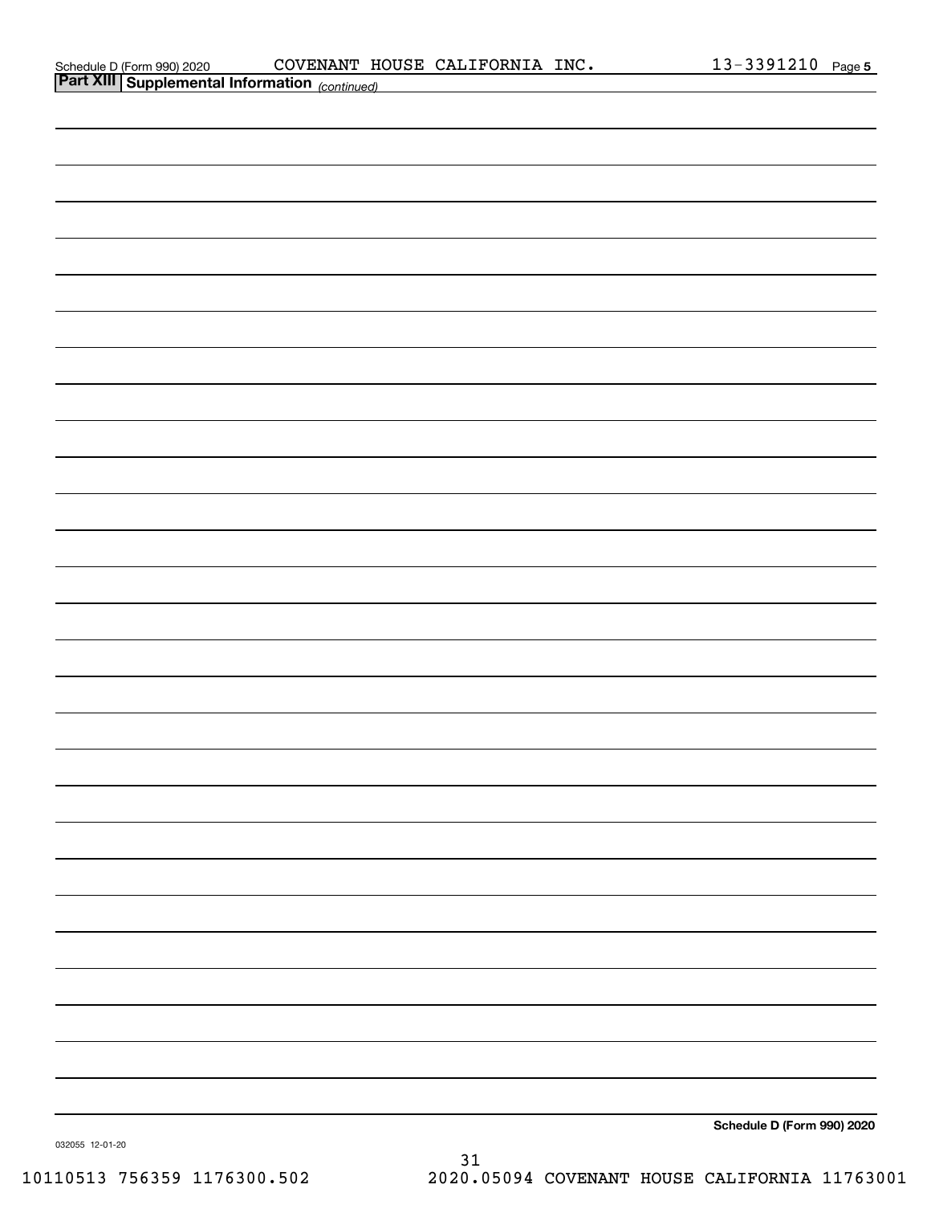Schedule D (Form 990) 2020 COVENANT HOUSE CALIFORNIA INC. 13-3391210 Page 5

## Part XIII Supplemental Information *(continued)*

Schedule D (Form 990) 2020

032055 12-01-20

10110513 756359 1176300.502 2020.05094 COVENANT HOUSE CALIFORNIA 11763001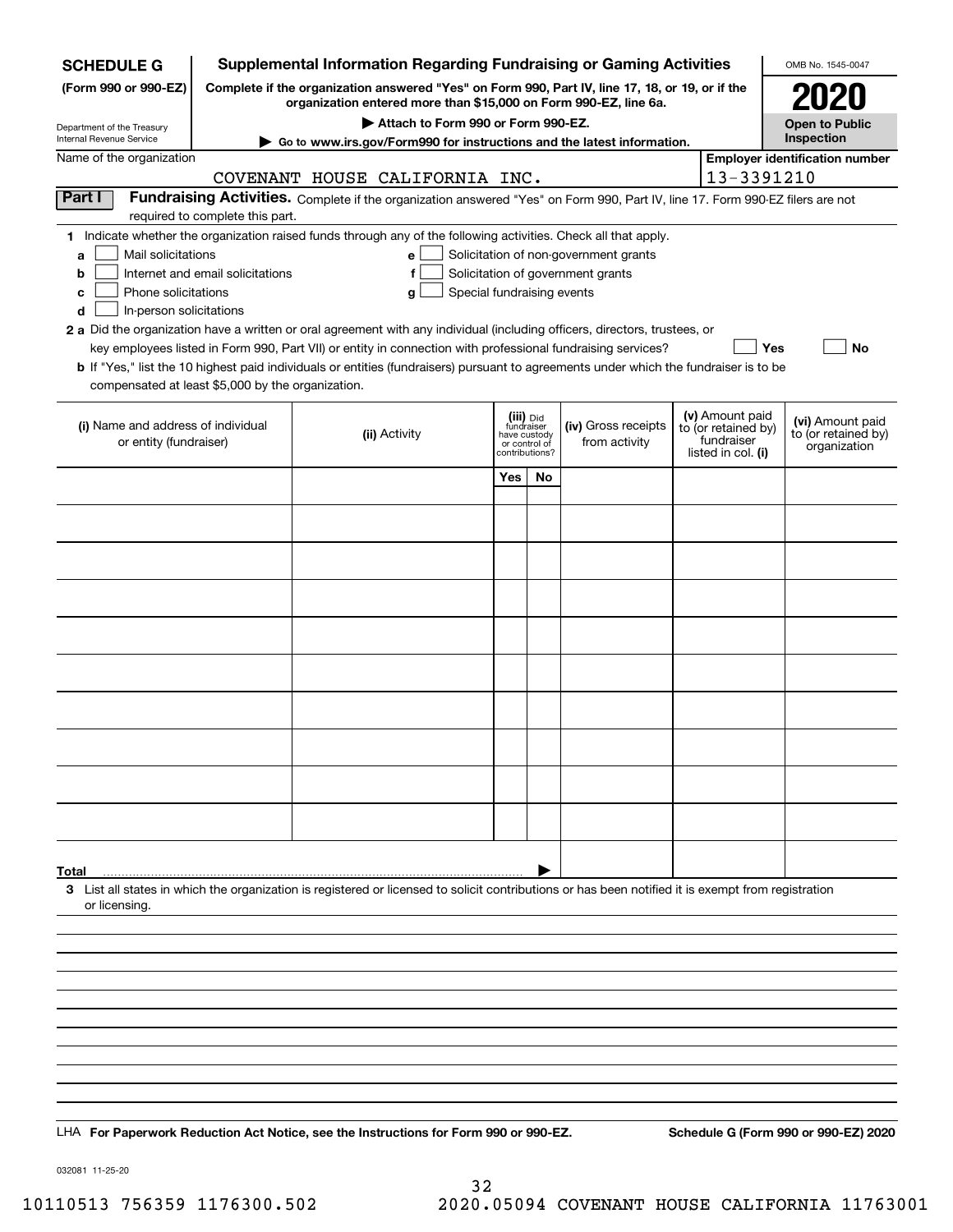**SCHEDULE G** (Form 990 or 990-EZ)

Department of the Treasury
Internal Revenue Service

# Supplemental Information Regarding Fundraising or Gaming Activities

**Complete if the organization answered "Yes" on Form 990, Part IV, line 17, 18, or 19, or if the organization entered more than $15,000 on Form 990-EZ, line 6a.**

**▶ Attach to Form 990 or Form 990-EZ.**

**▶ Go to www.irs.gov/Form990 for instructions and the latest information.**

OMB No. 1545-0047

**2020**

**Open to Public Inspection**

Name of the organization: COVENANT HOUSE CALIFORNIA INC.

Employer identification number: 13-3391210

**Part I** **Fundraising Activities.** Complete if the organization answered "Yes" on Form 990, Part IV, line 17. Form 990-EZ filers are not required to complete this part.

**1** Indicate whether the organization raised funds through any of the following activities. Check all that apply.

- **a** ☐ Mail solicitations
- **b** ☐ Internet and email solicitations
- **c** ☐ Phone solicitations
- **d** ☐ In-person solicitations
- **e** ☐ Solicitation of non-government grants
- **f** ☐ Solicitation of government grants
- **g** ☐ Special fundraising events

**2 a** Did the organization have a written or oral agreement with any individual (including officers, directors, trustees, or key employees listed in Form 990, Part VII) or entity in connection with professional fundraising services? ☐ **Yes** ☐ **No**

**b** If "Yes," list the 10 highest paid individuals or entities (fundraisers) pursuant to agreements under which the fundraiser is to be compensated at least $5,000 by the organization.

| (i) Name and address of individual or entity (fundraiser) | (ii) Activity | (iii) Did fundraiser have custody or control of contributions? | | (iv) Gross receipts from activity | (v) Amount paid to (or retained by) fundraiser listed in col. (i) | (vi) Amount paid to (or retained by) organization |
|---|---|---|---|---|---|---|
| | | Yes | No | | | |
| | | | | | | |
| | | | | | | |
| | | | | | | |
| | | | | | | |
| | | | | | | |
| | | | | | | |
| | | | | | | |
| | | | | | | |
| | | | | | | |
| | | | | | | |
| **Total** | | | ▶ | | | |

**3** List all states in which the organization is registered or licensed to solicit contributions or has been notified it is exempt from registration or licensing.

LHA **For Paperwork Reduction Act Notice, see the Instructions for Form 990 or 990-EZ.** **Schedule G (Form 990 or 990-EZ) 2020**

032081 11-25-20

10110513 756359 1176300.502 2020.05094 COVENANT HOUSE CALIFORNIA 11763001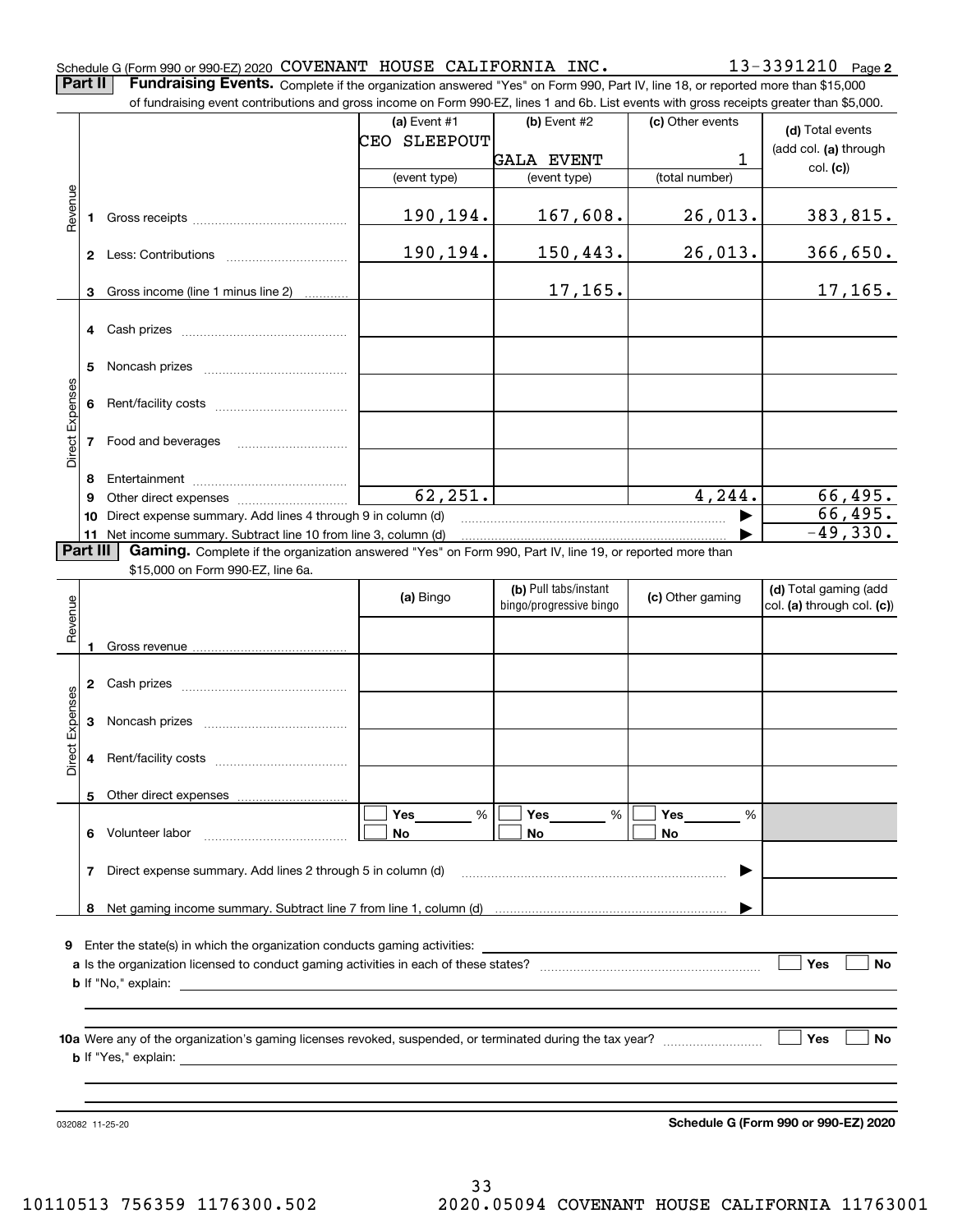Schedule G (Form 990 or 990-EZ) 2020 COVENANT HOUSE CALIFORNIA INC. 13-3391210 Page **2**

**Part II** **Fundraising Events.** Complete if the organization answered "Yes" on Form 990, Part IV, line 18, or reported more than $15,000 of fundraising event contributions and gross income on Form 990-EZ, lines 1 and 6b. List events with gross receipts greater than $5,000.

| | | (a) Event #1 CEO SLEEPOUT (event type) | (b) Event #2 GALA EVENT (event type) | (c) Other events 1 (total number) | (d) Total events (add col. (a) through col. (c)) |
|---|---|---|---|---|---|
| Revenue | 1 Gross receipts | 190,194. | 167,608. | 26,013. | 383,815. |
| | 2 Less: Contributions | 190,194. | 150,443. | 26,013. | 366,650. |
| | 3 Gross income (line 1 minus line 2) | | 17,165. | | 17,165. |
| Direct Expenses | 4 Cash prizes | | | | |
| | 5 Noncash prizes | | | | |
| | 6 Rent/facility costs | | | | |
| | 7 Food and beverages | | | | |
| | 8 Entertainment | | | | |
| | 9 Other direct expenses | 62,251. | | 4,244. | 66,495. |
| | 10 Direct expense summary. Add lines 4 through 9 in column (d) | | | ▶ | 66,495. |
| | 11 Net income summary. Subtract line 10 from line 3, column (d) | | | ▶ | -49,330. |

**Part III** **Gaming.** Complete if the organization answered "Yes" on Form 990, Part IV, line 19, or reported more than $15,000 on Form 990-EZ, line 6a.

| | | (a) Bingo | (b) Pull tabs/instant bingo/progressive bingo | (c) Other gaming | (d) Total gaming (add col. (a) through col. (c)) |
|---|---|---|---|---|---|
| Revenue | 1 Gross revenue | | | | |
| Direct Expenses | 2 Cash prizes | | | | |
| | 3 Noncash prizes | | | | |
| | 4 Rent/facility costs | | | | |
| | 5 Other direct expenses | | | | |
| | 6 Volunteer labor | ☐ Yes ___ % ☐ No | ☐ Yes ___ % ☐ No | ☐ Yes ___ % ☐ No | |
| | 7 Direct expense summary. Add lines 2 through 5 in column (d) | | | ▶ | |
| | 8 Net gaming income summary. Subtract line 7 from line 1, column (d) | | | ▶ | |

**9** Enter the state(s) in which the organization conducts gaming activities: ______

**a** Is the organization licensed to conduct gaming activities in each of these states? ☐ Yes ☐ No

**b** If "No," explain: ______

**10a** Were any of the organization's gaming licenses revoked, suspended, or terminated during the tax year? ☐ Yes ☐ No

**b** If "Yes," explain: ______

032082 11-25-20 **Schedule G (Form 990 or 990-EZ) 2020**

10110513 756359 1176300.502 2020.05094 COVENANT HOUSE CALIFORNIA 11763001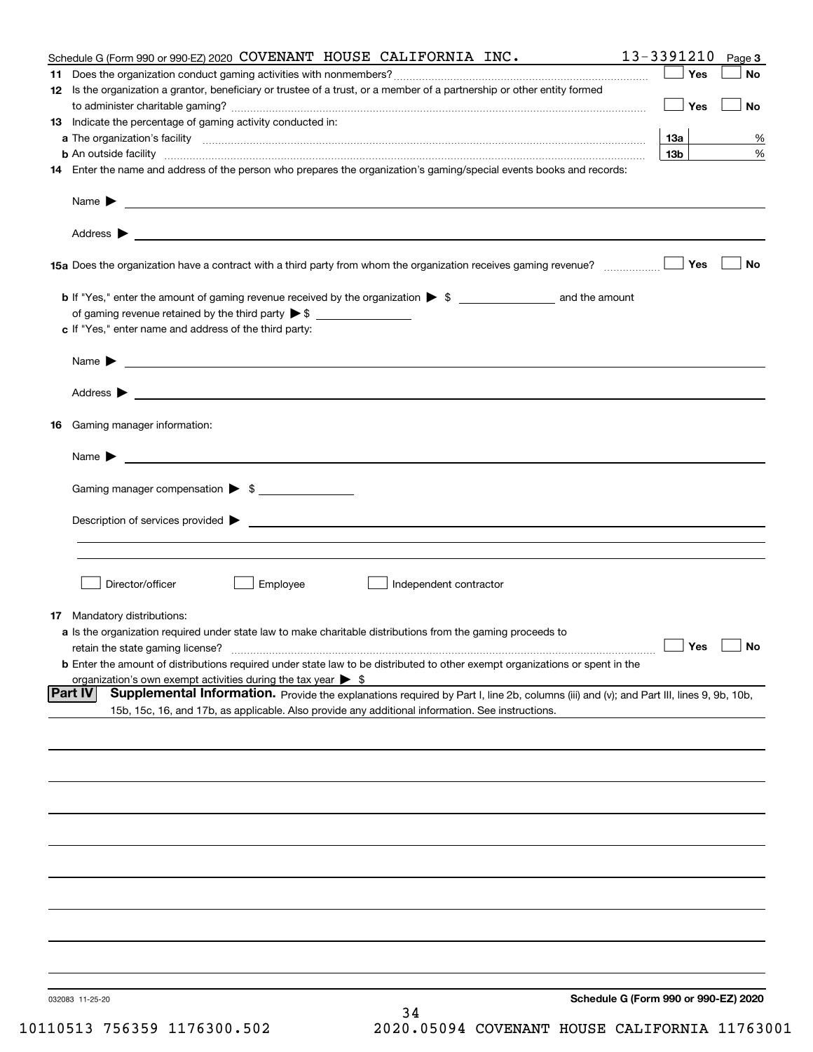Schedule G (Form 990 or 990-EZ) 2020 COVENANT HOUSE CALIFORNIA INC. 13-3391210 Page 3

**11** Does the organization conduct gaming activities with nonmembers? ☐ Yes ☐ No

**12** Is the organization a grantor, beneficiary or trustee of a trust, or a member of a partnership or other entity formed to administer charitable gaming? ☐ Yes ☐ No

**13** Indicate the percentage of gaming activity conducted in:

**a** The organization's facility **13a** %

**b** An outside facility **13b** %

**14** Enter the name and address of the person who prepares the organization's gaming/special events books and records:

Name ▶

Address ▶

**15a** Does the organization have a contract with a third party from whom the organization receives gaming revenue? ☐ Yes ☐ No

**b** If "Yes," enter the amount of gaming revenue received by the organization ▶ $ ______ and the amount of gaming revenue retained by the third party ▶ $ ______

**c** If "Yes," enter name and address of the third party:

Name ▶

Address ▶

**16** Gaming manager information:

Name ▶

Gaming manager compensation ▶ $ ______

Description of services provided ▶

☐ Director/officer ☐ Employee ☐ Independent contractor

**17** Mandatory distributions:

**a** Is the organization required under state law to make charitable distributions from the gaming proceeds to retain the state gaming license? ☐ Yes ☐ No

**b** Enter the amount of distributions required under state law to be distributed to other exempt organizations or spent in the organization's own exempt activities during the tax year ▶ $

## Part IV Supplemental Information.

Provide the explanations required by Part I, line 2b, columns (iii) and (v); and Part III, lines 9, 9b, 10b, 15b, 15c, 16, and 17b, as applicable. Also provide any additional information. See instructions.

032083 11-25-20

**Schedule G (Form 990 or 990-EZ) 2020**

10110513 756359 1176300.502 2020.05094 COVENANT HOUSE CALIFORNIA 11763001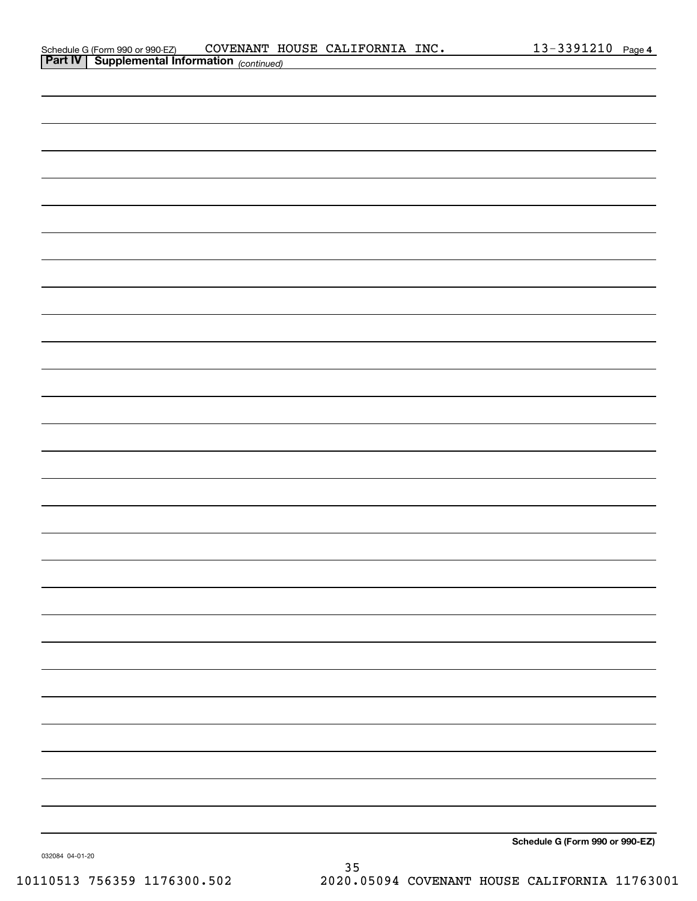Schedule G (Form 990 or 990-EZ) COVENANT HOUSE CALIFORNIA INC. 13-3391210 Page 4

**Part IV | Supplemental Information** *(continued)*

**Schedule G (Form 990 or 990-EZ)**

032084 04-01-20

10110513 756359 1176300.502 2020.05094 COVENANT HOUSE CALIFORNIA 11763001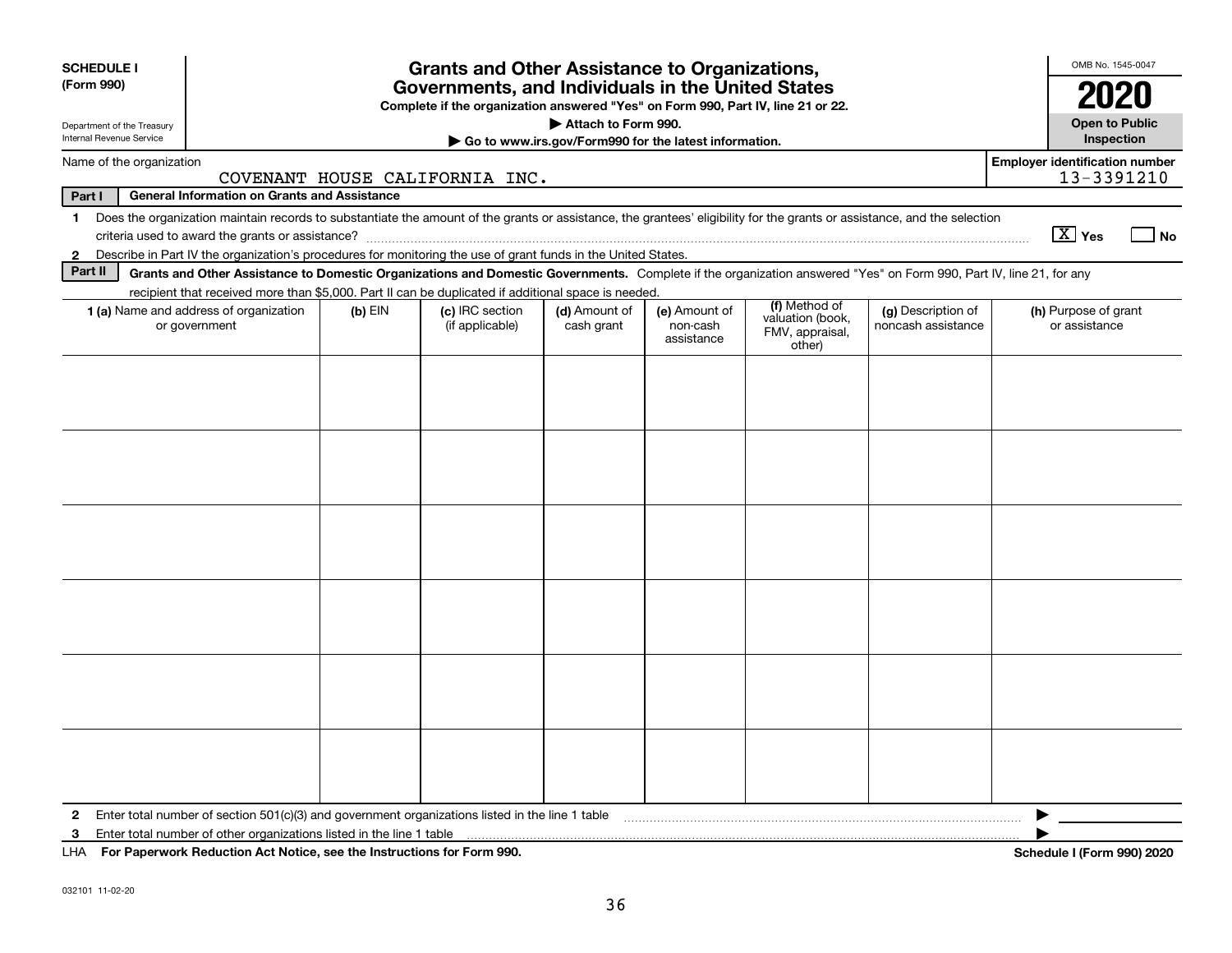**SCHEDULE I**
**(Form 990)**

Department of the Treasury
Internal Revenue Service

# Grants and Other Assistance to Organizations, Governments, and Individuals in the United States

**Complete if the organization answered "Yes" on Form 990, Part IV, line 21 or 22.**
**▶ Attach to Form 990.**
**▶ Go to www.irs.gov/Form990 for the latest information.**

OMB No. 1545-0047
**2020**
**Open to Public Inspection**

Name of the organization: COVENANT HOUSE CALIFORNIA INC.
**Employer identification number:** 13-3391210

**Part I — General Information on Grants and Assistance**

1 Does the organization maintain records to substantiate the amount of the grants or assistance, the grantees' eligibility for the grants or assistance, and the selection criteria used to award the grants or assistance? [X] Yes [ ] No

2 Describe in Part IV the organization's procedures for monitoring the use of grant funds in the United States.

**Part II — Grants and Other Assistance to Domestic Organizations and Domestic Governments.** Complete if the organization answered "Yes" on Form 990, Part IV, line 21, for any recipient that received more than $5,000. Part II can be duplicated if additional space is needed.

| 1 (a) Name and address of organization or government | (b) EIN | (c) IRC section (if applicable) | (d) Amount of cash grant | (e) Amount of non-cash assistance | (f) Method of valuation (book, FMV, appraisal, other) | (g) Description of noncash assistance | (h) Purpose of grant or assistance |
|---|---|---|---|---|---|---|---|
| | | | | | | | |
| | | | | | | | |
| | | | | | | | |
| | | | | | | | |
| | | | | | | | |
| | | | | | | | |

2 Enter total number of section 501(c)(3) and government organizations listed in the line 1 table ▶

3 Enter total number of other organizations listed in the line 1 table ▶

LHA **For Paperwork Reduction Act Notice, see the Instructions for Form 990.** **Schedule I (Form 990) 2020**

032101 11-02-20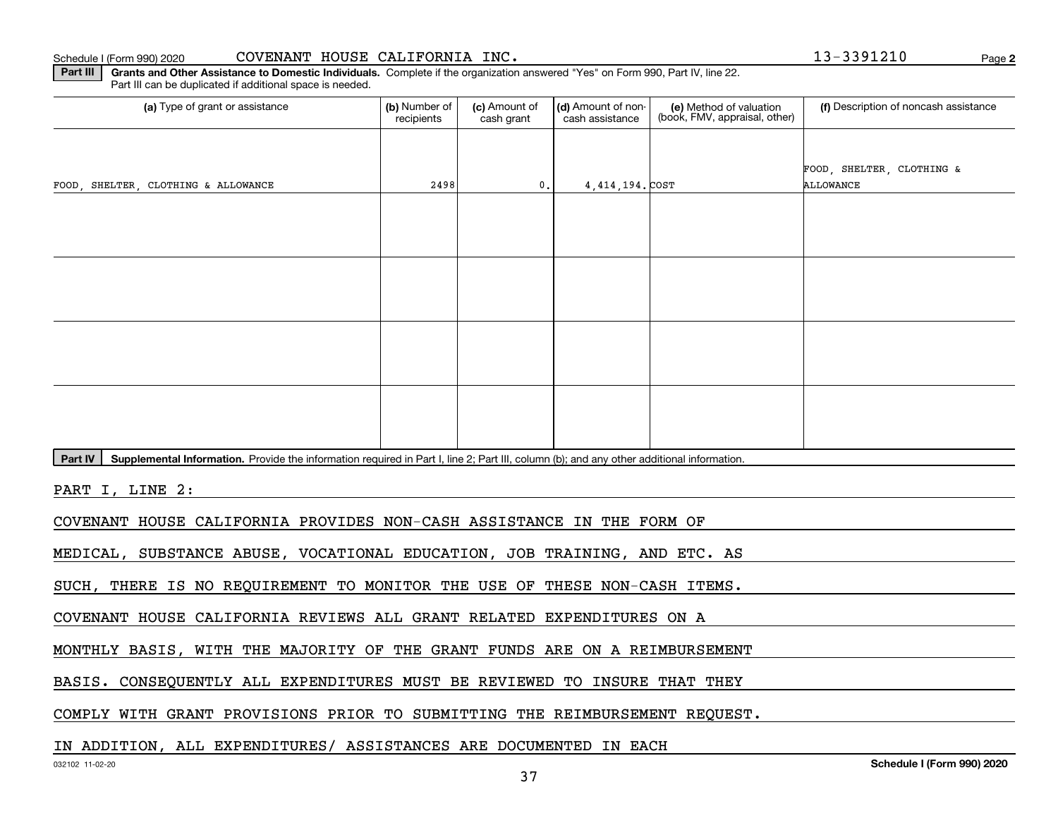Schedule I (Form 990) 2020 COVENANT HOUSE CALIFORNIA INC. 13-3391210 Page **2**

**Part III** **Grants and Other Assistance to Domestic Individuals.** Complete if the organization answered "Yes" on Form 990, Part IV, line 22. Part III can be duplicated if additional space is needed.

| (a) Type of grant or assistance | (b) Number of recipients | (c) Amount of cash grant | (d) Amount of non-cash assistance | (e) Method of valuation (book, FMV, appraisal, other) | (f) Description of noncash assistance |
|---|---|---|---|---|---|
| FOOD, SHELTER, CLOTHING & ALLOWANCE | 2498 | 0. | 4,414,194. | COST | FOOD, SHELTER, CLOTHING & ALLOWANCE |
| | | | | | |
| | | | | | |
| | | | | | |
| | | | | | |

**Part IV** **Supplemental Information.** Provide the information required in Part I, line 2; Part III, column (b); and any other additional information.

PART I, LINE 2:

COVENANT HOUSE CALIFORNIA PROVIDES NON-CASH ASSISTANCE IN THE FORM OF MEDICAL, SUBSTANCE ABUSE, VOCATIONAL EDUCATION, JOB TRAINING, AND ETC. AS SUCH, THERE IS NO REQUIREMENT TO MONITOR THE USE OF THESE NON-CASH ITEMS. COVENANT HOUSE CALIFORNIA REVIEWS ALL GRANT RELATED EXPENDITURES ON A MONTHLY BASIS, WITH THE MAJORITY OF THE GRANT FUNDS ARE ON A REIMBURSEMENT BASIS. CONSEQUENTLY ALL EXPENDITURES MUST BE REVIEWED TO INSURE THAT THEY COMPLY WITH GRANT PROVISIONS PRIOR TO SUBMITTING THE REIMBURSEMENT REQUEST. IN ADDITION, ALL EXPENDITURES/ ASSISTANCES ARE DOCUMENTED IN EACH

032102 11-02-20 **Schedule I (Form 990) 2020**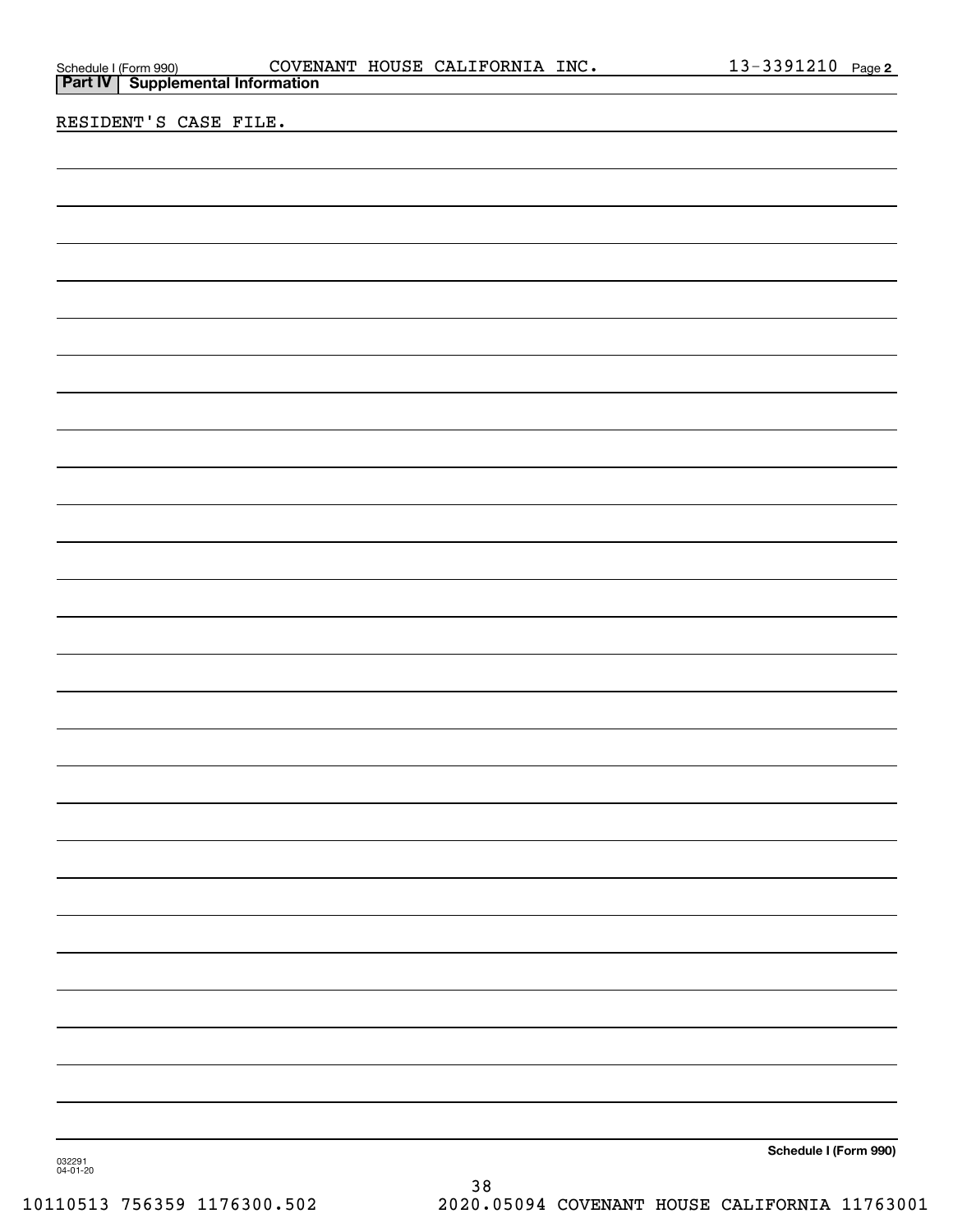Schedule I (Form 990) COVENANT HOUSE CALIFORNIA INC. 13-3391210 Page 2

**Part IV** **Supplemental Information**

RESIDENT'S CASE FILE.

**Schedule I (Form 990)**

032291
04-01-20

10110513 756359 1176300.502 2020.05094 COVENANT HOUSE CALIFORNIA 11763001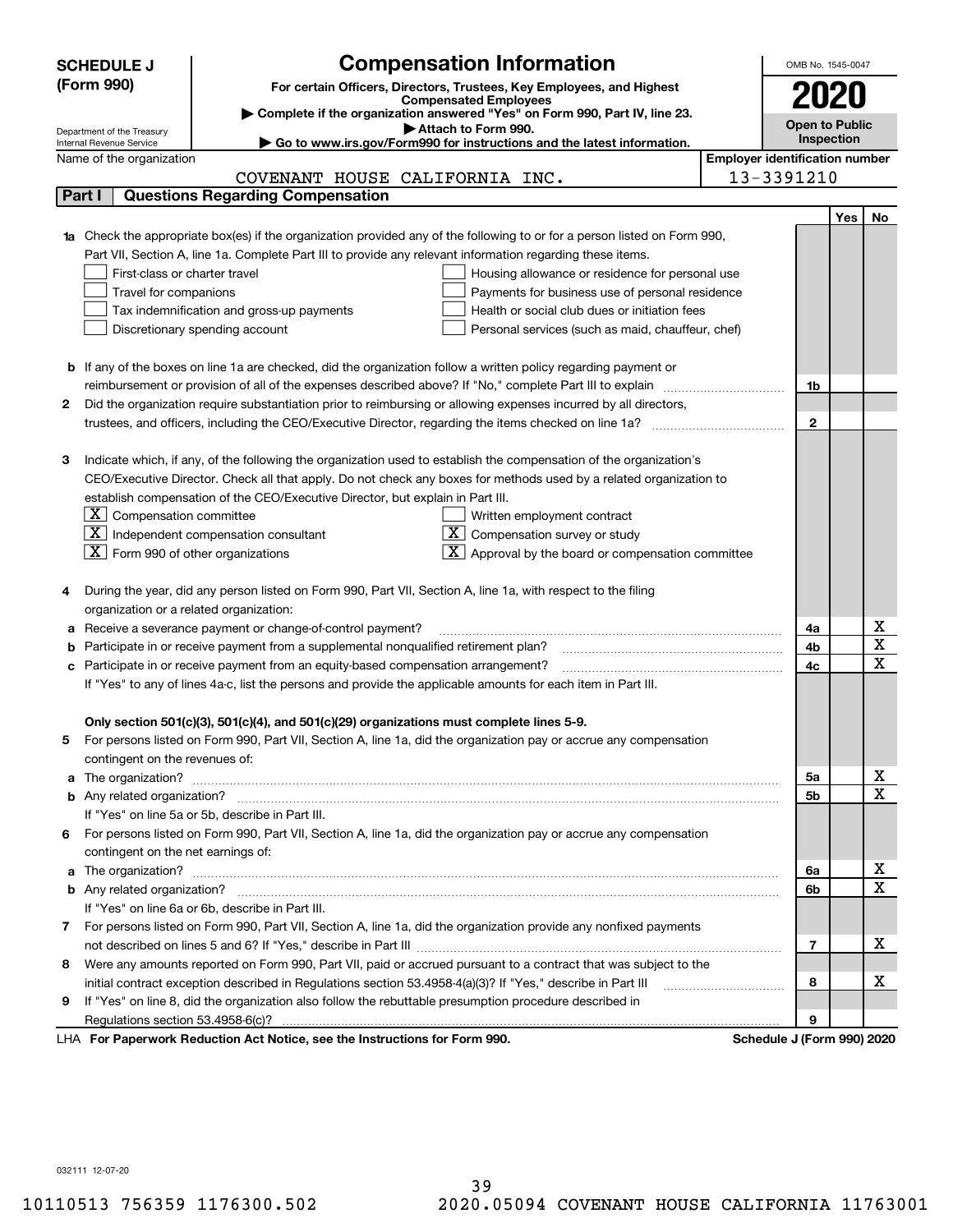**SCHEDULE J (Form 990)**

Department of the Treasury
Internal Revenue Service

# Compensation Information

**For certain Officers, Directors, Trustees, Key Employees, and Highest Compensated Employees**

▶ Complete if the organization answered "Yes" on Form 990, Part IV, line 23.
▶ Attach to Form 990.
▶ Go to www.irs.gov/Form990 for instructions and the latest information.

OMB No. 1545-0047

**2020**

**Open to Public Inspection**

Name of the organization: COVENANT HOUSE CALIFORNIA INC.

Employer identification number: 13-3391210

## Part I — Questions Regarding Compensation

| | | | Yes | No |
|---|---|---|---|---|
| **1a** | Check the appropriate box(es) if the organization provided any of the following to or for a person listed on Form 990, Part VII, Section A, line 1a. Complete Part III to provide any relevant information regarding these items.<br>☐ First-class or charter travel ☐ Housing allowance or residence for personal use<br>☐ Travel for companions ☐ Payments for business use of personal residence<br>☐ Tax indemnification and gross-up payments ☐ Health or social club dues or initiation fees<br>☐ Discretionary spending account ☐ Personal services (such as maid, chauffeur, chef) | | | |
| **b** | If any of the boxes on line 1a are checked, did the organization follow a written policy regarding payment or reimbursement or provision of all of the expenses described above? If "No," complete Part III to explain | 1b | | |
| **2** | Did the organization require substantiation prior to reimbursing or allowing expenses incurred by all directors, trustees, and officers, including the CEO/Executive Director, regarding the items checked on line 1a? | 2 | | |
| **3** | Indicate which, if any, of the following the organization used to establish the compensation of the organization's CEO/Executive Director. Check all that apply. Do not check any boxes for methods used by a related organization to establish compensation of the CEO/Executive Director, but explain in Part III.<br>☒ Compensation committee ☐ Written employment contract<br>☒ Independent compensation consultant ☒ Compensation survey or study<br>☒ Form 990 of other organizations ☒ Approval by the board or compensation committee | | | |
| **4** | During the year, did any person listed on Form 990, Part VII, Section A, line 1a, with respect to the filing organization or a related organization: | | | |
| **a** | Receive a severance payment or change-of-control payment? | 4a | | X |
| **b** | Participate in or receive payment from a supplemental nonqualified retirement plan? | 4b | | X |
| **c** | Participate in or receive payment from an equity-based compensation arrangement? | 4c | | X |
| | If "Yes" to any of lines 4a-c, list the persons and provide the applicable amounts for each item in Part III. | | | |
| | **Only section 501(c)(3), 501(c)(4), and 501(c)(29) organizations must complete lines 5-9.** | | | |
| **5** | For persons listed on Form 990, Part VII, Section A, line 1a, did the organization pay or accrue any compensation contingent on the revenues of: | | | |
| **a** | The organization? | 5a | | X |
| **b** | Any related organization? | 5b | | X |
| | If "Yes" on line 5a or 5b, describe in Part III. | | | |
| **6** | For persons listed on Form 990, Part VII, Section A, line 1a, did the organization pay or accrue any compensation contingent on the net earnings of: | | | |
| **a** | The organization? | 6a | | X |
| **b** | Any related organization? | 6b | | X |
| | If "Yes" on line 6a or 6b, describe in Part III. | | | |
| **7** | For persons listed on Form 990, Part VII, Section A, line 1a, did the organization provide any nonfixed payments not described on lines 5 and 6? If "Yes," describe in Part III | 7 | | X |
| **8** | Were any amounts reported on Form 990, Part VII, paid or accrued pursuant to a contract that was subject to the initial contract exception described in Regulations section 53.4958-4(a)(3)? If "Yes," describe in Part III | 8 | | X |
| **9** | If "Yes" on line 8, did the organization also follow the rebuttable presumption procedure described in Regulations section 53.4958-6(c)? | 9 | | |

LHA **For Paperwork Reduction Act Notice, see the Instructions for Form 990.** **Schedule J (Form 990) 2020**

032111 12-07-20

10110513 756359 1176300.502 2020.05094 COVENANT HOUSE CALIFORNIA 11763001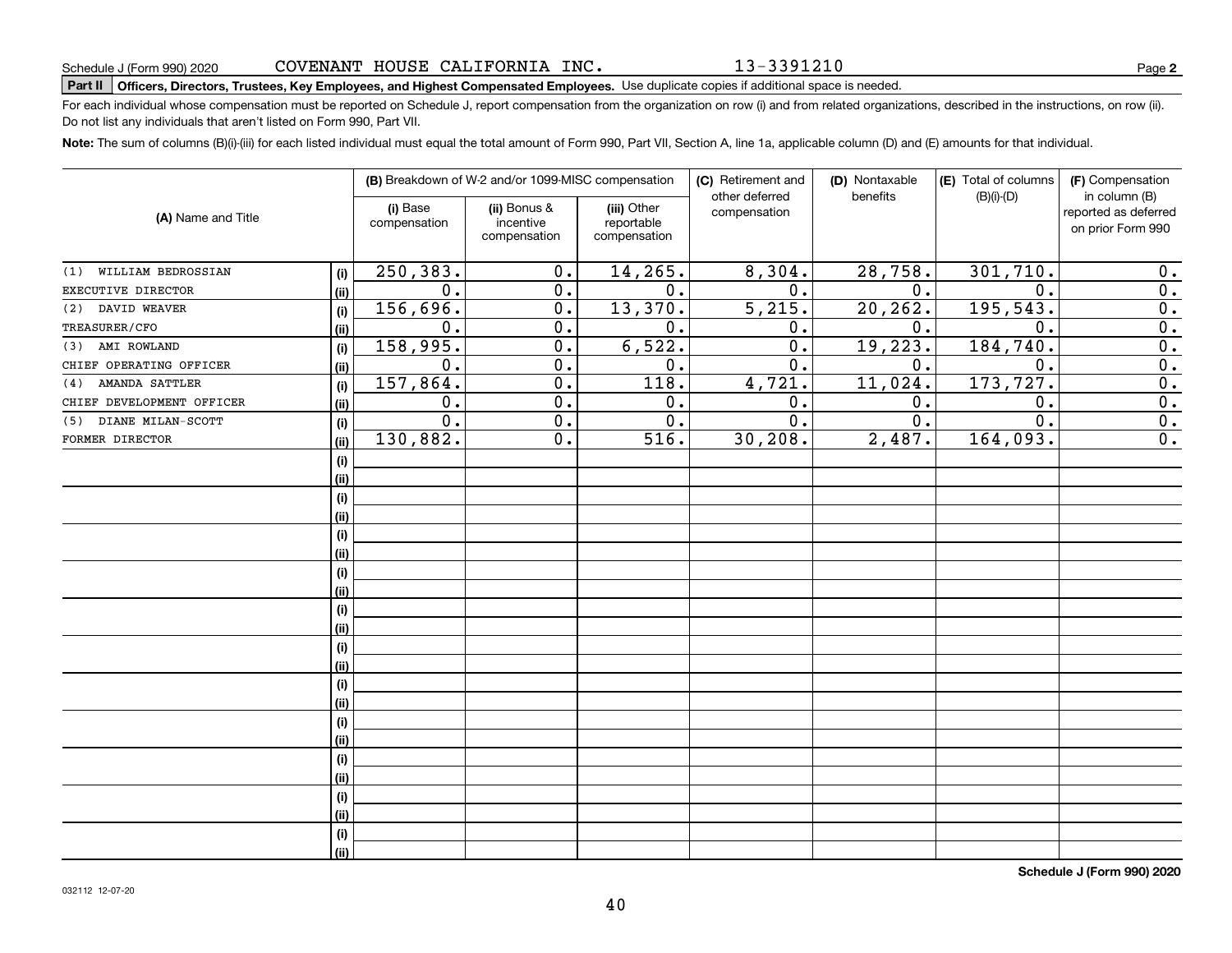Schedule J (Form 990) 2020 COVENANT HOUSE CALIFORNIA INC. 13-3391210 Page **2**

**Part II** **Officers, Directors, Trustees, Key Employees, and Highest Compensated Employees.** Use duplicate copies if additional space is needed.

For each individual whose compensation must be reported on Schedule J, report compensation from the organization on row (i) and from related organizations, described in the instructions, on row (ii). Do not list any individuals that aren't listed on Form 990, Part VII.

**Note:** The sum of columns (B)(i)-(iii) for each listed individual must equal the total amount of Form 990, Part VII, Section A, line 1a, applicable column (D) and (E) amounts for that individual.

| (A) Name and Title | | (B) Breakdown of W-2 and/or 1099-MISC compensation | | | (C) Retirement and other deferred compensation | (D) Nontaxable benefits | (E) Total of columns (B)(i)-(D) | (F) Compensation in column (B) reported as deferred on prior Form 990 |
|---|---|---|---|---|---|---|---|---|
| | | (i) Base compensation | (ii) Bonus & incentive compensation | (iii) Other reportable compensation | | | | |
| (1) WILLIAM BEDROSSIAN | (i) | 250,383. | 0. | 14,265. | 8,304. | 28,758. | 301,710. | 0. |
| EXECUTIVE DIRECTOR | (ii) | 0. | 0. | 0. | 0. | 0. | 0. | 0. |
| (2) DAVID WEAVER | (i) | 156,696. | 0. | 13,370. | 5,215. | 20,262. | 195,543. | 0. |
| TREASURER/CFO | (ii) | 0. | 0. | 0. | 0. | 0. | 0. | 0. |
| (3) AMI ROWLAND | (i) | 158,995. | 0. | 6,522. | 0. | 19,223. | 184,740. | 0. |
| CHIEF OPERATING OFFICER | (ii) | 0. | 0. | 0. | 0. | 0. | 0. | 0. |
| (4) AMANDA SATTLER | (i) | 157,864. | 0. | 118. | 4,721. | 11,024. | 173,727. | 0. |
| CHIEF DEVELOPMENT OFFICER | (ii) | 0. | 0. | 0. | 0. | 0. | 0. | 0. |
| (5) DIANE MILAN-SCOTT | (i) | 0. | 0. | 0. | 0. | 0. | 0. | 0. |
| FORMER DIRECTOR | (ii) | 130,882. | 0. | 516. | 30,208. | 2,487. | 164,093. | 0. |
| | (i) | | | | | | | |
| | (ii) | | | | | | | |
| | (i) | | | | | | | |
| | (ii) | | | | | | | |
| | (i) | | | | | | | |
| | (ii) | | | | | | | |
| | (i) | | | | | | | |
| | (ii) | | | | | | | |
| | (i) | | | | | | | |
| | (ii) | | | | | | | |
| | (i) | | | | | | | |
| | (ii) | | | | | | | |
| | (i) | | | | | | | |
| | (ii) | | | | | | | |
| | (i) | | | | | | | |
| | (ii) | | | | | | | |
| | (i) | | | | | | | |
| | (ii) | | | | | | | |
| | (i) | | | | | | | |
| | (ii) | | | | | | | |
| | (i) | | | | | | | |
| | (ii) | | | | | | | |

**Schedule J (Form 990) 2020**

032112 12-07-20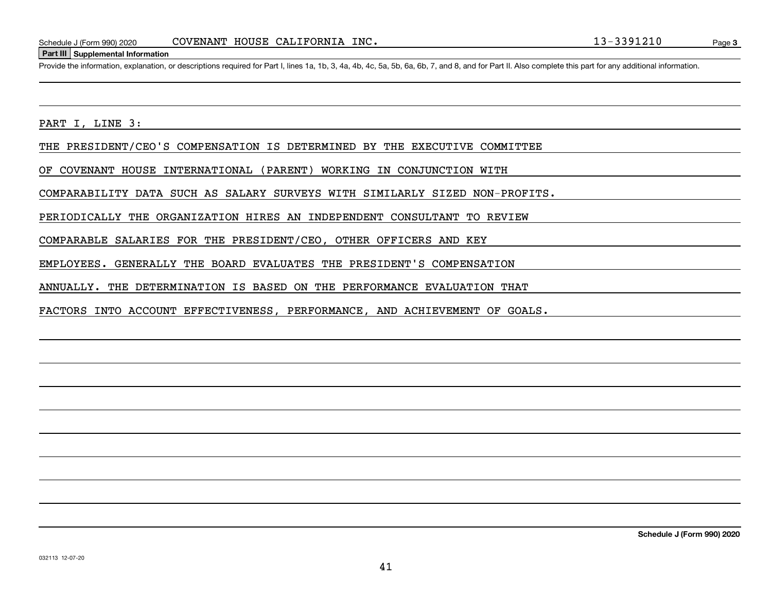Schedule J (Form 990) 2020 COVENANT HOUSE CALIFORNIA INC. 13-3391210 Page 3

**Part III Supplemental Information**

Provide the information, explanation, or descriptions required for Part I, lines 1a, 1b, 3, 4a, 4b, 4c, 5a, 5b, 6a, 6b, 7, and 8, and for Part II. Also complete this part for any additional information.

PART I, LINE 3:

THE PRESIDENT/CEO'S COMPENSATION IS DETERMINED BY THE EXECUTIVE COMMITTEE OF COVENANT HOUSE INTERNATIONAL (PARENT) WORKING IN CONJUNCTION WITH COMPARABILITY DATA SUCH AS SALARY SURVEYS WITH SIMILARLY SIZED NON-PROFITS. PERIODICALLY THE ORGANIZATION HIRES AN INDEPENDENT CONSULTANT TO REVIEW COMPARABLE SALARIES FOR THE PRESIDENT/CEO, OTHER OFFICERS AND KEY EMPLOYEES. GENERALLY THE BOARD EVALUATES THE PRESIDENT'S COMPENSATION ANNUALLY. THE DETERMINATION IS BASED ON THE PERFORMANCE EVALUATION THAT FACTORS INTO ACCOUNT EFFECTIVENESS, PERFORMANCE, AND ACHIEVEMENT OF GOALS.

**Schedule J (Form 990) 2020**

032113 12-07-20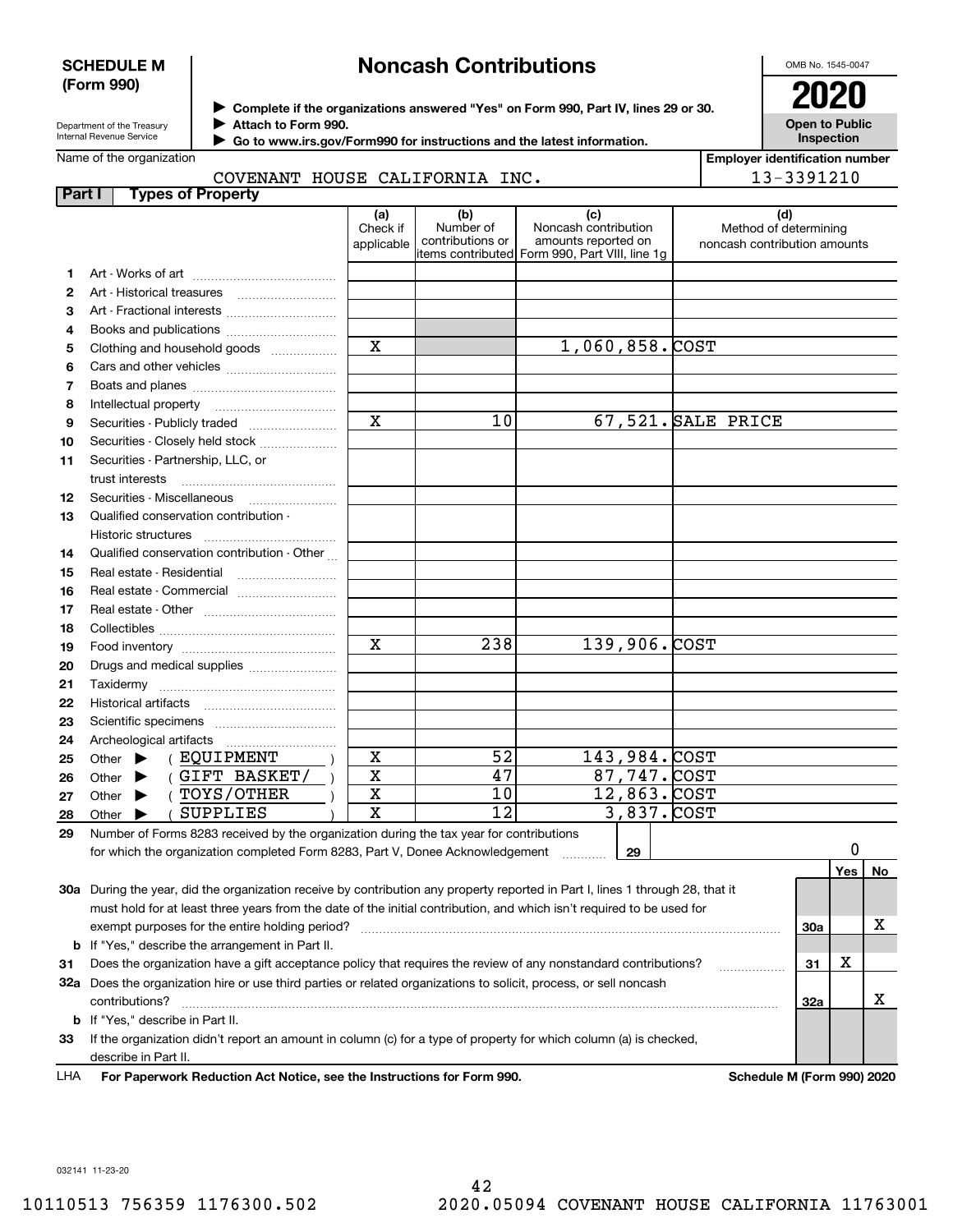**SCHEDULE M (Form 990)**

Department of the Treasury
Internal Revenue Service

# Noncash Contributions

▶ Complete if the organizations answered "Yes" on Form 990, Part IV, lines 29 or 30.
▶ Attach to Form 990.
▶ Go to www.irs.gov/Form990 for instructions and the latest information.

OMB No. 1545-0047

**2020**

**Open to Public Inspection**

Name of the organization: COVENANT HOUSE CALIFORNIA INC.

Employer identification number: 13-3391210

**Part I — Types of Property**

| | | (a) Check if applicable | (b) Number of contributions or items contributed | (c) Noncash contribution amounts reported on Form 990, Part VIII, line 1g | (d) Method of determining noncash contribution amounts |
|---|---|---|---|---|---|
| 1 | Art - Works of art | | | | |
| 2 | Art - Historical treasures | | | | |
| 3 | Art - Fractional interests | | | | |
| 4 | Books and publications | | | | |
| 5 | Clothing and household goods | X | | 1,060,858. | COST |
| 6 | Cars and other vehicles | | | | |
| 7 | Boats and planes | | | | |
| 8 | Intellectual property | | | | |
| 9 | Securities - Publicly traded | X | 10 | 67,521. | SALE PRICE |
| 10 | Securities - Closely held stock | | | | |
| 11 | Securities - Partnership, LLC, or trust interests | | | | |
| 12 | Securities - Miscellaneous | | | | |
| 13 | Qualified conservation contribution - Historic structures | | | | |
| 14 | Qualified conservation contribution - Other | | | | |
| 15 | Real estate - Residential | | | | |
| 16 | Real estate - Commercial | | | | |
| 17 | Real estate - Other | | | | |
| 18 | Collectibles | | | | |
| 19 | Food inventory | X | 238 | 139,906. | COST |
| 20 | Drugs and medical supplies | | | | |
| 21 | Taxidermy | | | | |
| 22 | Historical artifacts | | | | |
| 23 | Scientific specimens | | | | |
| 24 | Archeological artifacts | | | | |
| 25 | Other ▶ ( EQUIPMENT ) | X | 52 | 143,984. | COST |
| 26 | Other ▶ ( GIFT BASKET/ ) | X | 47 | 87,747. | COST |
| 27 | Other ▶ ( TOYS/OTHER ) | X | 10 | 12,863. | COST |
| 28 | Other ▶ ( SUPPLIES ) | X | 12 | 3,837. | COST |

29 Number of Forms 8283 received by the organization during the tax year for contributions for which the organization completed Form 8283, Part V, Donee Acknowledgement ..... 29 — 0

| | | | Yes | No |
|---|---|---|---|---|
| 30a | During the year, did the organization receive by contribution any property reported in Part I, lines 1 through 28, that it must hold for at least three years from the date of the initial contribution, and which isn't required to be used for exempt purposes for the entire holding period? | 30a | | X |
| b | If "Yes," describe the arrangement in Part II. | | | |
| 31 | Does the organization have a gift acceptance policy that requires the review of any nonstandard contributions? | 31 | X | |
| 32a | Does the organization hire or use third parties or related organizations to solicit, process, or sell noncash contributions? | 32a | | X |
| b | If "Yes," describe in Part II. | | | |
| 33 | If the organization didn't report an amount in column (c) for a type of property for which column (a) is checked, describe in Part II. | | | |

LHA **For Paperwork Reduction Act Notice, see the Instructions for Form 990.** **Schedule M (Form 990) 2020**

032141 11-23-20

10110513 756359 1176300.502 2020.05094 COVENANT HOUSE CALIFORNIA 11763001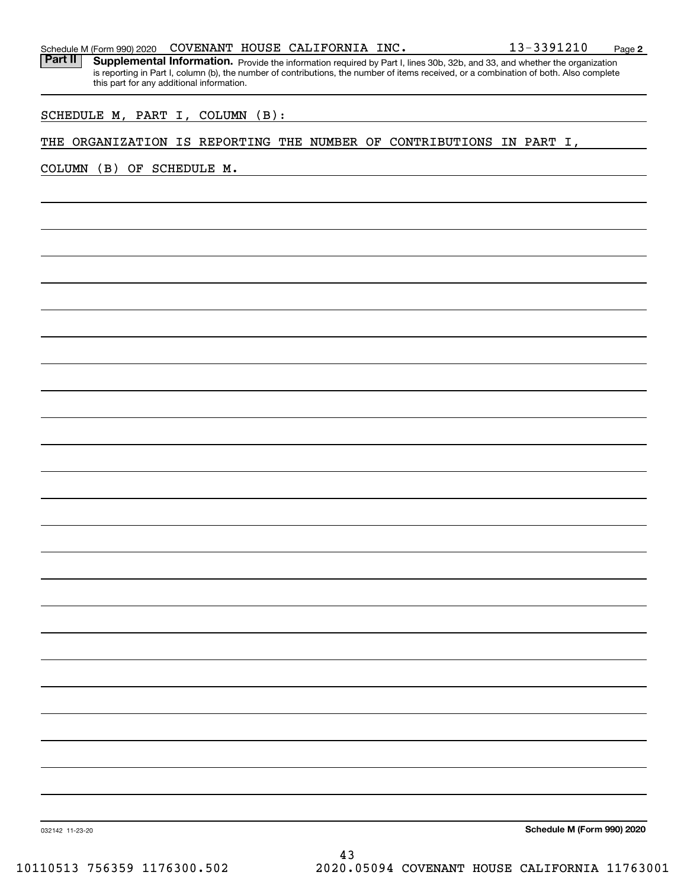Schedule M (Form 990) 2020 COVENANT HOUSE CALIFORNIA INC. 13-3391210 Page 2

**Part II** **Supplemental Information.** Provide the information required by Part I, lines 30b, 32b, and 33, and whether the organization is reporting in Part I, column (b), the number of contributions, the number of items received, or a combination of both. Also complete this part for any additional information.

SCHEDULE M, PART I, COLUMN (B):

THE ORGANIZATION IS REPORTING THE NUMBER OF CONTRIBUTIONS IN PART I, COLUMN (B) OF SCHEDULE M.

032142 11-23-20

**Schedule M (Form 990) 2020**

10110513 756359 1176300.502 2020.05094 COVENANT HOUSE CALIFORNIA 11763001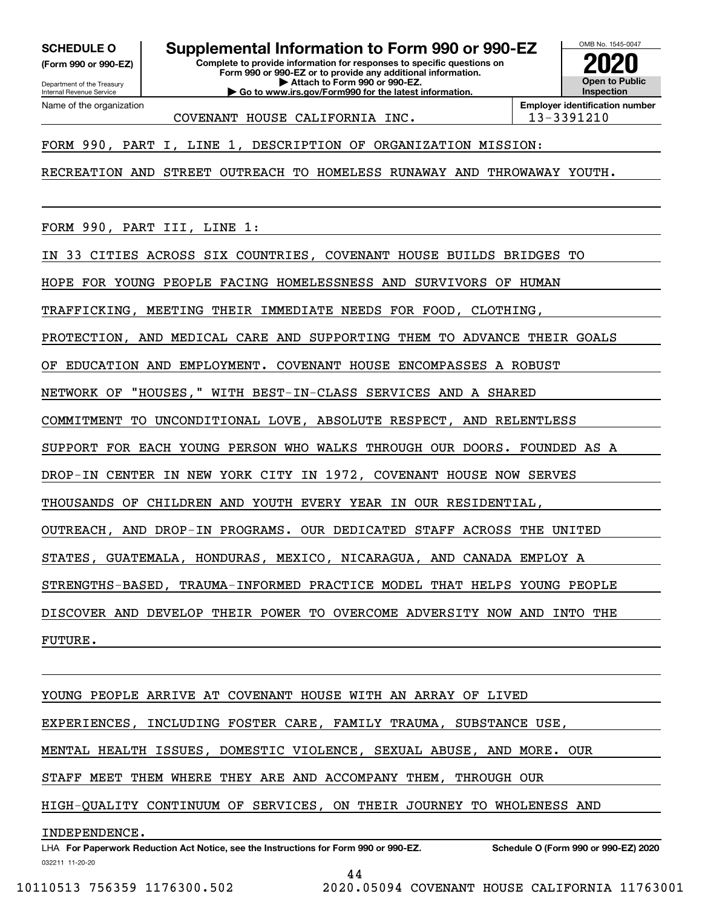**SCHEDULE O** (Form 990 or 990-EZ)

Department of the Treasury
Internal Revenue Service

# Supplemental Information to Form 990 or 990-EZ

**Complete to provide information for responses to specific questions on Form 990 or 990-EZ or to provide any additional information.**
**▶ Attach to Form 990 or 990-EZ.**
**▶ Go to www.irs.gov/Form990 for the latest information.**

OMB No. 1545-0047

**2020**

**Open to Public Inspection**

Name of the organization: COVENANT HOUSE CALIFORNIA INC.

**Employer identification number:** 13-3391210

FORM 990, PART I, LINE 1, DESCRIPTION OF ORGANIZATION MISSION:

RECREATION AND STREET OUTREACH TO HOMELESS RUNAWAY AND THROWAWAY YOUTH.

FORM 990, PART III, LINE 1:

IN 33 CITIES ACROSS SIX COUNTRIES, COVENANT HOUSE BUILDS BRIDGES TO HOPE FOR YOUNG PEOPLE FACING HOMELESSNESS AND SURVIVORS OF HUMAN TRAFFICKING, MEETING THEIR IMMEDIATE NEEDS FOR FOOD, CLOTHING, PROTECTION, AND MEDICAL CARE AND SUPPORTING THEM TO ADVANCE THEIR GOALS OF EDUCATION AND EMPLOYMENT. COVENANT HOUSE ENCOMPASSES A ROBUST NETWORK OF "HOUSES," WITH BEST-IN-CLASS SERVICES AND A SHARED COMMITMENT TO UNCONDITIONAL LOVE, ABSOLUTE RESPECT, AND RELENTLESS SUPPORT FOR EACH YOUNG PERSON WHO WALKS THROUGH OUR DOORS. FOUNDED AS A DROP-IN CENTER IN NEW YORK CITY IN 1972, COVENANT HOUSE NOW SERVES THOUSANDS OF CHILDREN AND YOUTH EVERY YEAR IN OUR RESIDENTIAL, OUTREACH, AND DROP-IN PROGRAMS. OUR DEDICATED STAFF ACROSS THE UNITED STATES, GUATEMALA, HONDURAS, MEXICO, NICARAGUA, AND CANADA EMPLOY A STRENGTHS-BASED, TRAUMA-INFORMED PRACTICE MODEL THAT HELPS YOUNG PEOPLE DISCOVER AND DEVELOP THEIR POWER TO OVERCOME ADVERSITY NOW AND INTO THE FUTURE.

YOUNG PEOPLE ARRIVE AT COVENANT HOUSE WITH AN ARRAY OF LIVED EXPERIENCES, INCLUDING FOSTER CARE, FAMILY TRAUMA, SUBSTANCE USE, MENTAL HEALTH ISSUES, DOMESTIC VIOLENCE, SEXUAL ABUSE, AND MORE. OUR STAFF MEET THEM WHERE THEY ARE AND ACCOMPANY THEM, THROUGH OUR HIGH-QUALITY CONTINUUM OF SERVICES, ON THEIR JOURNEY TO WHOLENESS AND INDEPENDENCE.

LHA **For Paperwork Reduction Act Notice, see the Instructions for Form 990 or 990-EZ.** **Schedule O (Form 990 or 990-EZ) 2020**

032211 11-20-20

10110513 756359 1176300.502 2020.05094 COVENANT HOUSE CALIFORNIA 11763001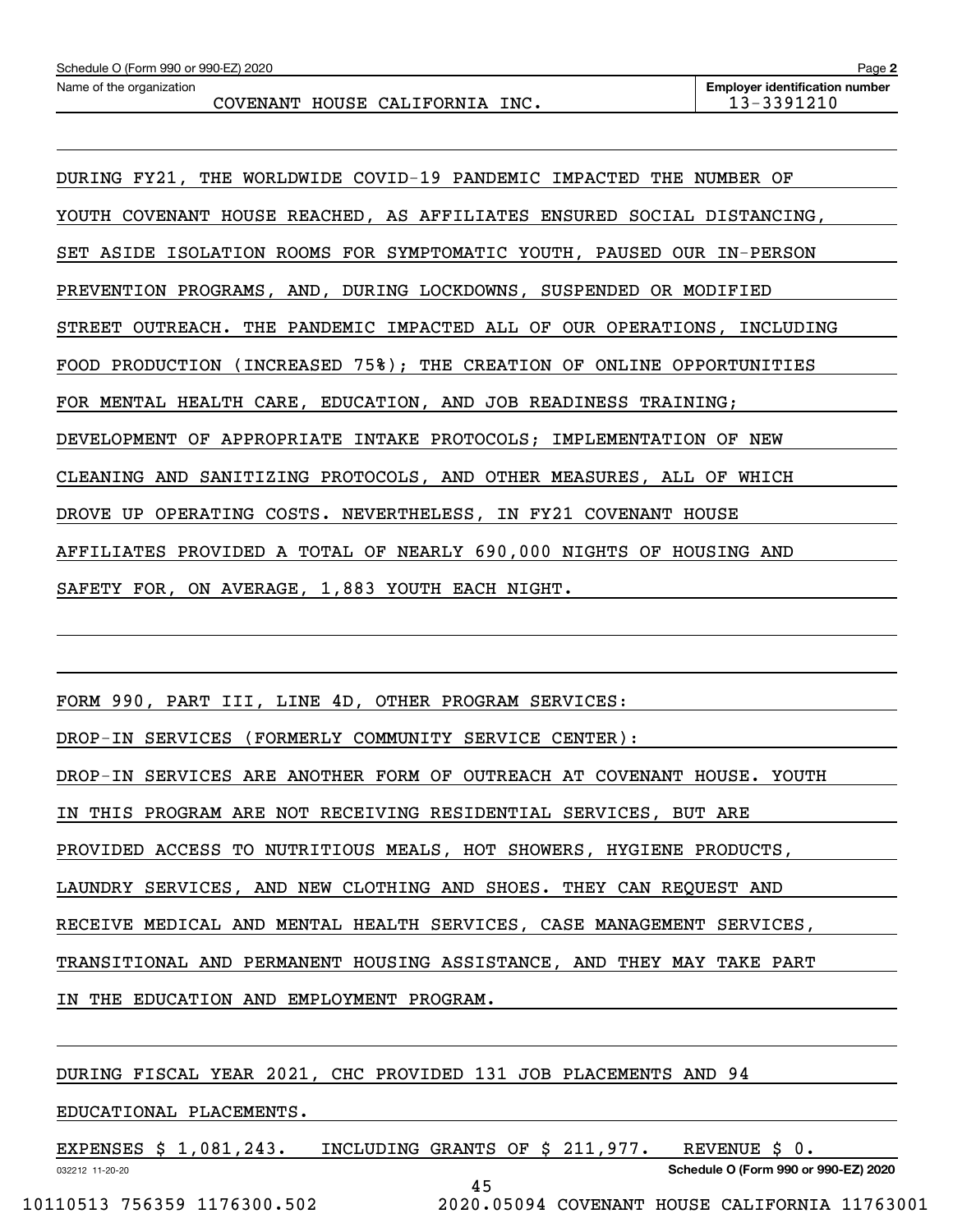Schedule O (Form 990 or 990-EZ) 2020 Page 2

Name of the organization: COVENANT HOUSE CALIFORNIA INC.

Employer identification number: 13-3391210

DURING FY21, THE WORLDWIDE COVID-19 PANDEMIC IMPACTED THE NUMBER OF YOUTH COVENANT HOUSE REACHED, AS AFFILIATES ENSURED SOCIAL DISTANCING, SET ASIDE ISOLATION ROOMS FOR SYMPTOMATIC YOUTH, PAUSED OUR IN-PERSON PREVENTION PROGRAMS, AND, DURING LOCKDOWNS, SUSPENDED OR MODIFIED STREET OUTREACH. THE PANDEMIC IMPACTED ALL OF OUR OPERATIONS, INCLUDING FOOD PRODUCTION (INCREASED 75%); THE CREATION OF ONLINE OPPORTUNITIES FOR MENTAL HEALTH CARE, EDUCATION, AND JOB READINESS TRAINING; DEVELOPMENT OF APPROPRIATE INTAKE PROTOCOLS; IMPLEMENTATION OF NEW CLEANING AND SANITIZING PROTOCOLS, AND OTHER MEASURES, ALL OF WHICH DROVE UP OPERATING COSTS. NEVERTHELESS, IN FY21 COVENANT HOUSE AFFILIATES PROVIDED A TOTAL OF NEARLY 690,000 NIGHTS OF HOUSING AND SAFETY FOR, ON AVERAGE, 1,883 YOUTH EACH NIGHT.

FORM 990, PART III, LINE 4D, OTHER PROGRAM SERVICES:

DROP-IN SERVICES (FORMERLY COMMUNITY SERVICE CENTER):

DROP-IN SERVICES ARE ANOTHER FORM OF OUTREACH AT COVENANT HOUSE. YOUTH IN THIS PROGRAM ARE NOT RECEIVING RESIDENTIAL SERVICES, BUT ARE PROVIDED ACCESS TO NUTRITIOUS MEALS, HOT SHOWERS, HYGIENE PRODUCTS, LAUNDRY SERVICES, AND NEW CLOTHING AND SHOES. THEY CAN REQUEST AND RECEIVE MEDICAL AND MENTAL HEALTH SERVICES, CASE MANAGEMENT SERVICES, TRANSITIONAL AND PERMANENT HOUSING ASSISTANCE, AND THEY MAY TAKE PART IN THE EDUCATION AND EMPLOYMENT PROGRAM.

DURING FISCAL YEAR 2021, CHC PROVIDED 131 JOB PLACEMENTS AND 94 EDUCATIONAL PLACEMENTS.

EXPENSES $ 1,081,243. INCLUDING GRANTS OF $ 211,977. REVENUE $ 0.

032212 11-20-20 Schedule O (Form 990 or 990-EZ) 2020

10110513 756359 1176300.502 2020.05094 COVENANT HOUSE CALIFORNIA 11763001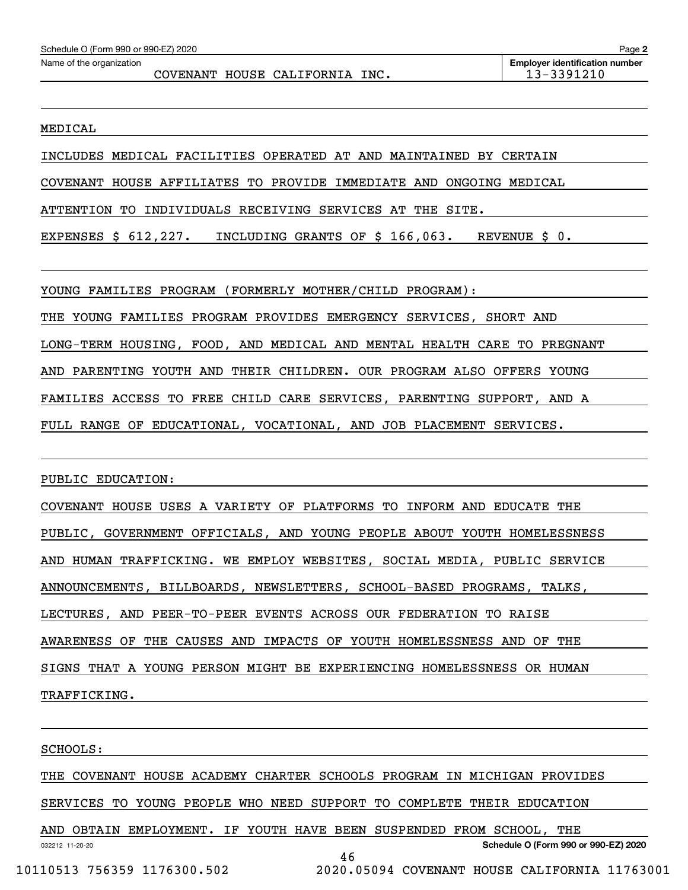Schedule O (Form 990 or 990-EZ) 2020

Name of the organization: COVENANT HOUSE CALIFORNIA INC.

Employer identification number: 13-3391210

MEDICAL

INCLUDES MEDICAL FACILITIES OPERATED AT AND MAINTAINED BY CERTAIN COVENANT HOUSE AFFILIATES TO PROVIDE IMMEDIATE AND ONGOING MEDICAL ATTENTION TO INDIVIDUALS RECEIVING SERVICES AT THE SITE.

EXPENSES $ 612,227. INCLUDING GRANTS OF $ 166,063. REVENUE $ 0.

YOUNG FAMILIES PROGRAM (FORMERLY MOTHER/CHILD PROGRAM):

THE YOUNG FAMILIES PROGRAM PROVIDES EMERGENCY SERVICES, SHORT AND LONG-TERM HOUSING, FOOD, AND MEDICAL AND MENTAL HEALTH CARE TO PREGNANT AND PARENTING YOUTH AND THEIR CHILDREN. OUR PROGRAM ALSO OFFERS YOUNG FAMILIES ACCESS TO FREE CHILD CARE SERVICES, PARENTING SUPPORT, AND A FULL RANGE OF EDUCATIONAL, VOCATIONAL, AND JOB PLACEMENT SERVICES.

PUBLIC EDUCATION:

COVENANT HOUSE USES A VARIETY OF PLATFORMS TO INFORM AND EDUCATE THE PUBLIC, GOVERNMENT OFFICIALS, AND YOUNG PEOPLE ABOUT YOUTH HOMELESSNESS AND HUMAN TRAFFICKING. WE EMPLOY WEBSITES, SOCIAL MEDIA, PUBLIC SERVICE ANNOUNCEMENTS, BILLBOARDS, NEWSLETTERS, SCHOOL-BASED PROGRAMS, TALKS, LECTURES, AND PEER-TO-PEER EVENTS ACROSS OUR FEDERATION TO RAISE AWARENESS OF THE CAUSES AND IMPACTS OF YOUTH HOMELESSNESS AND OF THE SIGNS THAT A YOUNG PERSON MIGHT BE EXPERIENCING HOMELESSNESS OR HUMAN TRAFFICKING.

SCHOOLS:

THE COVENANT HOUSE ACADEMY CHARTER SCHOOLS PROGRAM IN MICHIGAN PROVIDES SERVICES TO YOUNG PEOPLE WHO NEED SUPPORT TO COMPLETE THEIR EDUCATION AND OBTAIN EMPLOYMENT. IF YOUTH HAVE BEEN SUSPENDED FROM SCHOOL, THE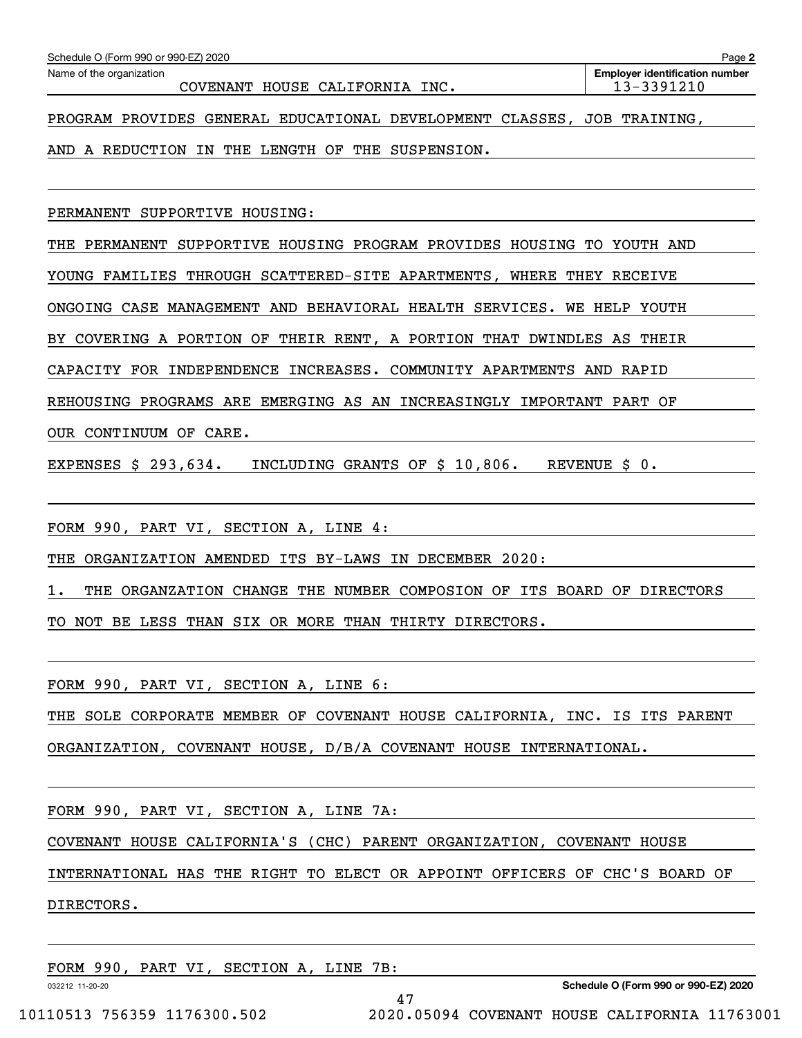Schedule O (Form 990 or 990-EZ) 2020

Name of the organization: COVENANT HOUSE CALIFORNIA INC.

Employer identification number: 13-3391210

PROGRAM PROVIDES GENERAL EDUCATIONAL DEVELOPMENT CLASSES, JOB TRAINING, AND A REDUCTION IN THE LENGTH OF THE SUSPENSION.

PERMANENT SUPPORTIVE HOUSING:

THE PERMANENT SUPPORTIVE HOUSING PROGRAM PROVIDES HOUSING TO YOUTH AND YOUNG FAMILIES THROUGH SCATTERED-SITE APARTMENTS, WHERE THEY RECEIVE ONGOING CASE MANAGEMENT AND BEHAVIORAL HEALTH SERVICES. WE HELP YOUTH BY COVERING A PORTION OF THEIR RENT, A PORTION THAT DWINDLES AS THEIR CAPACITY FOR INDEPENDENCE INCREASES. COMMUNITY APARTMENTS AND RAPID REHOUSING PROGRAMS ARE EMERGING AS AN INCREASINGLY IMPORTANT PART OF OUR CONTINUUM OF CARE.

EXPENSES $ 293,634. INCLUDING GRANTS OF $ 10,806. REVENUE $ 0.

FORM 990, PART VI, SECTION A, LINE 4:

THE ORGANIZATION AMENDED ITS BY-LAWS IN DECEMBER 2020:

1. THE ORGANZATION CHANGE THE NUMBER COMPOSION OF ITS BOARD OF DIRECTORS TO NOT BE LESS THAN SIX OR MORE THAN THIRTY DIRECTORS.

FORM 990, PART VI, SECTION A, LINE 6:

THE SOLE CORPORATE MEMBER OF COVENANT HOUSE CALIFORNIA, INC. IS ITS PARENT ORGANIZATION, COVENANT HOUSE, D/B/A COVENANT HOUSE INTERNATIONAL.

FORM 990, PART VI, SECTION A, LINE 7A:

COVENANT HOUSE CALIFORNIA'S (CHC) PARENT ORGANIZATION, COVENANT HOUSE INTERNATIONAL HAS THE RIGHT TO ELECT OR APPOINT OFFICERS OF CHC'S BOARD OF DIRECTORS.

FORM 990, PART VI, SECTION A, LINE 7B: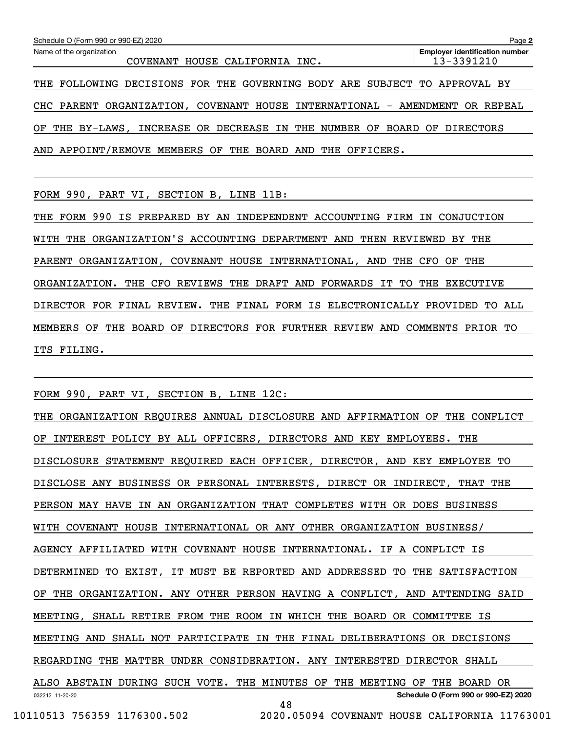Schedule O (Form 990 or 990-EZ) 2020

| Name of the organization | Employer identification number |
| --- | --- |
| COVENANT HOUSE CALIFORNIA INC. | 13-3391210 |

THE FOLLOWING DECISIONS FOR THE GOVERNING BODY ARE SUBJECT TO APPROVAL BY CHC PARENT ORGANIZATION, COVENANT HOUSE INTERNATIONAL - AMENDMENT OR REPEAL OF THE BY-LAWS, INCREASE OR DECREASE IN THE NUMBER OF BOARD OF DIRECTORS AND APPOINT/REMOVE MEMBERS OF THE BOARD AND THE OFFICERS.

FORM 990, PART VI, SECTION B, LINE 11B:

THE FORM 990 IS PREPARED BY AN INDEPENDENT ACCOUNTING FIRM IN CONJUCTION WITH THE ORGANIZATION'S ACCOUNTING DEPARTMENT AND THEN REVIEWED BY THE PARENT ORGANIZATION, COVENANT HOUSE INTERNATIONAL, AND THE CFO OF THE ORGANIZATION. THE CFO REVIEWS THE DRAFT AND FORWARDS IT TO THE EXECUTIVE DIRECTOR FOR FINAL REVIEW. THE FINAL FORM IS ELECTRONICALLY PROVIDED TO ALL MEMBERS OF THE BOARD OF DIRECTORS FOR FURTHER REVIEW AND COMMENTS PRIOR TO ITS FILING.

FORM 990, PART VI, SECTION B, LINE 12C:

THE ORGANIZATION REQUIRES ANNUAL DISCLOSURE AND AFFIRMATION OF THE CONFLICT OF INTEREST POLICY BY ALL OFFICERS, DIRECTORS AND KEY EMPLOYEES. THE DISCLOSURE STATEMENT REQUIRED EACH OFFICER, DIRECTOR, AND KEY EMPLOYEE TO DISCLOSE ANY BUSINESS OR PERSONAL INTERESTS, DIRECT OR INDIRECT, THAT THE PERSON MAY HAVE IN AN ORGANIZATION THAT COMPLETES WITH OR DOES BUSINESS WITH COVENANT HOUSE INTERNATIONAL OR ANY OTHER ORGANIZATION BUSINESS/ AGENCY AFFILIATED WITH COVENANT HOUSE INTERNATIONAL. IF A CONFLICT IS DETERMINED TO EXIST, IT MUST BE REPORTED AND ADDRESSED TO THE SATISFACTION OF THE ORGANIZATION. ANY OTHER PERSON HAVING A CONFLICT, AND ATTENDING SAID MEETING, SHALL RETIRE FROM THE ROOM IN WHICH THE BOARD OR COMMITTEE IS MEETING AND SHALL NOT PARTICIPATE IN THE FINAL DELIBERATIONS OR DECISIONS REGARDING THE MATTER UNDER CONSIDERATION. ANY INTERESTED DIRECTOR SHALL ALSO ABSTAIN DURING SUCH VOTE. THE MINUTES OF THE MEETING OF THE BOARD OR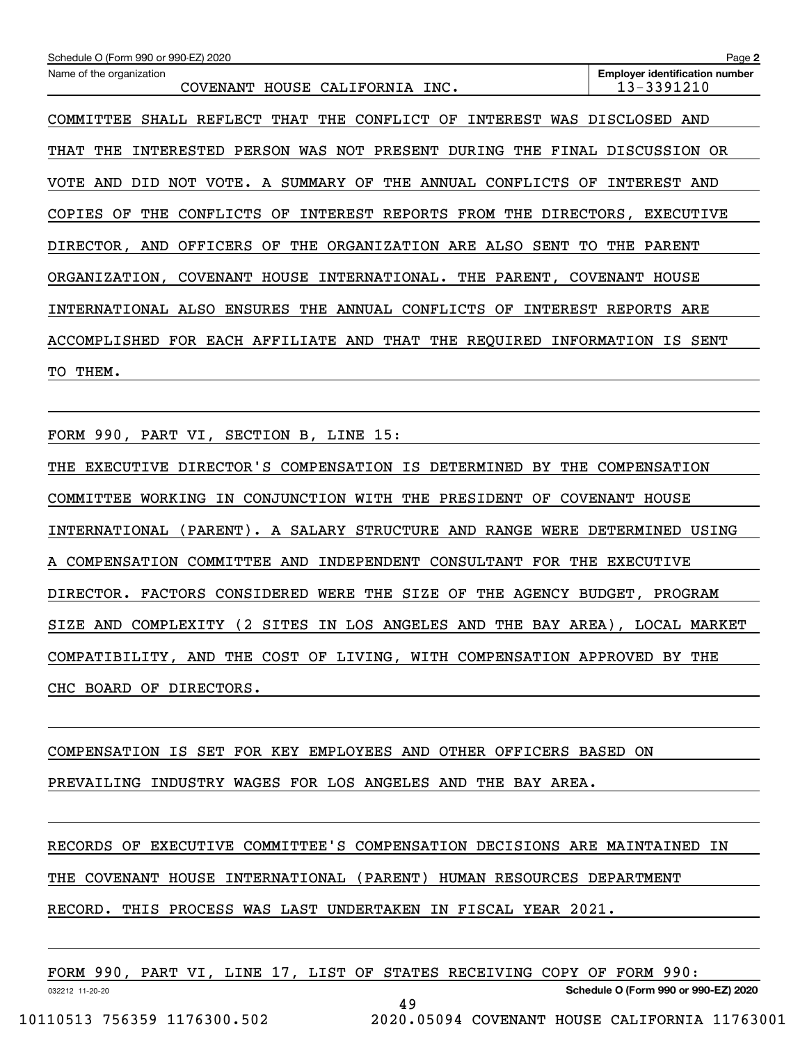Schedule O (Form 990 or 990-EZ) 2020

Name of the organization: COVENANT HOUSE CALIFORNIA INC.

Employer identification number: 13-3391210

COMMITTEE SHALL REFLECT THAT THE CONFLICT OF INTEREST WAS DISCLOSED AND THAT THE INTERESTED PERSON WAS NOT PRESENT DURING THE FINAL DISCUSSION OR VOTE AND DID NOT VOTE. A SUMMARY OF THE ANNUAL CONFLICTS OF INTEREST AND COPIES OF THE CONFLICTS OF INTEREST REPORTS FROM THE DIRECTORS, EXECUTIVE DIRECTOR, AND OFFICERS OF THE ORGANIZATION ARE ALSO SENT TO THE PARENT ORGANIZATION, COVENANT HOUSE INTERNATIONAL. THE PARENT, COVENANT HOUSE INTERNATIONAL ALSO ENSURES THE ANNUAL CONFLICTS OF INTEREST REPORTS ARE ACCOMPLISHED FOR EACH AFFILIATE AND THAT THE REQUIRED INFORMATION IS SENT TO THEM.

FORM 990, PART VI, SECTION B, LINE 15:

THE EXECUTIVE DIRECTOR'S COMPENSATION IS DETERMINED BY THE COMPENSATION COMMITTEE WORKING IN CONJUNCTION WITH THE PRESIDENT OF COVENANT HOUSE INTERNATIONAL (PARENT). A SALARY STRUCTURE AND RANGE WERE DETERMINED USING A COMPENSATION COMMITTEE AND INDEPENDENT CONSULTANT FOR THE EXECUTIVE DIRECTOR. FACTORS CONSIDERED WERE THE SIZE OF THE AGENCY BUDGET, PROGRAM SIZE AND COMPLEXITY (2 SITES IN LOS ANGELES AND THE BAY AREA), LOCAL MARKET COMPATIBILITY, AND THE COST OF LIVING, WITH COMPENSATION APPROVED BY THE CHC BOARD OF DIRECTORS.

COMPENSATION IS SET FOR KEY EMPLOYEES AND OTHER OFFICERS BASED ON PREVAILING INDUSTRY WAGES FOR LOS ANGELES AND THE BAY AREA.

RECORDS OF EXECUTIVE COMMITTEE'S COMPENSATION DECISIONS ARE MAINTAINED IN THE COVENANT HOUSE INTERNATIONAL (PARENT) HUMAN RESOURCES DEPARTMENT RECORD. THIS PROCESS WAS LAST UNDERTAKEN IN FISCAL YEAR 2021.

FORM 990, PART VI, LINE 17, LIST OF STATES RECEIVING COPY OF FORM 990: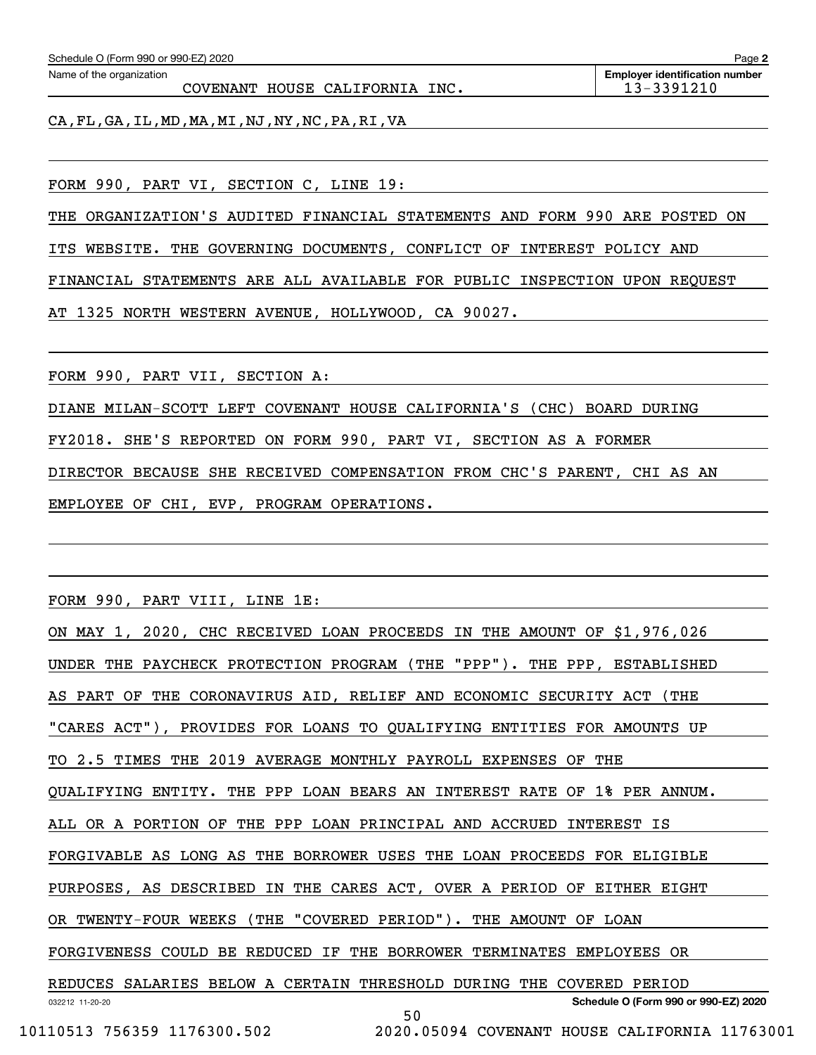Name of the organization: COVENANT HOUSE CALIFORNIA INC.

Employer identification number: 13-3391210

CA,FL,GA,IL,MD,MA,MI,NJ,NY,NC,PA,RI,VA

FORM 990, PART VI, SECTION C, LINE 19:

THE ORGANIZATION'S AUDITED FINANCIAL STATEMENTS AND FORM 990 ARE POSTED ON ITS WEBSITE. THE GOVERNING DOCUMENTS, CONFLICT OF INTEREST POLICY AND FINANCIAL STATEMENTS ARE ALL AVAILABLE FOR PUBLIC INSPECTION UPON REQUEST AT 1325 NORTH WESTERN AVENUE, HOLLYWOOD, CA 90027.

FORM 990, PART VII, SECTION A:

DIANE MILAN-SCOTT LEFT COVENANT HOUSE CALIFORNIA'S (CHC) BOARD DURING FY2018. SHE'S REPORTED ON FORM 990, PART VI, SECTION AS A FORMER DIRECTOR BECAUSE SHE RECEIVED COMPENSATION FROM CHC'S PARENT, CHI AS AN EMPLOYEE OF CHI, EVP, PROGRAM OPERATIONS.

FORM 990, PART VIII, LINE 1E:

ON MAY 1, 2020, CHC RECEIVED LOAN PROCEEDS IN THE AMOUNT OF $1,976,026 UNDER THE PAYCHECK PROTECTION PROGRAM (THE "PPP"). THE PPP, ESTABLISHED AS PART OF THE CORONAVIRUS AID, RELIEF AND ECONOMIC SECURITY ACT (THE "CARES ACT"), PROVIDES FOR LOANS TO QUALIFYING ENTITIES FOR AMOUNTS UP TO 2.5 TIMES THE 2019 AVERAGE MONTHLY PAYROLL EXPENSES OF THE QUALIFYING ENTITY. THE PPP LOAN BEARS AN INTEREST RATE OF 1% PER ANNUM. ALL OR A PORTION OF THE PPP LOAN PRINCIPAL AND ACCRUED INTEREST IS FORGIVABLE AS LONG AS THE BORROWER USES THE LOAN PROCEEDS FOR ELIGIBLE PURPOSES, AS DESCRIBED IN THE CARES ACT, OVER A PERIOD OF EITHER EIGHT OR TWENTY-FOUR WEEKS (THE "COVERED PERIOD"). THE AMOUNT OF LOAN FORGIVENESS COULD BE REDUCED IF THE BORROWER TERMINATES EMPLOYEES OR REDUCES SALARIES BELOW A CERTAIN THRESHOLD DURING THE COVERED PERIOD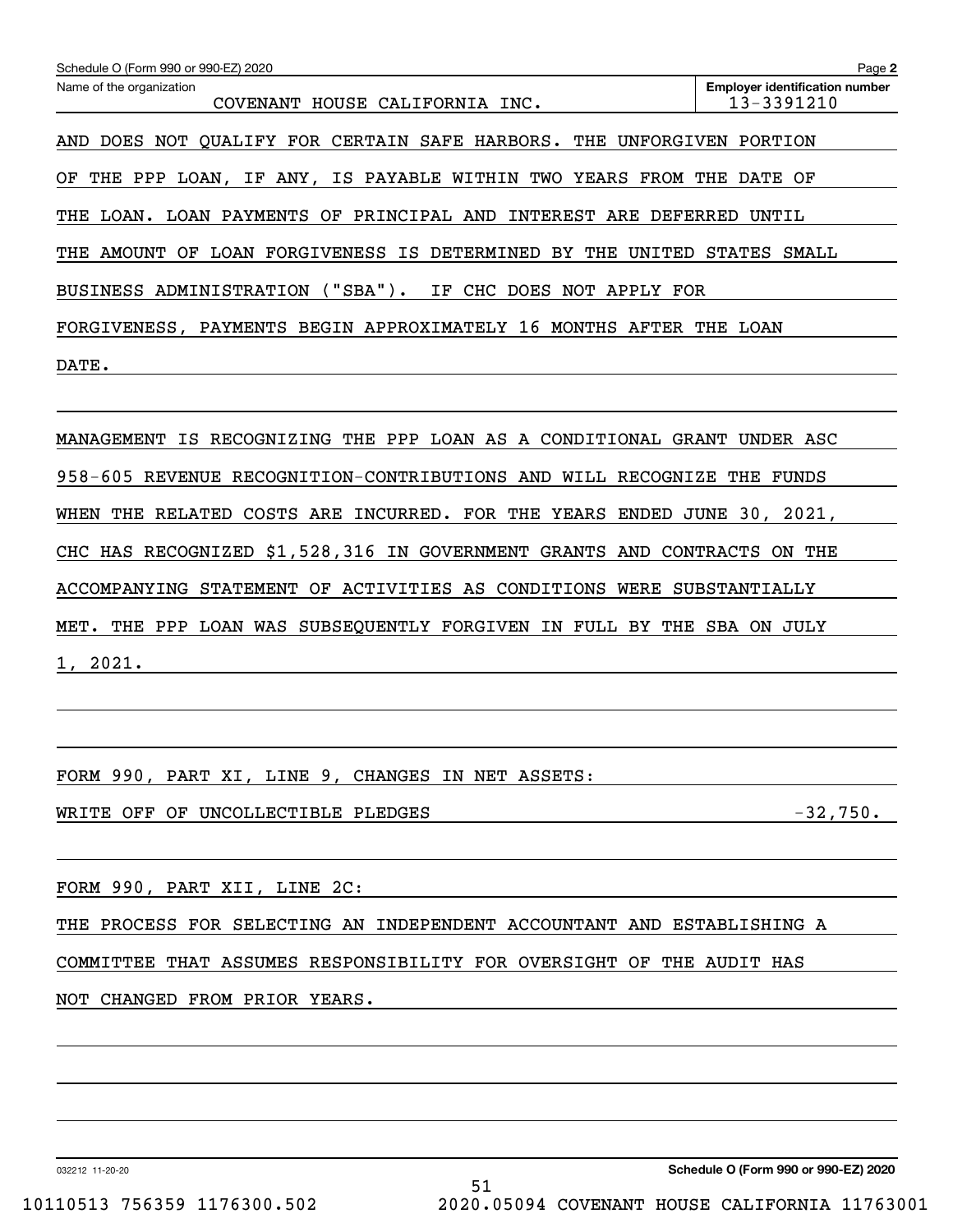Schedule O (Form 990 or 990-EZ) 2020 Page **2**

| Name of the organization | Employer identification number |
|---|---|
| COVENANT HOUSE CALIFORNIA INC. | 13-3391210 |

AND DOES NOT QUALIFY FOR CERTAIN SAFE HARBORS. THE UNFORGIVEN PORTION OF THE PPP LOAN, IF ANY, IS PAYABLE WITHIN TWO YEARS FROM THE DATE OF THE LOAN. LOAN PAYMENTS OF PRINCIPAL AND INTEREST ARE DEFERRED UNTIL THE AMOUNT OF LOAN FORGIVENESS IS DETERMINED BY THE UNITED STATES SMALL BUSINESS ADMINISTRATION ("SBA"). IF CHC DOES NOT APPLY FOR FORGIVENESS, PAYMENTS BEGIN APPROXIMATELY 16 MONTHS AFTER THE LOAN DATE.

MANAGEMENT IS RECOGNIZING THE PPP LOAN AS A CONDITIONAL GRANT UNDER ASC 958-605 REVENUE RECOGNITION-CONTRIBUTIONS AND WILL RECOGNIZE THE FUNDS WHEN THE RELATED COSTS ARE INCURRED. FOR THE YEARS ENDED JUNE 30, 2021, CHC HAS RECOGNIZED $1,528,316 IN GOVERNMENT GRANTS AND CONTRACTS ON THE ACCOMPANYING STATEMENT OF ACTIVITIES AS CONDITIONS WERE SUBSTANTIALLY MET. THE PPP LOAN WAS SUBSEQUENTLY FORGIVEN IN FULL BY THE SBA ON JULY 1, 2021.

FORM 990, PART XI, LINE 9, CHANGES IN NET ASSETS:

| | |
|---|---|
| WRITE OFF OF UNCOLLECTIBLE PLEDGES | -32,750. |

FORM 990, PART XII, LINE 2C:

THE PROCESS FOR SELECTING AN INDEPENDENT ACCOUNTANT AND ESTABLISHING A COMMITTEE THAT ASSUMES RESPONSIBILITY FOR OVERSIGHT OF THE AUDIT HAS NOT CHANGED FROM PRIOR YEARS.

032212 11-20-20 **Schedule O (Form 990 or 990-EZ) 2020**

10110513 756359 1176300.502 2020.05094 COVENANT HOUSE CALIFORNIA 11763001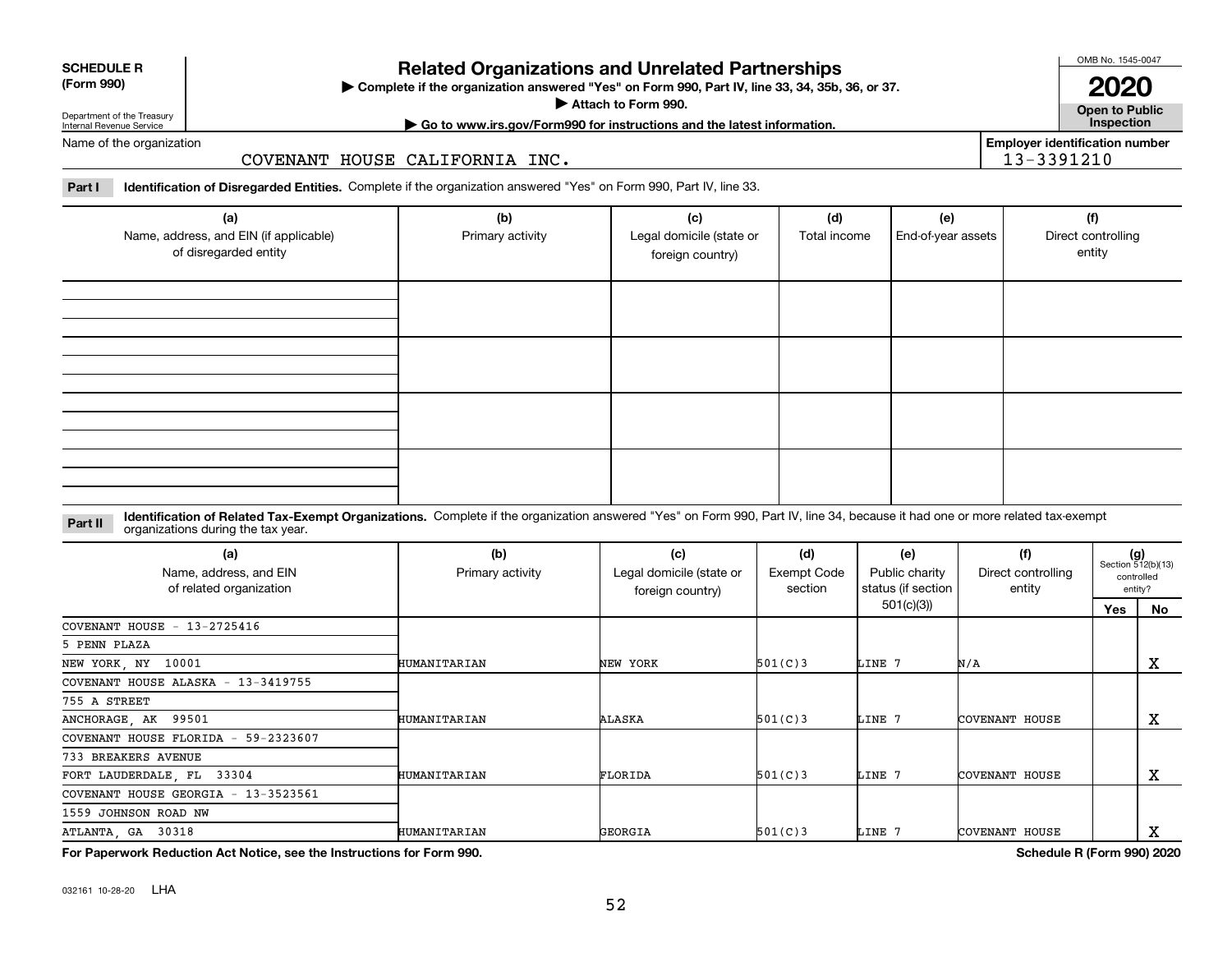**SCHEDULE R (Form 990)**

Department of the Treasury
Internal Revenue Service

# Related Organizations and Unrelated Partnerships

▶ Complete if the organization answered "Yes" on Form 990, Part IV, line 33, 34, 35b, 36, or 37.
▶ Attach to Form 990.
▶ Go to www.irs.gov/Form990 for instructions and the latest information.

OMB No. 1545-0047

**2020**

**Open to Public Inspection**

Name of the organization: COVENANT HOUSE CALIFORNIA INC.

Employer identification number: 13-3391210

**Part I Identification of Disregarded Entities.** Complete if the organization answered "Yes" on Form 990, Part IV, line 33.

| (a) Name, address, and EIN (if applicable) of disregarded entity | (b) Primary activity | (c) Legal domicile (state or foreign country) | (d) Total income | (e) End-of-year assets | (f) Direct controlling entity |
|---|---|---|---|---|---|
| | | | | | |
| | | | | | |
| | | | | | |
| | | | | | |

**Part II Identification of Related Tax-Exempt Organizations.** Complete if the organization answered "Yes" on Form 990, Part IV, line 34, because it had one or more related tax-exempt organizations during the tax year.

| (a) Name, address, and EIN of related organization | (b) Primary activity | (c) Legal domicile (state or foreign country) | (d) Exempt Code section | (e) Public charity status (if section 501(c)(3)) | (f) Direct controlling entity | (g) Section 512(b)(13) controlled entity? Yes | No |
|---|---|---|---|---|---|---|---|
| COVENANT HOUSE - 13-2725416<br>5 PENN PLAZA<br>NEW YORK, NY 10001 | HUMANITARIAN | NEW YORK | 501(C)3 | LINE 7 | N/A | | X |
| COVENANT HOUSE ALASKA - 13-3419755<br>755 A STREET<br>ANCHORAGE, AK 99501 | HUMANITARIAN | ALASKA | 501(C)3 | LINE 7 | COVENANT HOUSE | | X |
| COVENANT HOUSE FLORIDA - 59-2323607<br>733 BREAKERS AVENUE<br>FORT LAUDERDALE, FL 33304 | HUMANITARIAN | FLORIDA | 501(C)3 | LINE 7 | COVENANT HOUSE | | X |
| COVENANT HOUSE GEORGIA - 13-3523561<br>1559 JOHNSON ROAD NW<br>ATLANTA, GA 30318 | HUMANITARIAN | GEORGIA | 501(C)3 | LINE 7 | COVENANT HOUSE | | X |

**For Paperwork Reduction Act Notice, see the Instructions for Form 990.** **Schedule R (Form 990) 2020**

032161 10-28-20 LHA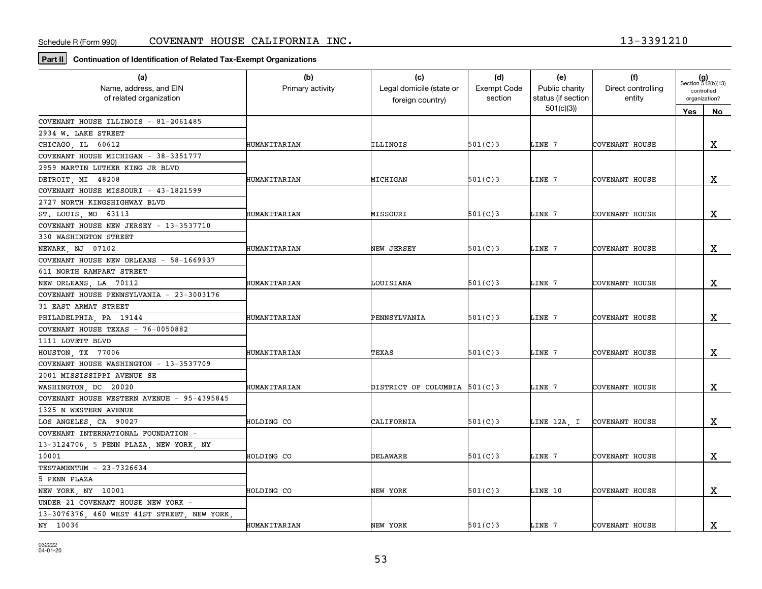Schedule R (Form 990)    COVENANT HOUSE CALIFORNIA INC.    13-3391210

**Part II** Continuation of Identification of Related Tax-Exempt Organizations

| (a) Name, address, and EIN of related organization | (b) Primary activity | (c) Legal domicile (state or foreign country) | (d) Exempt Code section | (e) Public charity status (if section 501(c)(3)) | (f) Direct controlling entity | (g) Section 512(b)(13) controlled organization? Yes | No |
|---|---|---|---|---|---|---|---|
| COVENANT HOUSE ILLINOIS - 81-2061485, 2934 W. LAKE STREET, CHICAGO, IL 60612 | HUMANITARIAN | ILLINOIS | 501(C)3 | LINE 7 | COVENANT HOUSE | | X |
| COVENANT HOUSE MICHIGAN - 38-3351777, 2959 MARTIN LUTHER KING JR BLVD, DETROIT, MI 48208 | HUMANITARIAN | MICHIGAN | 501(C)3 | LINE 7 | COVENANT HOUSE | | X |
| COVENANT HOUSE MISSOURI - 43-1821599, 2727 NORTH KINGSHIGHWAY BLVD, ST. LOUIS, MO 63113 | HUMANITARIAN | MISSOURI | 501(C)3 | LINE 7 | COVENANT HOUSE | | X |
| COVENANT HOUSE NEW JERSEY - 13-3537710, 330 WASHINGTON STREET, NEWARK, NJ 07102 | HUMANITARIAN | NEW JERSEY | 501(C)3 | LINE 7 | COVENANT HOUSE | | X |
| COVENANT HOUSE NEW ORLEANS - 58-1669937, 611 NORTH RAMPART STREET, NEW ORLEANS, LA 70112 | HUMANITARIAN | LOUISIANA | 501(C)3 | LINE 7 | COVENANT HOUSE | | X |
| COVENANT HOUSE PENNSYLVANIA - 23-3003176, 31 EAST ARMAT STREET, PHILADELPHIA, PA 19144 | HUMANITARIAN | PENNSYLVANIA | 501(C)3 | LINE 7 | COVENANT HOUSE | | X |
| COVENANT HOUSE TEXAS - 76-0050882, 1111 LOVETT BLVD, HOUSTON, TX 77006 | HUMANITARIAN | TEXAS | 501(C)3 | LINE 7 | COVENANT HOUSE | | X |
| COVENANT HOUSE WASHINGTON - 13-3537709, 2001 MISSISSIPPI AVENUE SE, WASHINGTON, DC 20020 | HUMANITARIAN | DISTRICT OF COLUMBIA | 501(C)3 | LINE 7 | COVENANT HOUSE | | X |
| COVENANT HOUSE WESTERN AVENUE - 95-4395845, 1325 N WESTERN AVENUE, LOS ANGELES, CA 90027 | HOLDING CO | CALIFORNIA | 501(C)3 | LINE 12A, I | COVENANT HOUSE | | X |
| COVENANT INTERNATIONAL FOUNDATION - 13-3124706, 5 PENN PLAZA, NEW YORK, NY 10001 | HOLDING CO | DELAWARE | 501(C)3 | LINE 7 | COVENANT HOUSE | | X |
| TESTAMENTUM - 23-7326634, 5 PENN PLAZA, NEW YORK, NY 10001 | HOLDING CO | NEW YORK | 501(C)3 | LINE 10 | COVENANT HOUSE | | X |
| UNDER 21 COVENANT HOUSE NEW YORK - 13-3076376, 460 WEST 41ST STREET, NEW YORK, NY 10036 | HUMANITARIAN | NEW YORK | 501(C)3 | LINE 7 | COVENANT HOUSE | | X |

032222 04-01-20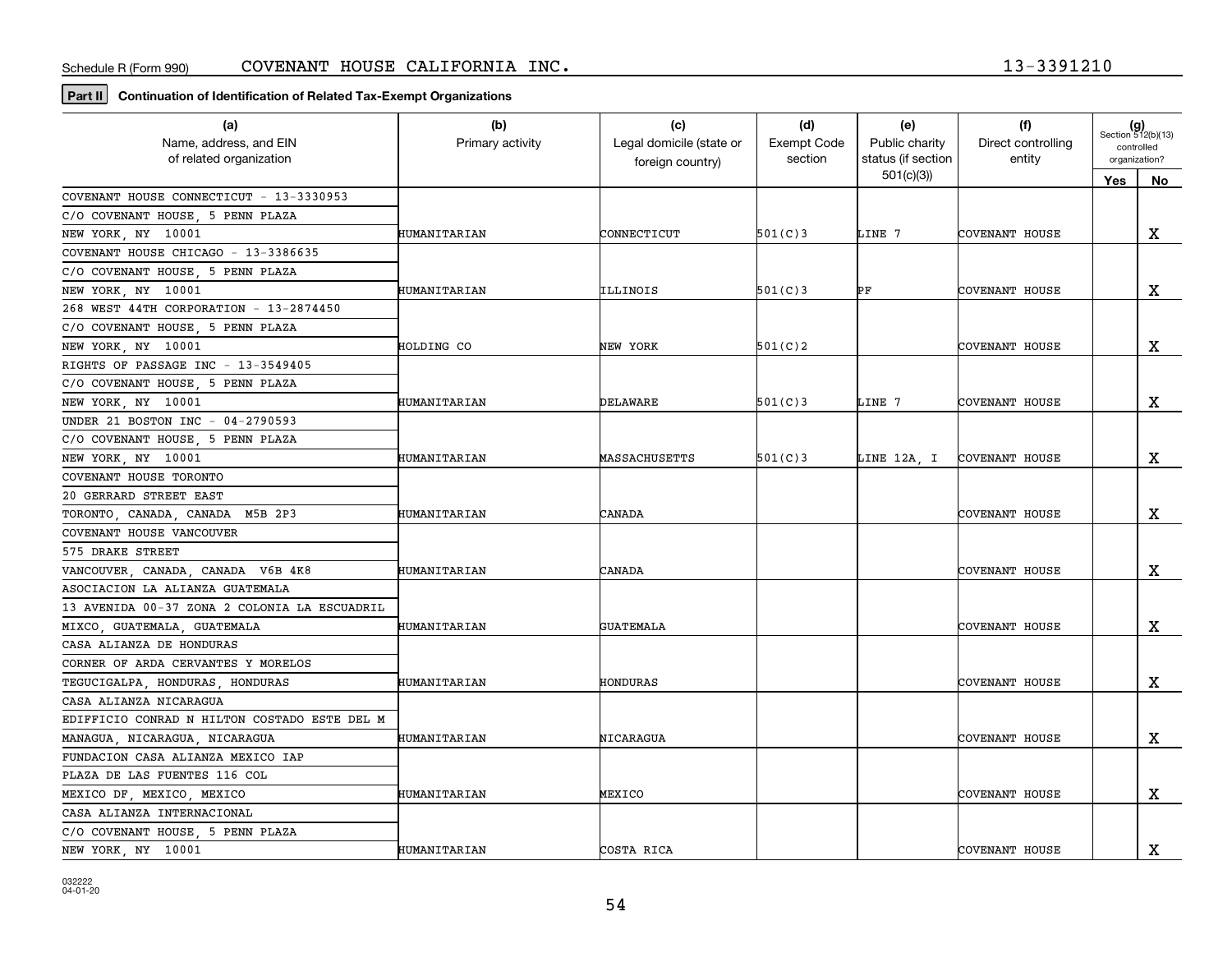Schedule R (Form 990) COVENANT HOUSE CALIFORNIA INC. 13-3391210

**Part II** **Continuation of Identification of Related Tax-Exempt Organizations**

| (a) Name, address, and EIN of related organization | (b) Primary activity | (c) Legal domicile (state or foreign country) | (d) Exempt Code section | (e) Public charity status (if section 501(c)(3)) | (f) Direct controlling entity | (g) Section 512(b)(13) controlled organization? Yes | No |
|---|---|---|---|---|---|---|---|
| COVENANT HOUSE CONNECTICUT - 13-3330953 C/O COVENANT HOUSE, 5 PENN PLAZA NEW YORK, NY 10001 | HUMANITARIAN | CONNECTICUT | 501(C)3 | LINE 7 | COVENANT HOUSE | | X |
| COVENANT HOUSE CHICAGO - 13-3386635 C/O COVENANT HOUSE, 5 PENN PLAZA NEW YORK, NY 10001 | HUMANITARIAN | ILLINOIS | 501(C)3 | PF | COVENANT HOUSE | | X |
| 268 WEST 44TH CORPORATION - 13-2874450 C/O COVENANT HOUSE, 5 PENN PLAZA NEW YORK, NY 10001 | HOLDING CO | NEW YORK | 501(C)2 | | COVENANT HOUSE | | X |
| RIGHTS OF PASSAGE INC - 13-3549405 C/O COVENANT HOUSE, 5 PENN PLAZA NEW YORK, NY 10001 | HUMANITARIAN | DELAWARE | 501(C)3 | LINE 7 | COVENANT HOUSE | | X |
| UNDER 21 BOSTON INC - 04-2790593 C/O COVENANT HOUSE, 5 PENN PLAZA NEW YORK, NY 10001 | HUMANITARIAN | MASSACHUSETTS | 501(C)3 | LINE 12A, I | COVENANT HOUSE | | X |
| COVENANT HOUSE TORONTO 20 GERRARD STREET EAST TORONTO, CANADA, CANADA M5B 2P3 | HUMANITARIAN | CANADA | | | COVENANT HOUSE | | X |
| COVENANT HOUSE VANCOUVER 575 DRAKE STREET VANCOUVER, CANADA, CANADA V6B 4K8 | HUMANITARIAN | CANADA | | | COVENANT HOUSE | | X |
| ASOCIACION LA ALIANZA GUATEMALA 13 AVENIDA 00-37 ZONA 2 COLONIA LA ESCUADRIL MIXCO, GUATEMALA, GUATEMALA | HUMANITARIAN | GUATEMALA | | | COVENANT HOUSE | | X |
| CASA ALIANZA DE HONDURAS CORNER OF ARDA CERVANTES Y MORELOS TEGUCIGALPA, HONDURAS, HONDURAS | HUMANITARIAN | HONDURAS | | | COVENANT HOUSE | | X |
| CASA ALIANZA NICARAGUA EDIFFICIO CONRAD N HILTON COSTADO ESTE DEL M MANAGUA, NICARAGUA, NICARAGUA | HUMANITARIAN | NICARAGUA | | | COVENANT HOUSE | | X |
| FUNDACION CASA ALIANZA MEXICO IAP PLAZA DE LAS FUENTES 116 COL MEXICO DF, MEXICO, MEXICO | HUMANITARIAN | MEXICO | | | COVENANT HOUSE | | X |
| CASA ALIANZA INTERNACIONAL C/O COVENANT HOUSE, 5 PENN PLAZA NEW YORK, NY 10001 | HUMANITARIAN | COSTA RICA | | | COVENANT HOUSE | | X |

032222 04-01-20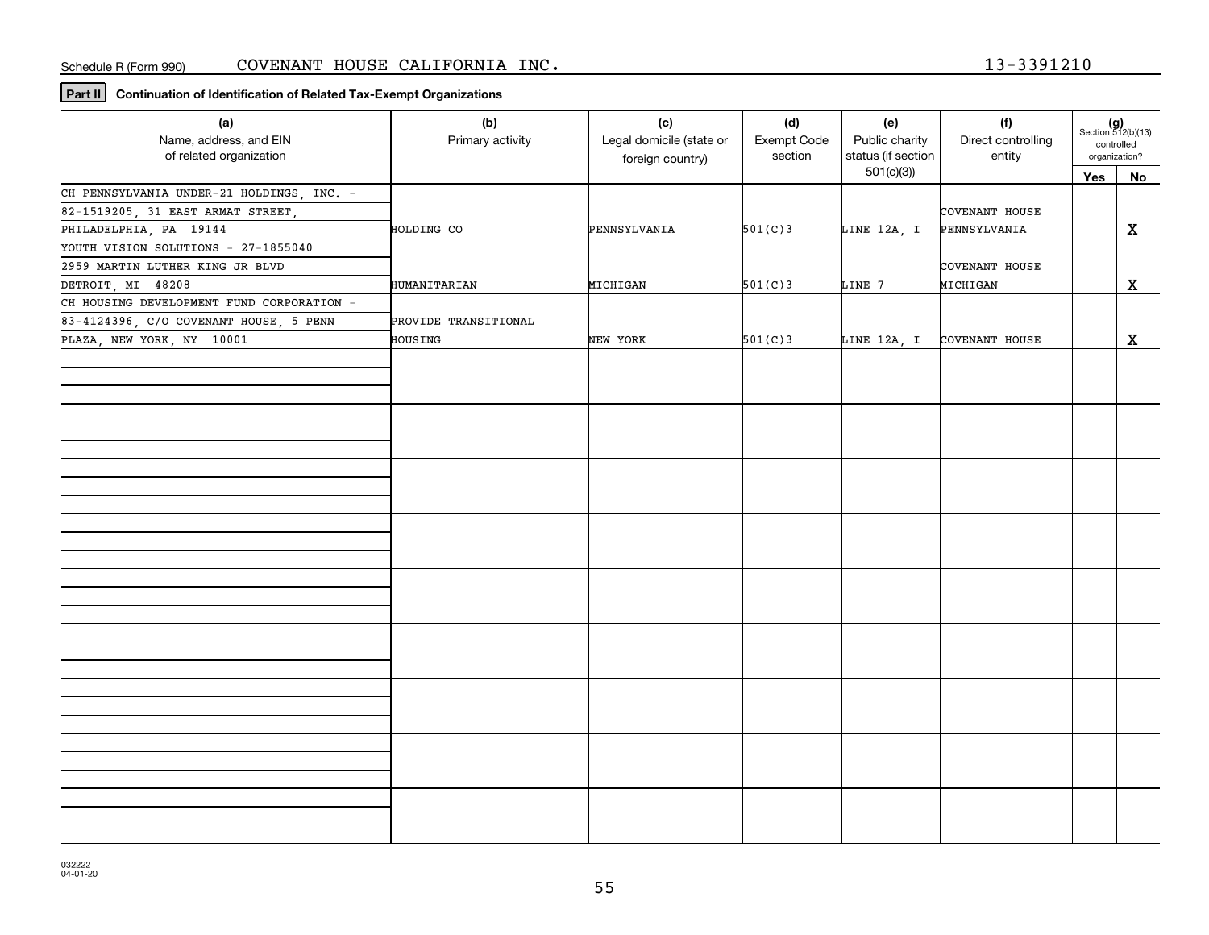Schedule R (Form 990) COVENANT HOUSE CALIFORNIA INC. 13-3391210

**Part II** **Continuation of Identification of Related Tax-Exempt Organizations**

| (a) Name, address, and EIN of related organization | (b) Primary activity | (c) Legal domicile (state or foreign country) | (d) Exempt Code section | (e) Public charity status (if section 501(c)(3)) | (f) Direct controlling entity | (g) Section 512(b)(13) controlled organization? Yes | No |
|---|---|---|---|---|---|---|---|
| CH PENNSYLVANIA UNDER-21 HOLDINGS, INC. - 82-1519205, 31 EAST ARMAT STREET, PHILADELPHIA, PA 19144 | HOLDING CO | PENNSYLVANIA | 501(C)3 | LINE 12A, I | COVENANT HOUSE PENNSYLVANIA | | X |
| YOUTH VISION SOLUTIONS - 27-1855040 2959 MARTIN LUTHER KING JR BLVD DETROIT, MI 48208 | HUMANITARIAN | MICHIGAN | 501(C)3 | LINE 7 | COVENANT HOUSE MICHIGAN | | X |
| CH HOUSING DEVELOPMENT FUND CORPORATION - 83-4124396, C/O COVENANT HOUSE, 5 PENN PLAZA, NEW YORK, NY 10001 | PROVIDE TRANSITIONAL HOUSING | NEW YORK | 501(C)3 | LINE 12A, I | COVENANT HOUSE | | X |

032222 04-01-20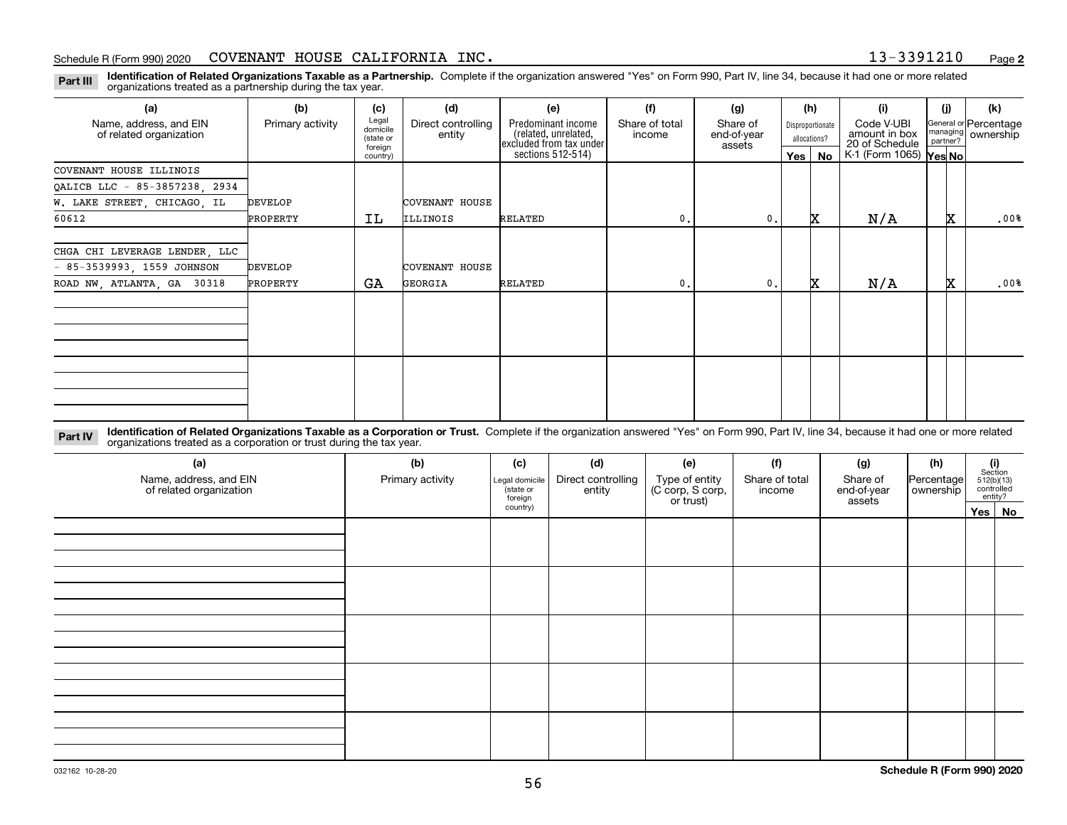Schedule R (Form 990) 2020 COVENANT HOUSE CALIFORNIA INC. 13-3391210 Page 2

**Part III** **Identification of Related Organizations Taxable as a Partnership.** Complete if the organization answered "Yes" on Form 990, Part IV, line 34, because it had one or more related organizations treated as a partnership during the tax year.

| (a) Name, address, and EIN of related organization | (b) Primary activity | (c) Legal domicile (state or foreign country) | (d) Direct controlling entity | (e) Predominant income (related, unrelated, excluded from tax under sections 512-514) | (f) Share of total income | (g) Share of end-of-year assets | (h) Disproportionate allocations? Yes | No | (i) Code V-UBI amount in box 20 of Schedule K-1 (Form 1065) | (j) General or managing partner? Yes | No | (k) Percentage ownership |
|---|---|---|---|---|---|---|---|---|---|---|---|---|
| COVENANT HOUSE ILLINOIS QALICB LLC - 85-3857238, 2934 W. LAKE STREET, CHICAGO, IL 60612 | DEVELOP PROPERTY | IL | COVENANT HOUSE ILLINOIS | RELATED | 0. | 0. | | X | N/A | | X | .00% |
| CHGA CHI LEVERAGE LENDER, LLC - 85-3539993, 1559 JOHNSON ROAD NW, ATLANTA, GA 30318 | DEVELOP PROPERTY | GA | COVENANT HOUSE GEORGIA | RELATED | 0. | 0. | | X | N/A | | X | .00% |
| | | | | | | | | | | | | |
| | | | | | | | | | | | | |

**Part IV** **Identification of Related Organizations Taxable as a Corporation or Trust.** Complete if the organization answered "Yes" on Form 990, Part IV, line 34, because it had one or more related organizations treated as a corporation or trust during the tax year.

| (a) Name, address, and EIN of related organization | (b) Primary activity | (c) Legal domicile (state or foreign country) | (d) Direct controlling entity | (e) Type of entity (C corp, S corp, or trust) | (f) Share of total income | (g) Share of end-of-year assets | (h) Percentage ownership | (i) Section 512(b)(13) controlled entity? Yes | No |
|---|---|---|---|---|---|---|---|---|---|
| | | | | | | | | | |
| | | | | | | | | | |
| | | | | | | | | | |
| | | | | | | | | | |
| | | | | | | | | | |

032162 10-28-20 **Schedule R (Form 990) 2020**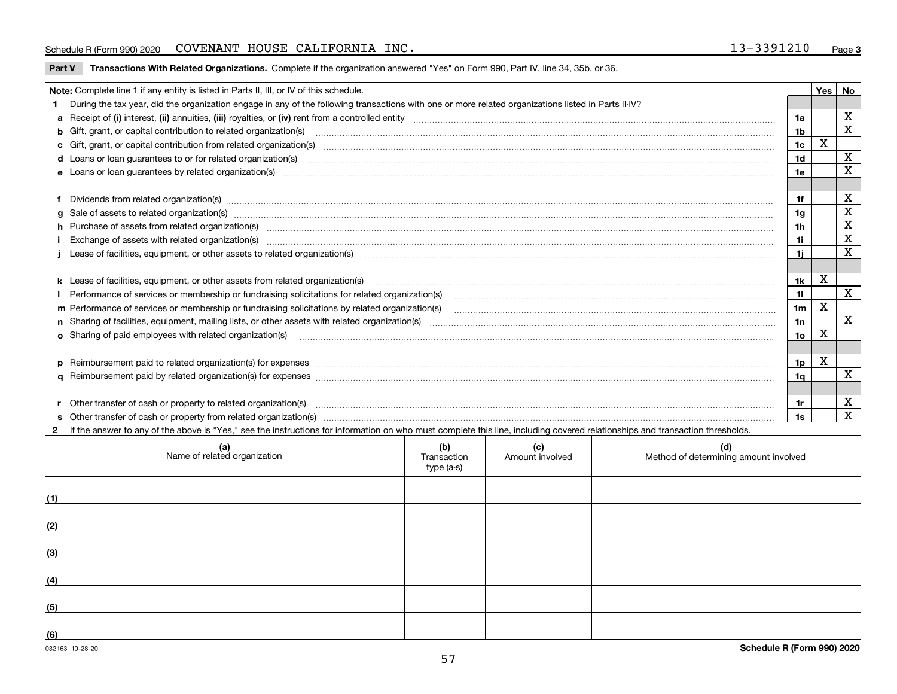Schedule R (Form 990) 2020 COVENANT HOUSE CALIFORNIA INC. 13-3391210 Page 3

**Part V Transactions With Related Organizations.** Complete if the organization answered "Yes" on Form 990, Part IV, line 34, 35b, or 36.

| Note: Complete line 1 if any entity is listed in Parts II, III, or IV of this schedule. | | Yes | No |
|---|---|---|---|
| **1** During the tax year, did the organization engage in any of the following transactions with one or more related organizations listed in Parts II-IV? | | | |
| **a** Receipt of **(i)** interest, **(ii)** annuities, **(iii)** royalties, or **(iv)** rent from a controlled entity | 1a | | X |
| **b** Gift, grant, or capital contribution to related organization(s) | 1b | | X |
| **c** Gift, grant, or capital contribution from related organization(s) | 1c | X | |
| **d** Loans or loan guarantees to or for related organization(s) | 1d | | X |
| **e** Loans or loan guarantees by related organization(s) | 1e | | X |
| **f** Dividends from related organization(s) | 1f | | X |
| **g** Sale of assets to related organization(s) | 1g | | X |
| **h** Purchase of assets from related organization(s) | 1h | | X |
| **i** Exchange of assets with related organization(s) | 1i | | X |
| **j** Lease of facilities, equipment, or other assets to related organization(s) | 1j | | X |
| **k** Lease of facilities, equipment, or other assets from related organization(s) | 1k | X | |
| **l** Performance of services or membership or fundraising solicitations for related organization(s) | 1l | | X |
| **m** Performance of services or membership or fundraising solicitations by related organization(s) | 1m | X | |
| **n** Sharing of facilities, equipment, mailing lists, or other assets with related organization(s) | 1n | | X |
| **o** Sharing of paid employees with related organization(s) | 1o | X | |
| **p** Reimbursement paid to related organization(s) for expenses | 1p | X | |
| **q** Reimbursement paid by related organization(s) for expenses | 1q | | X |
| **r** Other transfer of cash or property to related organization(s) | 1r | | X |
| **s** Other transfer of cash or property from related organization(s) | 1s | | X |

**2** If the answer to any of the above is "Yes," see the instructions for information on who must complete this line, including covered relationships and transaction thresholds.

| (a) Name of related organization | (b) Transaction type (a-s) | (c) Amount involved | (d) Method of determining amount involved |
|---|---|---|---|
| (1) | | | |
| (2) | | | |
| (3) | | | |
| (4) | | | |
| (5) | | | |
| (6) | | | |

032163 10-28-20

**Schedule R (Form 990) 2020**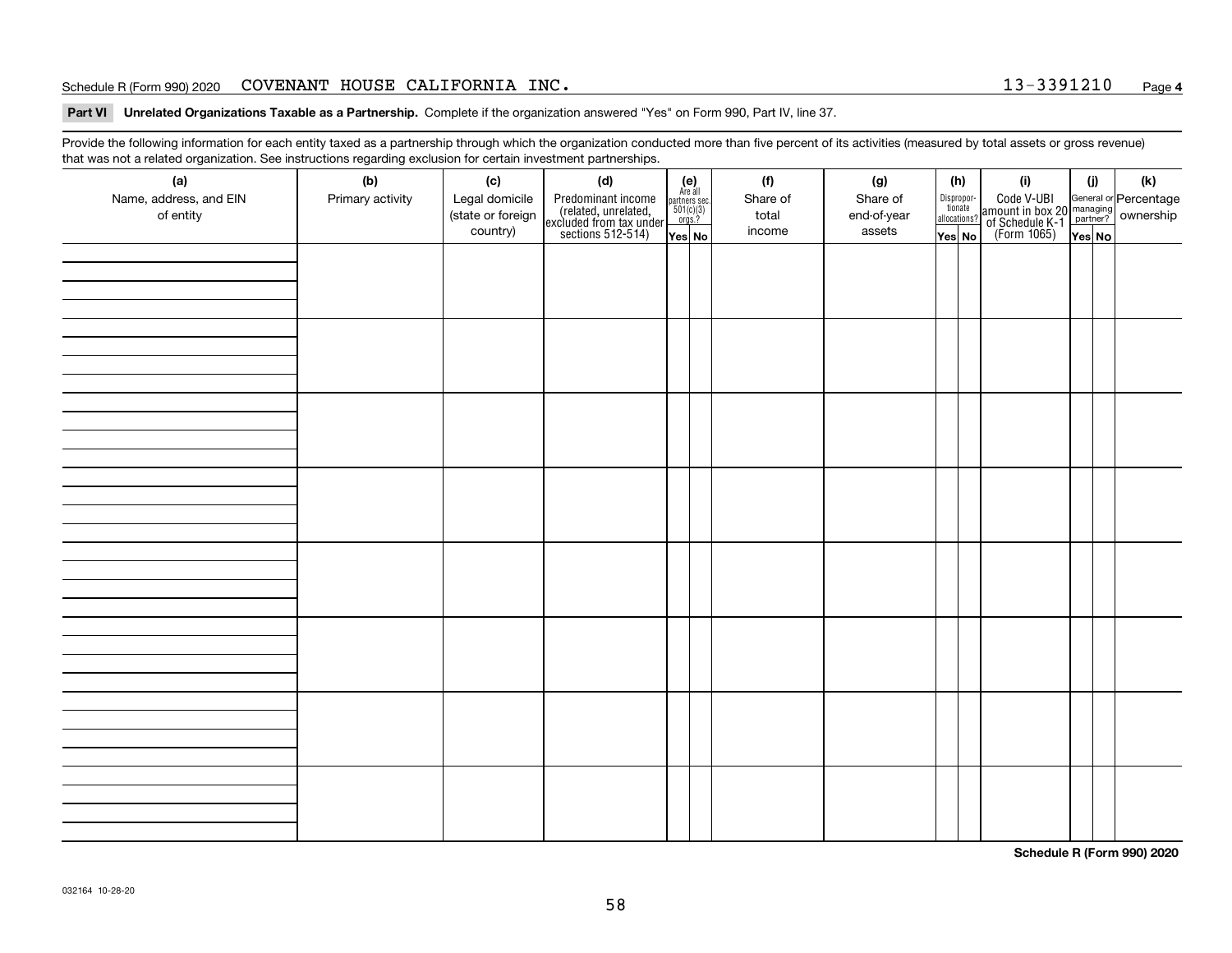Schedule R (Form 990) 2020 COVENANT HOUSE CALIFORNIA INC. 13-3391210 Page **4**

**Part VI Unrelated Organizations Taxable as a Partnership.** Complete if the organization answered "Yes" on Form 990, Part IV, line 37.

Provide the following information for each entity taxed as a partnership through which the organization conducted more than five percent of its activities (measured by total assets or gross revenue) that was not a related organization. See instructions regarding exclusion for certain investment partnerships.

| (a) Name, address, and EIN of entity | (b) Primary activity | (c) Legal domicile (state or foreign country) | (d) Predominant income (related, unrelated, excluded from tax under sections 512-514) | (e) Are all partners sec. 501(c)(3) orgs.? Yes | (e) No | (f) Share of total income | (g) Share of end-of-year assets | (h) Disproportionate allocations? Yes | (h) No | (i) Code V-UBI amount in box 20 of Schedule K-1 (Form 1065) | (j) General or managing partner? Yes | (j) No | (k) Percentage ownership |
|---|---|---|---|---|---|---|---|---|---|---|---|---|---|
| | | | | | | | | | | | | | |
| | | | | | | | | | | | | | |
| | | | | | | | | | | | | | |
| | | | | | | | | | | | | | |
| | | | | | | | | | | | | | |
| | | | | | | | | | | | | | |
| | | | | | | | | | | | | | |
| | | | | | | | | | | | | | |

**Schedule R (Form 990) 2020**

032164 10-28-20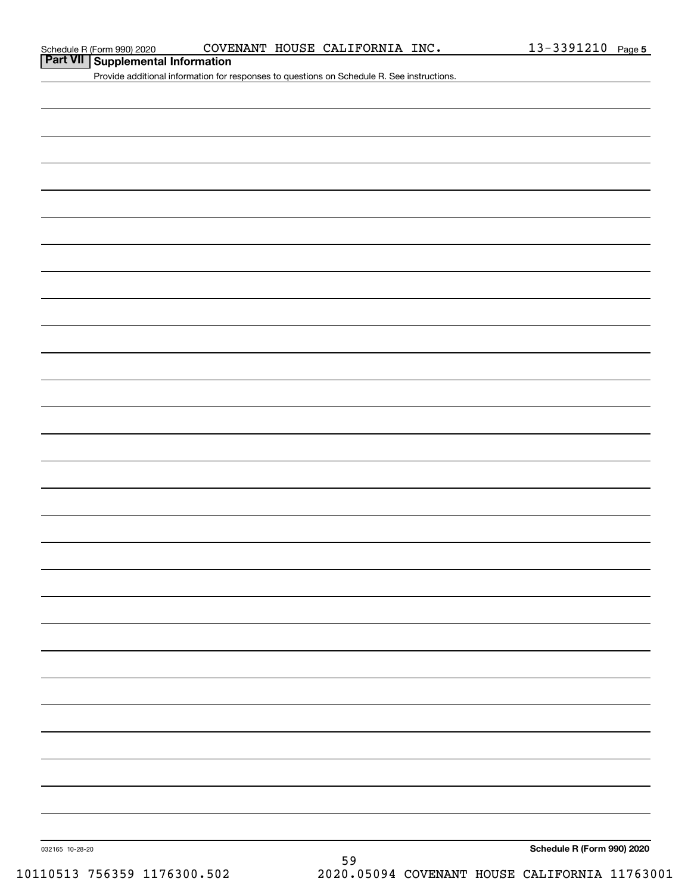## Part VII Supplemental Information

Provide additional information for responses to questions on Schedule R. See instructions.

032165 10-28-20

**Schedule R (Form 990) 2020**